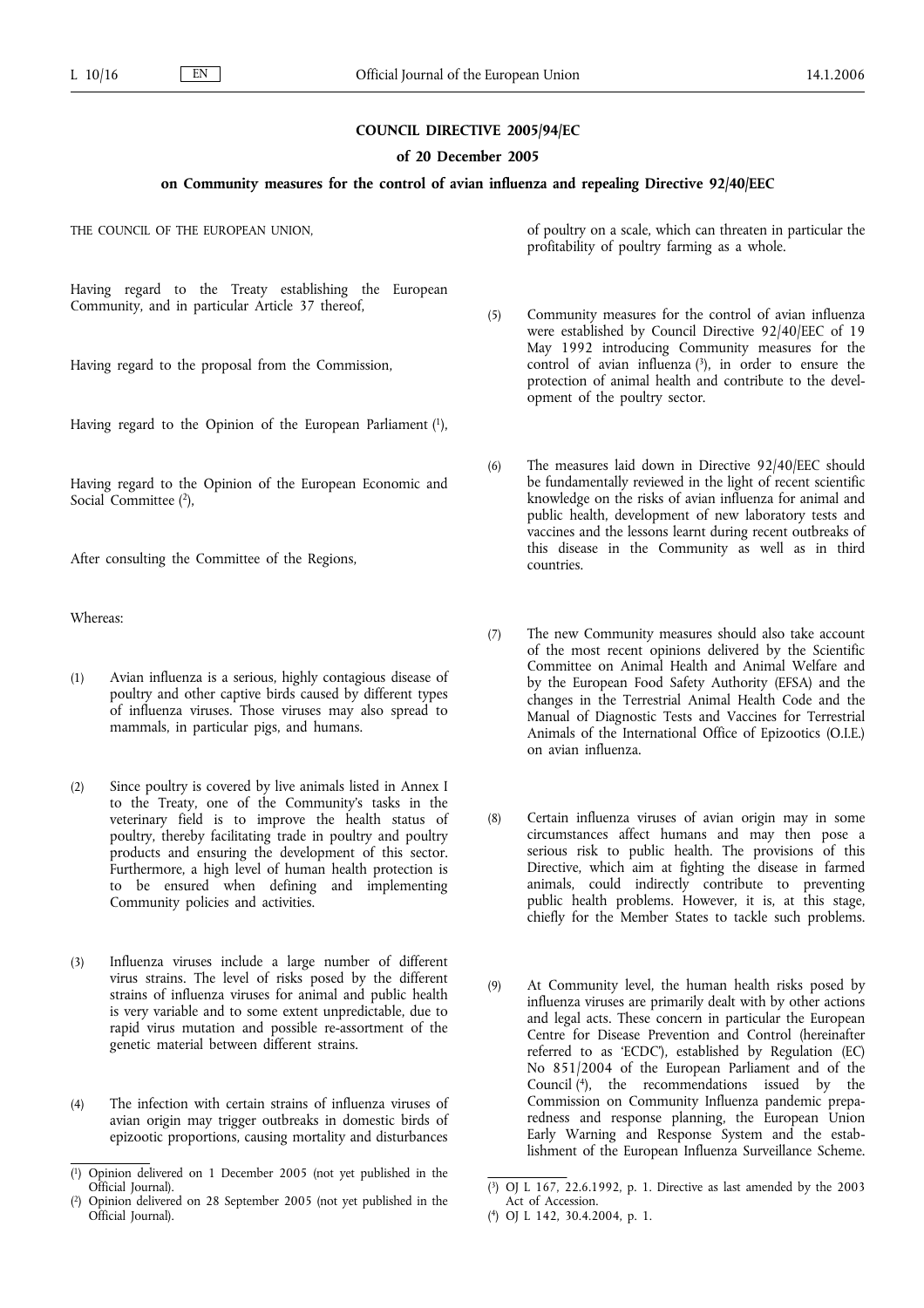# COUNCIL DIRECTIVE 2005/94/EC

## of 20 December 2005

## on Community measures for the control of avian influenza and repealing Directive 92/40/EEC

THE COUNCIL OF THE EUROPEAN UNION,

Having regard to the Treaty establishing the European Community, and in particular Article 37 thereof,

Having regard to the proposal from the Commission,

Having regard to the Opinion of the European Parliament [1],

Having regard to the Opinion of the European Economic and Social Committee [2],

After consulting the Committee of the Regions,

Whereas:

(1) Avian influenza is a serious, highly contagious disease of poultry and other captive birds caused by different types of influenza viruses. Those viruses may also spread to mammals, in particular pigs, and humans.

(2) Since poultry is covered by live animals listed in Annex I to the Treaty, one of the Community's tasks in the veterinary field is to improve the health status of poultry, thereby facilitating trade in poultry and poultry products and ensuring the development of this sector. Furthermore, a high level of human health protection is to be ensured when defining and implementing Community policies and activities.

(3) Influenza viruses include a large number of different virus strains. The level of risks posed by the different strains of influenza viruses for animal and public health is very variable and to some extent unpredictable, due to rapid virus mutation and possible re-assortment of the genetic material between different strains.

(4) The infection with certain strains of influenza viruses of avian origin may trigger outbreaks in domestic birds of epizootic proportions, causing mortality and disturbances of poultry on a scale, which can threaten in particular the profitability of poultry farming as a whole.

(5) Community measures for the control of avian influenza were established by Council Directive 92/40/EEC of 19 May 1992 introducing Community measures for the control of avian influenza [3], in order to ensure the protection of animal health and contribute to the development of the poultry sector.

(6) The measures laid down in Directive 92/40/EEC should be fundamentally reviewed in the light of recent scientific knowledge on the risks of avian influenza for animal and public health, development of new laboratory tests and vaccines and the lessons learnt during recent outbreaks of this disease in the Community as well as in third countries.

(7) The new Community measures should also take account of the most recent opinions delivered by the Scientific Committee on Animal Health and Animal Welfare and by the European Food Safety Authority (EFSA) and the changes in the Terrestrial Animal Health Code and the Manual of Diagnostic Tests and Vaccines for Terrestrial Animals of the International Office of Epizootics (O.I.E.) on avian influenza.

(8) Certain influenza viruses of avian origin may in some circumstances affect humans and may then pose a serious risk to public health. The provisions of this Directive, which aim at fighting the disease in farmed animals, could indirectly contribute to preventing public health problems. However, it is, at this stage, chiefly for the Member States to tackle such problems.

(9) At Community level, the human health risks posed by influenza viruses are primarily dealt with by other actions and legal acts. These concern in particular the European Centre for Disease Prevention and Control (hereinafter referred to as 'ECDC'), established by Regulation (EC) No 851/2004 of the European Parliament and of the Council [4], the recommendations issued by the Commission on Community Influenza pandemic preparedness and response planning, the European Union Early Warning and Response System and the establishment of the European Influenza Surveillance Scheme.

---

[1] Opinion delivered on 1 December 2005 (not yet published in the Official Journal).

[2] Opinion delivered on 28 September 2005 (not yet published in the Official Journal).

[3] OJ L 167, 22.6.1992, p. 1. Directive as last amended by the 2003 Act of Accession.

[4] OJ L 142, 30.4.2004, p. 1.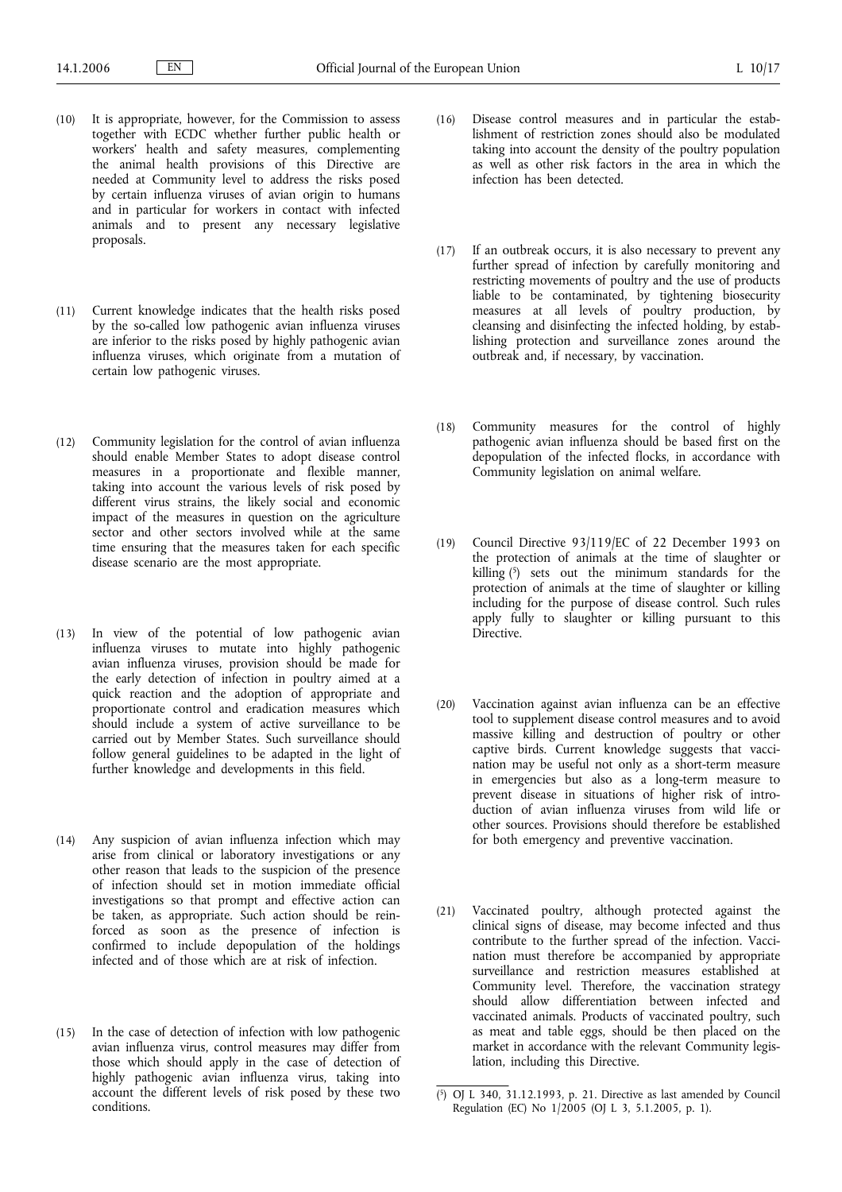(10) It is appropriate, however, for the Commission to assess together with ECDC whether further public health or workers' health and safety measures, complementing the animal health provisions of this Directive are needed at Community level to address the risks posed by certain influenza viruses of avian origin to humans and in particular for workers in contact with infected animals and to present any necessary legislative proposals.

(11) Current knowledge indicates that the health risks posed by the so-called low pathogenic avian influenza viruses are inferior to the risks posed by highly pathogenic avian influenza viruses, which originate from a mutation of certain low pathogenic viruses.

(12) Community legislation for the control of avian influenza should enable Member States to adopt disease control measures in a proportionate and flexible manner, taking into account the various levels of risk posed by different virus strains, the likely social and economic impact of the measures in question on the agriculture sector and other sectors involved while at the same time ensuring that the measures taken for each specific disease scenario are the most appropriate.

(13) In view of the potential of low pathogenic avian influenza viruses to mutate into highly pathogenic avian influenza viruses, provision should be made for the early detection of infection in poultry aimed at a quick reaction and the adoption of appropriate and proportionate control and eradication measures which should include a system of active surveillance to be carried out by Member States. Such surveillance should follow general guidelines to be adapted in the light of further knowledge and developments in this field.

(14) Any suspicion of avian influenza infection which may arise from clinical or laboratory investigations or any other reason that leads to the suspicion of the presence of infection should set in motion immediate official investigations so that prompt and effective action can be taken, as appropriate. Such action should be reinforced as soon as the presence of infection is confirmed to include depopulation of the holdings infected and of those which are at risk of infection.

(15) In the case of detection of infection with low pathogenic avian influenza virus, control measures may differ from those which should apply in the case of detection of highly pathogenic avian influenza virus, taking into account the different levels of risk posed by these two conditions.

(16) Disease control measures and in particular the establishment of restriction zones should also be modulated taking into account the density of the poultry population as well as other risk factors in the area in which the infection has been detected.

(17) If an outbreak occurs, it is also necessary to prevent any further spread of infection by carefully monitoring and restricting movements of poultry and the use of products liable to be contaminated, by tightening biosecurity measures at all levels of poultry production, by cleansing and disinfecting the infected holding, by establishing protection and surveillance zones around the outbreak and, if necessary, by vaccination.

(18) Community measures for the control of highly pathogenic avian influenza should be based first on the depopulation of the infected flocks, in accordance with Community legislation on animal welfare.

(19) Council Directive 93/119/EC of 22 December 1993 on the protection of animals at the time of slaughter or killing [5] sets out the minimum standards for the protection of animals at the time of slaughter or killing including for the purpose of disease control. Such rules apply fully to slaughter or killing pursuant to this Directive.

(20) Vaccination against avian influenza can be an effective tool to supplement disease control measures and to avoid massive killing and destruction of poultry or other captive birds. Current knowledge suggests that vaccination may be useful not only as a short-term measure in emergencies but also as a long-term measure to prevent disease in situations of higher risk of introduction of avian influenza viruses from wild life or other sources. Provisions should therefore be established for both emergency and preventive vaccination.

(21) Vaccinated poultry, although protected against the clinical signs of disease, may become infected and thus contribute to the further spread of the infection. Vaccination must therefore be accompanied by appropriate surveillance and restriction measures established at Community level. Therefore, the vaccination strategy should allow differentiation between infected and vaccinated animals. Products of vaccinated poultry, such as meat and table eggs, should be then placed on the market in accordance with the relevant Community legislation, including this Directive.

---

[5] OJ L 340, 31.12.1993, p. 21. Directive as last amended by Council Regulation (EC) No 1/2005 (OJ L 3, 5.1.2005, p. 1).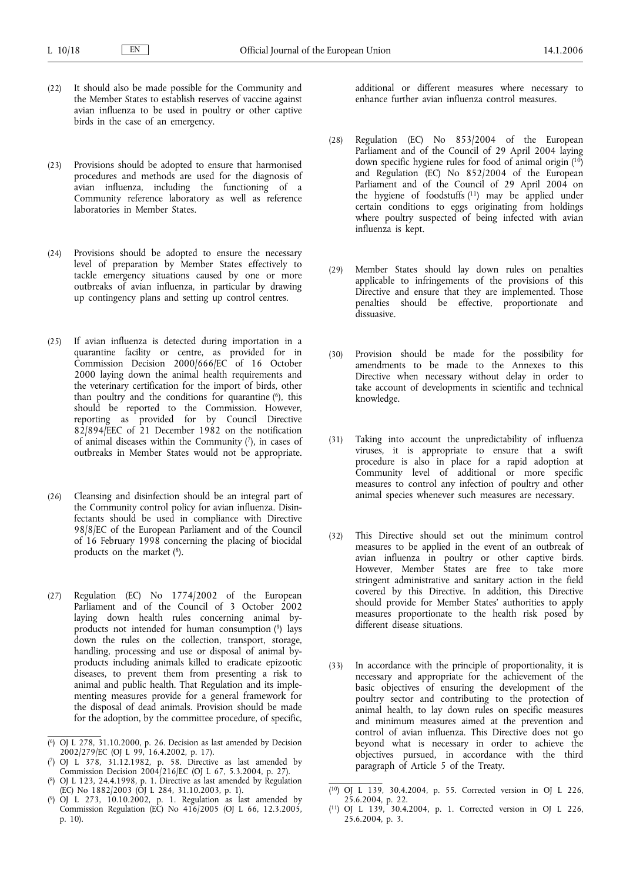(22) It should also be made possible for the Community and the Member States to establish reserves of vaccine against avian influenza to be used in poultry or other captive birds in the case of an emergency.

(23) Provisions should be adopted to ensure that harmonised procedures and methods are used for the diagnosis of avian influenza, including the functioning of a Community reference laboratory as well as reference laboratories in Member States.

(24) Provisions should be adopted to ensure the necessary level of preparation by Member States effectively to tackle emergency situations caused by one or more outbreaks of avian influenza, in particular by drawing up contingency plans and setting up control centres.

(25) If avian influenza is detected during importation in a quarantine facility or centre, as provided for in Commission Decision 2000/666/EC of 16 October 2000 laying down the animal health requirements and the veterinary certification for the import of birds, other than poultry and the conditions for quarantine [6], this should be reported to the Commission. However, reporting as provided for by Council Directive 82/894/EEC of 21 December 1982 on the notification of animal diseases within the Community [7], in cases of outbreaks in Member States would not be appropriate.

(26) Cleansing and disinfection should be an integral part of the Community control policy for avian influenza. Disinfectants should be used in compliance with Directive 98/8/EC of the European Parliament and of the Council of 16 February 1998 concerning the placing of biocidal products on the market [8].

(27) Regulation (EC) No 1774/2002 of the European Parliament and of the Council of 3 October 2002 laying down health rules concerning animal by-products not intended for human consumption [9] lays down the rules on the collection, transport, storage, handling, processing and use or disposal of animal by-products including animals killed to eradicate epizootic diseases, to prevent them from presenting a risk to animal and public health. That Regulation and its implementing measures provide for a general framework for the disposal of dead animals. Provision should be made for the adoption, by the committee procedure, of specific, additional or different measures where necessary to enhance further avian influenza control measures.

(28) Regulation (EC) No 853/2004 of the European Parliament and of the Council of 29 April 2004 laying down specific hygiene rules for food of animal origin [10] and Regulation (EC) No 852/2004 of the European Parliament and of the Council of 29 April 2004 on the hygiene of foodstuffs [11] may be applied under certain conditions to eggs originating from holdings where poultry suspected of being infected with avian influenza is kept.

(29) Member States should lay down rules on penalties applicable to infringements of the provisions of this Directive and ensure that they are implemented. Those penalties should be effective, proportionate and dissuasive.

(30) Provision should be made for the possibility for amendments to be made to the Annexes to this Directive when necessary without delay in order to take account of developments in scientific and technical knowledge.

(31) Taking into account the unpredictability of influenza viruses, it is appropriate to ensure that a swift procedure is also in place for a rapid adoption at Community level of additional or more specific measures to control any infection of poultry and other animal species whenever such measures are necessary.

(32) This Directive should set out the minimum control measures to be applied in the event of an outbreak of avian influenza in poultry or other captive birds. However, Member States are free to take more stringent administrative and sanitary action in the field covered by this Directive. In addition, this Directive should provide for Member States' authorities to apply measures proportionate to the health risk posed by different disease situations.

(33) In accordance with the principle of proportionality, it is necessary and appropriate for the achievement of the basic objectives of ensuring the development of the poultry sector and contributing to the protection of animal health, to lay down rules on specific measures and minimum measures aimed at the prevention and control of avian influenza. This Directive does not go beyond what is necessary in order to achieve the objectives pursued, in accordance with the third paragraph of Article 5 of the Treaty.

---

[6] OJ L 278, 31.10.2000, p. 26. Decision as last amended by Decision 2002/279/EC (OJ L 99, 16.4.2002, p. 17).

[7] OJ L 378, 31.12.1982, p. 58. Directive as last amended by Commission Decision 2004/216/EC (OJ L 67, 5.3.2004, p. 27).

[8] OJ L 123, 24.4.1998, p. 1. Directive as last amended by Regulation (EC) No 1882/2003 (OJ L 284, 31.10.2003, p. 1).

[9] OJ L 273, 10.10.2002, p. 1. Regulation as last amended by Commission Regulation (EC) No 416/2005 (OJ L 66, 12.3.2005, p. 10).

[10] OJ L 139, 30.4.2004, p. 55. Corrected version in OJ L 226, 25.6.2004, p. 22.

[11] OJ L 139, 30.4.2004, p. 1. Corrected version in OJ L 226, 25.6.2004, p. 3.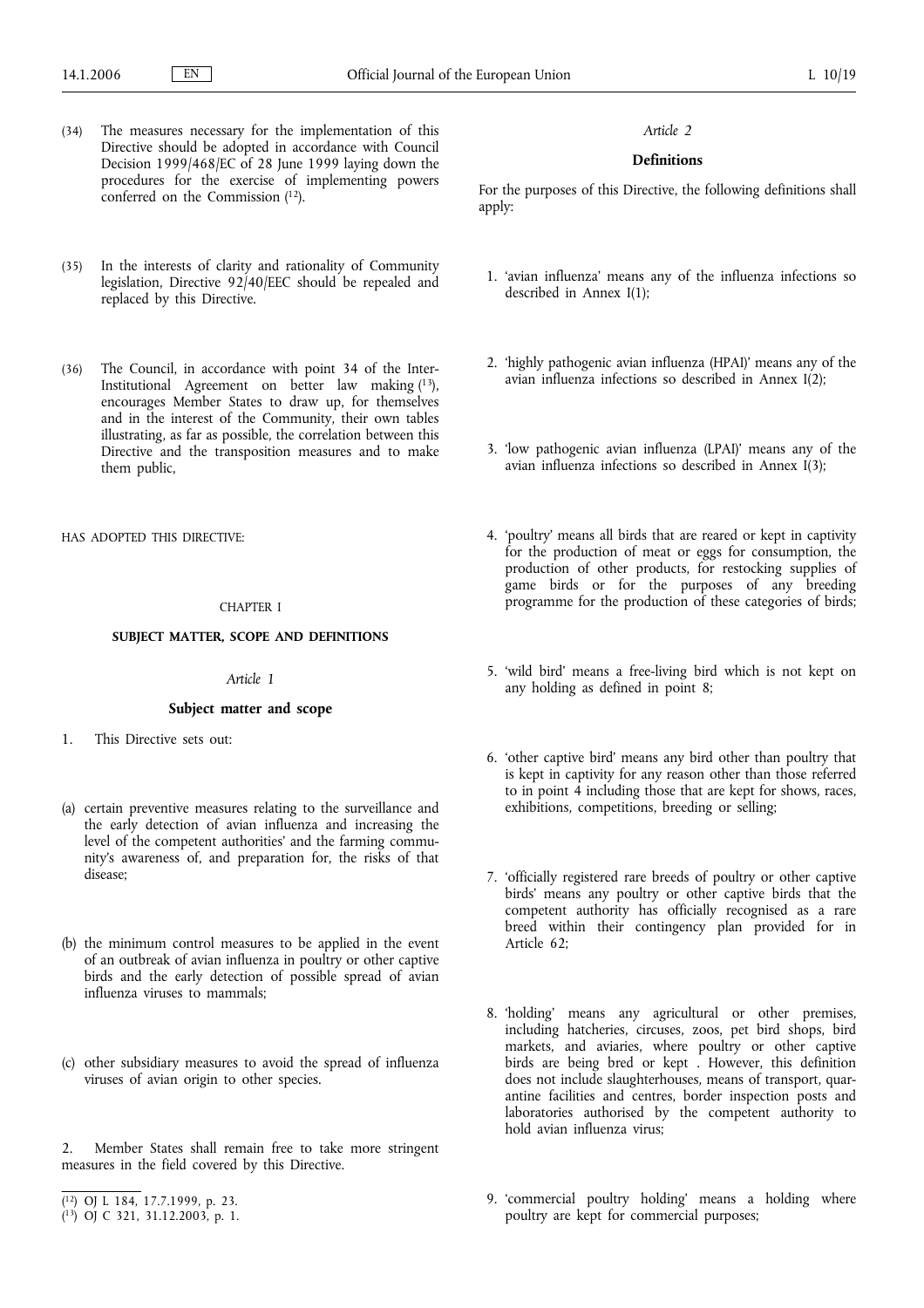(34) The measures necessary for the implementation of this Directive should be adopted in accordance with Council Decision 1999/468/EC of 28 June 1999 laying down the procedures for the exercise of implementing powers conferred on the Commission [12].

(35) In the interests of clarity and rationality of Community legislation, Directive 92/40/EEC should be repealed and replaced by this Directive.

(36) The Council, in accordance with point 34 of the Inter-Institutional Agreement on better law making [13], encourages Member States to draw up, for themselves and in the interest of the Community, their own tables illustrating, as far as possible, the correlation between this Directive and the transposition measures and to make them public,

HAS ADOPTED THIS DIRECTIVE:

## CHAPTER I

## SUBJECT MATTER, SCOPE AND DEFINITIONS

*Article 1*

### Subject matter and scope

1. This Directive sets out:

(a) certain preventive measures relating to the surveillance and the early detection of avian influenza and increasing the level of the competent authorities' and the farming community's awareness of, and preparation for, the risks of that disease;

(b) the minimum control measures to be applied in the event of an outbreak of avian influenza in poultry or other captive birds and the early detection of possible spread of avian influenza viruses to mammals;

(c) other subsidiary measures to avoid the spread of influenza viruses of avian origin to other species.

2. Member States shall remain free to take more stringent measures in the field covered by this Directive.

*Article 2*

### Definitions

For the purposes of this Directive, the following definitions shall apply:

1. 'avian influenza' means any of the influenza infections so described in Annex I(1);

2. 'highly pathogenic avian influenza (HPAI)' means any of the avian influenza infections so described in Annex I(2);

3. 'low pathogenic avian influenza (LPAI)' means any of the avian influenza infections so described in Annex I(3);

4. 'poultry' means all birds that are reared or kept in captivity for the production of meat or eggs for consumption, the production of other products, for restocking supplies of game birds or for the purposes of any breeding programme for the production of these categories of birds;

5. 'wild bird' means a free-living bird which is not kept on any holding as defined in point 8;

6. 'other captive bird' means any bird other than poultry that is kept in captivity for any reason other than those referred to in point 4 including those that are kept for shows, races, exhibitions, competitions, breeding or selling;

7. 'officially registered rare breeds of poultry or other captive birds' means any poultry or other captive birds that the competent authority has officially recognised as a rare breed within their contingency plan provided for in Article 62;

8. 'holding' means any agricultural or other premises, including hatcheries, circuses, zoos, pet bird shops, bird markets, and aviaries, where poultry or other captive birds are being bred or kept . However, this definition does not include slaughterhouses, means of transport, quarantine facilities and centres, border inspection posts and laboratories authorised by the competent authority to hold avian influenza virus;

9. 'commercial poultry holding' means a holding where poultry are kept for commercial purposes;

[12] OJ L 184, 17.7.1999, p. 23.
[13] OJ C 321, 31.12.2003, p. 1.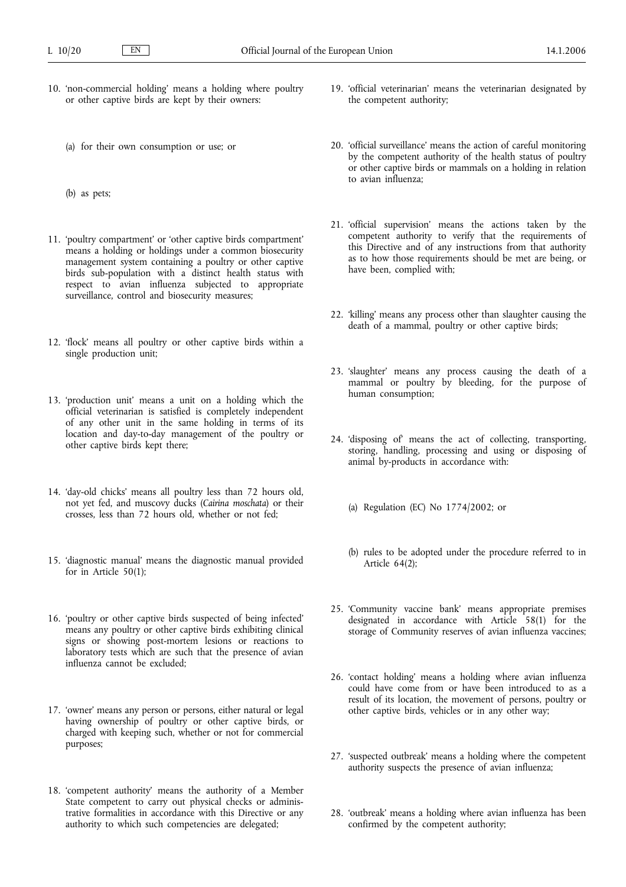10. 'non-commercial holding' means a holding where poultry or other captive birds are kept by their owners:

    (a) for their own consumption or use; or

    (b) as pets;

11. 'poultry compartment' or 'other captive birds compartment' means a holding or holdings under a common biosecurity management system containing a poultry or other captive birds sub-population with a distinct health status with respect to avian influenza subjected to appropriate surveillance, control and biosecurity measures;

12. 'flock' means all poultry or other captive birds within a single production unit;

13. 'production unit' means a unit on a holding which the official veterinarian is satisfied is completely independent of any other unit in the same holding in terms of its location and day-to-day management of the poultry or other captive birds kept there;

14. 'day-old chicks' means all poultry less than 72 hours old, not yet fed, and muscovy ducks (*Cairina moschata*) or their crosses, less than 72 hours old, whether or not fed;

15. 'diagnostic manual' means the diagnostic manual provided for in Article 50(1);

16. 'poultry or other captive birds suspected of being infected' means any poultry or other captive birds exhibiting clinical signs or showing post-mortem lesions or reactions to laboratory tests which are such that the presence of avian influenza cannot be excluded;

17. 'owner' means any person or persons, either natural or legal having ownership of poultry or other captive birds, or charged with keeping such, whether or not for commercial purposes;

18. 'competent authority' means the authority of a Member State competent to carry out physical checks or administrative formalities in accordance with this Directive or any authority to which such competencies are delegated;

19. 'official veterinarian' means the veterinarian designated by the competent authority;

20. 'official surveillance' means the action of careful monitoring by the competent authority of the health status of poultry or other captive birds or mammals on a holding in relation to avian influenza;

21. 'official supervision' means the actions taken by the competent authority to verify that the requirements of this Directive and of any instructions from that authority as to how those requirements should be met are being, or have been, complied with;

22. 'killing' means any process other than slaughter causing the death of a mammal, poultry or other captive birds;

23. 'slaughter' means any process causing the death of a mammal or poultry by bleeding, for the purpose of human consumption;

24. 'disposing of' means the act of collecting, transporting, storing, handling, processing and using or disposing of animal by-products in accordance with:

    (a) Regulation (EC) No 1774/2002; or

    (b) rules to be adopted under the procedure referred to in Article 64(2);

25. 'Community vaccine bank' means appropriate premises designated in accordance with Article 58(1) for the storage of Community reserves of avian influenza vaccines;

26. 'contact holding' means a holding where avian influenza could have come from or have been introduced to as a result of its location, the movement of persons, poultry or other captive birds, vehicles or in any other way;

27. 'suspected outbreak' means a holding where the competent authority suspects the presence of avian influenza;

28. 'outbreak' means a holding where avian influenza has been confirmed by the competent authority;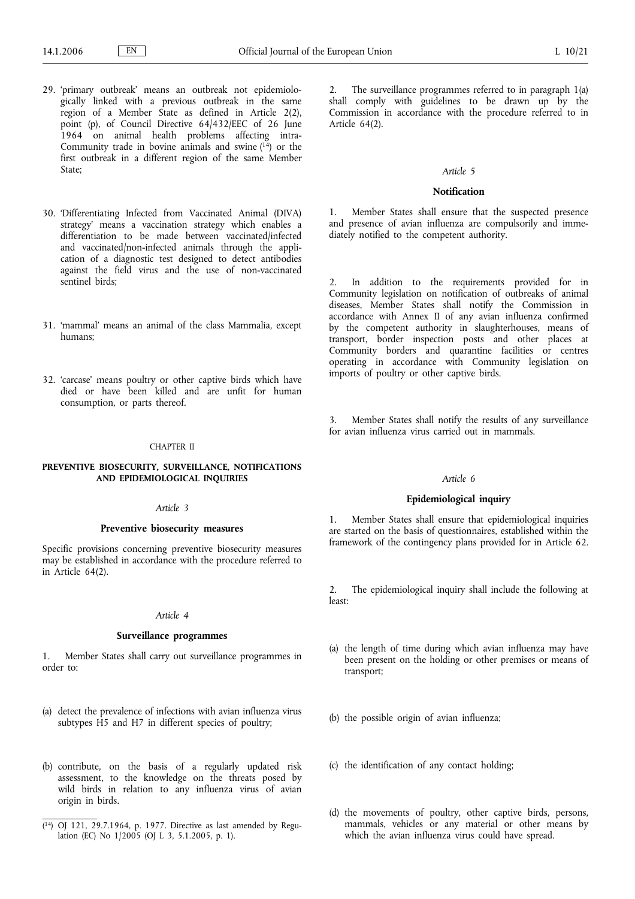29. 'primary outbreak' means an outbreak not epidemiologically linked with a previous outbreak in the same region of a Member State as defined in Article 2(2), point (p), of Council Directive 64/432/EEC of 26 June 1964 on animal health problems affecting intra-Community trade in bovine animals and swine [14] or the first outbreak in a different region of the same Member State;

30. 'Differentiating Infected from Vaccinated Animal (DIVA) strategy' means a vaccination strategy which enables a differentiation to be made between vaccinated/infected and vaccinated/non-infected animals through the application of a diagnostic test designed to detect antibodies against the field virus and the use of non-vaccinated sentinel birds;

31. 'mammal' means an animal of the class Mammalia, except humans;

32. 'carcase' means poultry or other captive birds which have died or have been killed and are unfit for human consumption, or parts thereof.

CHAPTER II

## PREVENTIVE BIOSECURITY, SURVEILLANCE, NOTIFICATIONS AND EPIDEMIOLOGICAL INQUIRIES

*Article 3*

### Preventive biosecurity measures

Specific provisions concerning preventive biosecurity measures may be established in accordance with the procedure referred to in Article 64(2).

*Article 4*

### Surveillance programmes

1. Member States shall carry out surveillance programmes in order to:

(a) detect the prevalence of infections with avian influenza virus subtypes H5 and H7 in different species of poultry;

(b) contribute, on the basis of a regularly updated risk assessment, to the knowledge on the threats posed by wild birds in relation to any influenza virus of avian origin in birds.

2. The surveillance programmes referred to in paragraph 1(a) shall comply with guidelines to be drawn up by the Commission in accordance with the procedure referred to in Article 64(2).

*Article 5*

### Notification

1. Member States shall ensure that the suspected presence and presence of avian influenza are compulsorily and immediately notified to the competent authority.

2. In addition to the requirements provided for in Community legislation on notification of outbreaks of animal diseases, Member States shall notify the Commission in accordance with Annex II of any avian influenza confirmed by the competent authority in slaughterhouses, means of transport, border inspection posts and other places at Community borders and quarantine facilities or centres operating in accordance with Community legislation on imports of poultry or other captive birds.

3. Member States shall notify the results of any surveillance for avian influenza virus carried out in mammals.

*Article 6*

### Epidemiological inquiry

1. Member States shall ensure that epidemiological inquiries are started on the basis of questionnaires, established within the framework of the contingency plans provided for in Article 62.

2. The epidemiological inquiry shall include the following at least:

(a) the length of time during which avian influenza may have been present on the holding or other premises or means of transport;

(b) the possible origin of avian influenza;

(c) the identification of any contact holding;

(d) the movements of poultry, other captive birds, persons, mammals, vehicles or any material or other means by which the avian influenza virus could have spread.

[14] OJ 121, 29.7.1964, p. 1977. Directive as last amended by Regulation (EC) No 1/2005 (OJ L 3, 5.1.2005, p. 1).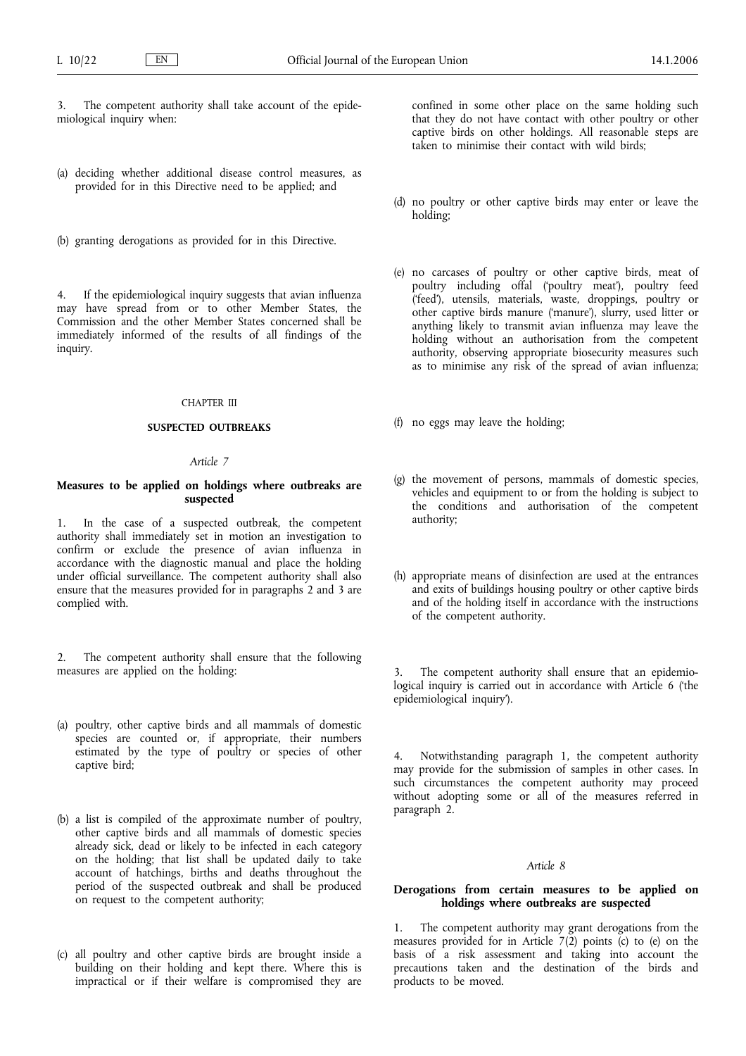3. The competent authority shall take account of the epidemiological inquiry when:

(a) deciding whether additional disease control measures, as provided for in this Directive need to be applied; and

(b) granting derogations as provided for in this Directive.

4. If the epidemiological inquiry suggests that avian influenza may have spread from or to other Member States, the Commission and the other Member States concerned shall be immediately informed of the results of all findings of the inquiry.

CHAPTER III

**SUSPECTED OUTBREAKS**

*Article 7*

**Measures to be applied on holdings where outbreaks are suspected**

1. In the case of a suspected outbreak, the competent authority shall immediately set in motion an investigation to confirm or exclude the presence of avian influenza in accordance with the diagnostic manual and place the holding under official surveillance. The competent authority shall also ensure that the measures provided for in paragraphs 2 and 3 are complied with.

2. The competent authority shall ensure that the following measures are applied on the holding:

(a) poultry, other captive birds and all mammals of domestic species are counted or, if appropriate, their numbers estimated by the type of poultry or species of other captive bird;

(b) a list is compiled of the approximate number of poultry, other captive birds and all mammals of domestic species already sick, dead or likely to be infected in each category on the holding; that list shall be updated daily to take account of hatchings, births and deaths throughout the period of the suspected outbreak and shall be produced on request to the competent authority;

(c) all poultry and other captive birds are brought inside a building on their holding and kept there. Where this is impractical or if their welfare is compromised they are confined in some other place on the same holding such that they do not have contact with other poultry or other captive birds on other holdings. All reasonable steps are taken to minimise their contact with wild birds;

(d) no poultry or other captive birds may enter or leave the holding;

(e) no carcases of poultry or other captive birds, meat of poultry including offal ('poultry meat'), poultry feed ('feed'), utensils, materials, waste, droppings, poultry or other captive birds manure ('manure'), slurry, used litter or anything likely to transmit avian influenza may leave the holding without an authorisation from the competent authority, observing appropriate biosecurity measures such as to minimise any risk of the spread of avian influenza;

(f) no eggs may leave the holding;

(g) the movement of persons, mammals of domestic species, vehicles and equipment to or from the holding is subject to the conditions and authorisation of the competent authority;

(h) appropriate means of disinfection are used at the entrances and exits of buildings housing poultry or other captive birds and of the holding itself in accordance with the instructions of the competent authority.

3. The competent authority shall ensure that an epidemiological inquiry is carried out in accordance with Article 6 ('the epidemiological inquiry').

4. Notwithstanding paragraph 1, the competent authority may provide for the submission of samples in other cases. In such circumstances the competent authority may proceed without adopting some or all of the measures referred in paragraph 2.

*Article 8*

**Derogations from certain measures to be applied on holdings where outbreaks are suspected**

1. The competent authority may grant derogations from the measures provided for in Article 7(2) points (c) to (e) on the basis of a risk assessment and taking into account the precautions taken and the destination of the birds and products to be moved.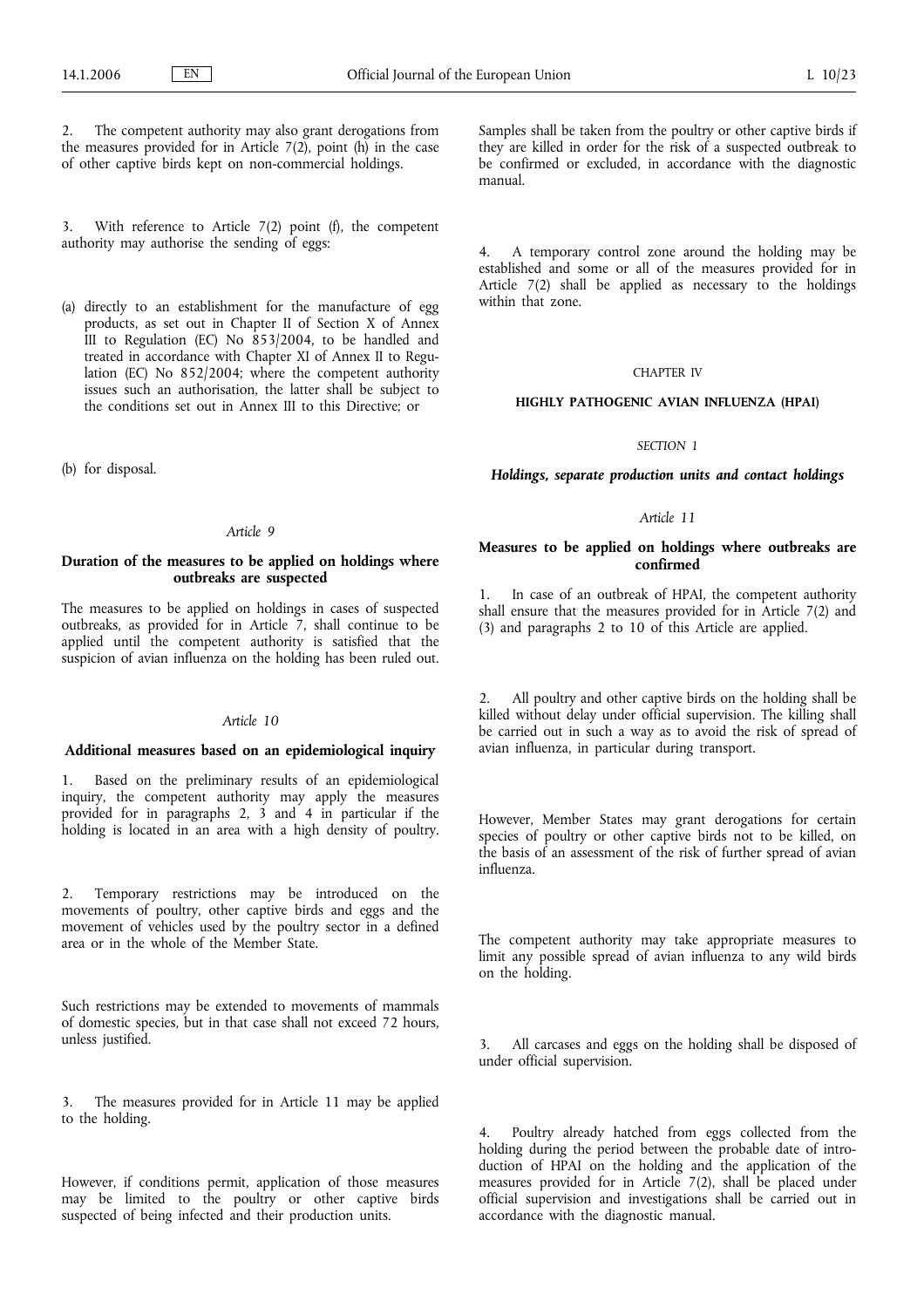2. The competent authority may also grant derogations from the measures provided for in Article 7(2), point (h) in the case of other captive birds kept on non-commercial holdings.

3. With reference to Article 7(2) point (f), the competent authority may authorise the sending of eggs:

(a) directly to an establishment for the manufacture of egg products, as set out in Chapter II of Section X of Annex III to Regulation (EC) No 853/2004, to be handled and treated in accordance with Chapter XI of Annex II to Regulation (EC) No 852/2004; where the competent authority issues such an authorisation, the latter shall be subject to the conditions set out in Annex III to this Directive; or

(b) for disposal.

*Article 9*

**Duration of the measures to be applied on holdings where outbreaks are suspected**

The measures to be applied on holdings in cases of suspected outbreaks, as provided for in Article 7, shall continue to be applied until the competent authority is satisfied that the suspicion of avian influenza on the holding has been ruled out.

*Article 10*

**Additional measures based on an epidemiological inquiry**

1. Based on the preliminary results of an epidemiological inquiry, the competent authority may apply the measures provided for in paragraphs 2, 3 and 4 in particular if the holding is located in an area with a high density of poultry.

2. Temporary restrictions may be introduced on the movements of poultry, other captive birds and eggs and the movement of vehicles used by the poultry sector in a defined area or in the whole of the Member State.

Such restrictions may be extended to movements of mammals of domestic species, but in that case shall not exceed 72 hours, unless justified.

3. The measures provided for in Article 11 may be applied to the holding.

However, if conditions permit, application of those measures may be limited to the poultry or other captive birds suspected of being infected and their production units.

Samples shall be taken from the poultry or other captive birds if they are killed in order for the risk of a suspected outbreak to be confirmed or excluded, in accordance with the diagnostic manual.

4. A temporary control zone around the holding may be established and some or all of the measures provided for in Article 7(2) shall be applied as necessary to the holdings within that zone.

CHAPTER IV

**HIGHLY PATHOGENIC AVIAN INFLUENZA (HPAI)**

*SECTION 1*

***Holdings, separate production units and contact holdings***

*Article 11*

**Measures to be applied on holdings where outbreaks are confirmed**

1. In case of an outbreak of HPAI, the competent authority shall ensure that the measures provided for in Article 7(2) and (3) and paragraphs 2 to 10 of this Article are applied.

2. All poultry and other captive birds on the holding shall be killed without delay under official supervision. The killing shall be carried out in such a way as to avoid the risk of spread of avian influenza, in particular during transport.

However, Member States may grant derogations for certain species of poultry or other captive birds not to be killed, on the basis of an assessment of the risk of further spread of avian influenza.

The competent authority may take appropriate measures to limit any possible spread of avian influenza to any wild birds on the holding.

3. All carcases and eggs on the holding shall be disposed of under official supervision.

4. Poultry already hatched from eggs collected from the holding during the period between the probable date of introduction of HPAI on the holding and the application of the measures provided for in Article 7(2), shall be placed under official supervision and investigations shall be carried out in accordance with the diagnostic manual.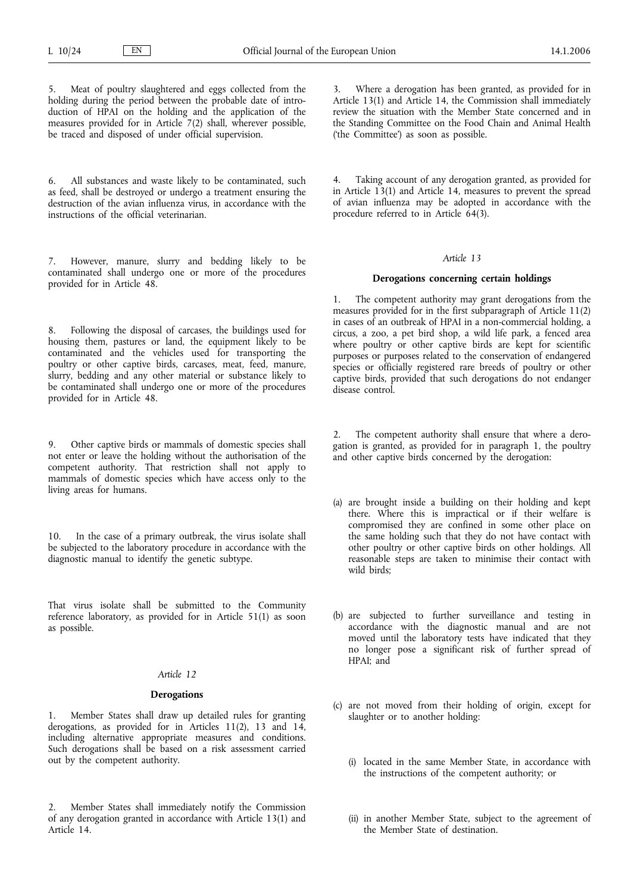5. Meat of poultry slaughtered and eggs collected from the holding during the period between the probable date of introduction of HPAI on the holding and the application of the measures provided for in Article 7(2) shall, wherever possible, be traced and disposed of under official supervision.

6. All substances and waste likely to be contaminated, such as feed, shall be destroyed or undergo a treatment ensuring the destruction of the avian influenza virus, in accordance with the instructions of the official veterinarian.

7. However, manure, slurry and bedding likely to be contaminated shall undergo one or more of the procedures provided for in Article 48.

8. Following the disposal of carcases, the buildings used for housing them, pastures or land, the equipment likely to be contaminated and the vehicles used for transporting the poultry or other captive birds, carcases, meat, feed, manure, slurry, bedding and any other material or substance likely to be contaminated shall undergo one or more of the procedures provided for in Article 48.

9. Other captive birds or mammals of domestic species shall not enter or leave the holding without the authorisation of the competent authority. That restriction shall not apply to mammals of domestic species which have access only to the living areas for humans.

10. In the case of a primary outbreak, the virus isolate shall be subjected to the laboratory procedure in accordance with the diagnostic manual to identify the genetic subtype.

That virus isolate shall be submitted to the Community reference laboratory, as provided for in Article 51(1) as soon as possible.

*Article 12*

**Derogations**

1. Member States shall draw up detailed rules for granting derogations, as provided for in Articles 11(2), 13 and 14, including alternative appropriate measures and conditions. Such derogations shall be based on a risk assessment carried out by the competent authority.

2. Member States shall immediately notify the Commission of any derogation granted in accordance with Article 13(1) and Article 14.

3. Where a derogation has been granted, as provided for in Article 13(1) and Article 14, the Commission shall immediately review the situation with the Member State concerned and in the Standing Committee on the Food Chain and Animal Health ('the Committee') as soon as possible.

4. Taking account of any derogation granted, as provided for in Article 13(1) and Article 14, measures to prevent the spread of avian influenza may be adopted in accordance with the procedure referred to in Article 64(3).

*Article 13*

**Derogations concerning certain holdings**

1. The competent authority may grant derogations from the measures provided for in the first subparagraph of Article 11(2) in cases of an outbreak of HPAI in a non-commercial holding, a circus, a zoo, a pet bird shop, a wild life park, a fenced area where poultry or other captive birds are kept for scientific purposes or purposes related to the conservation of endangered species or officially registered rare breeds of poultry or other captive birds, provided that such derogations do not endanger disease control.

2. The competent authority shall ensure that where a derogation is granted, as provided for in paragraph 1, the poultry and other captive birds concerned by the derogation:

(a) are brought inside a building on their holding and kept there. Where this is impractical or if their welfare is compromised they are confined in some other place on the same holding such that they do not have contact with other poultry or other captive birds on other holdings. All reasonable steps are taken to minimise their contact with wild birds;

(b) are subjected to further surveillance and testing in accordance with the diagnostic manual and are not moved until the laboratory tests have indicated that they no longer pose a significant risk of further spread of HPAI; and

(c) are not moved from their holding of origin, except for slaughter or to another holding:

(i) located in the same Member State, in accordance with the instructions of the competent authority; or

(ii) in another Member State, subject to the agreement of the Member State of destination.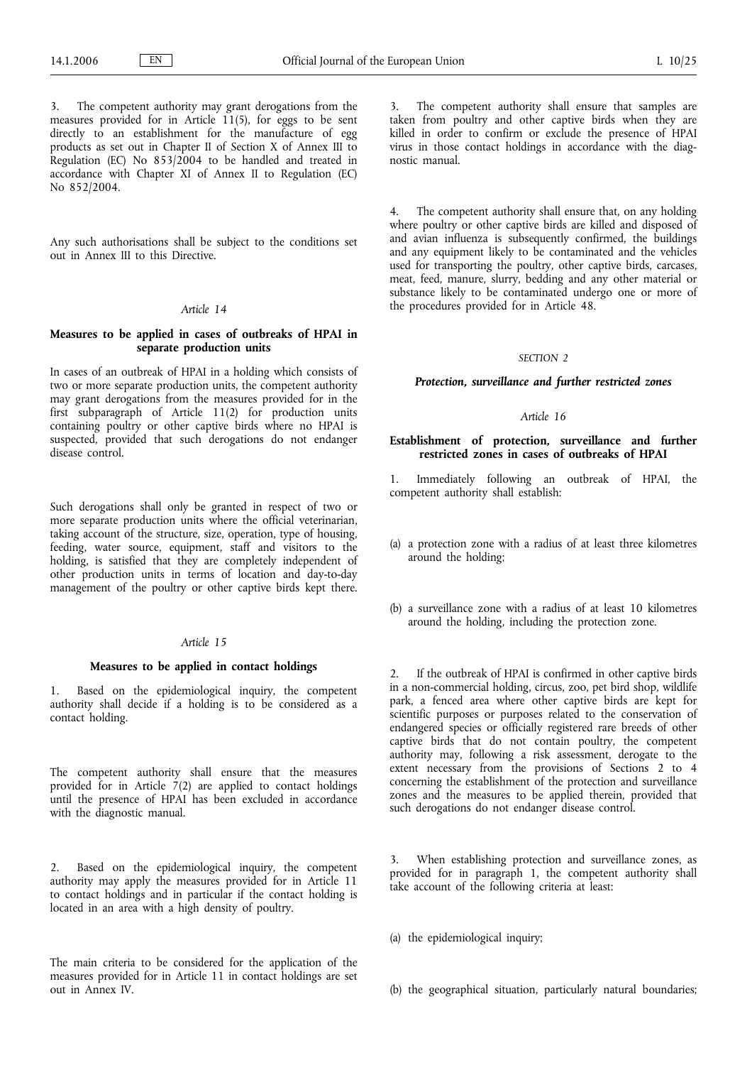3. The competent authority may grant derogations from the measures provided for in Article 11(5), for eggs to be sent directly to an establishment for the manufacture of egg products as set out in Chapter II of Section X of Annex III to Regulation (EC) No 853/2004 to be handled and treated in accordance with Chapter XI of Annex II to Regulation (EC) No 852/2004.

Any such authorisations shall be subject to the conditions set out in Annex III to this Directive.

*Article 14*

**Measures to be applied in cases of outbreaks of HPAI in separate production units**

In cases of an outbreak of HPAI in a holding which consists of two or more separate production units, the competent authority may grant derogations from the measures provided for in the first subparagraph of Article 11(2) for production units containing poultry or other captive birds where no HPAI is suspected, provided that such derogations do not endanger disease control.

Such derogations shall only be granted in respect of two or more separate production units where the official veterinarian, taking account of the structure, size, operation, type of housing, feeding, water source, equipment, staff and visitors to the holding, is satisfied that they are completely independent of other production units in terms of location and day-to-day management of the poultry or other captive birds kept there.

*Article 15*

**Measures to be applied in contact holdings**

1. Based on the epidemiological inquiry, the competent authority shall decide if a holding is to be considered as a contact holding.

The competent authority shall ensure that the measures provided for in Article 7(2) are applied to contact holdings until the presence of HPAI has been excluded in accordance with the diagnostic manual.

2. Based on the epidemiological inquiry, the competent authority may apply the measures provided for in Article 11 to contact holdings and in particular if the contact holding is located in an area with a high density of poultry.

The main criteria to be considered for the application of the measures provided for in Article 11 in contact holdings are set out in Annex IV.

3. The competent authority shall ensure that samples are taken from poultry and other captive birds when they are killed in order to confirm or exclude the presence of HPAI virus in those contact holdings in accordance with the diagnostic manual.

4. The competent authority shall ensure that, on any holding where poultry or other captive birds are killed and disposed of and avian influenza is subsequently confirmed, the buildings and any equipment likely to be contaminated and the vehicles used for transporting the poultry, other captive birds, carcases, meat, feed, manure, slurry, bedding and any other material or substance likely to be contaminated undergo one or more of the procedures provided for in Article 48.

*SECTION 2*

***Protection, surveillance and further restricted zones***

*Article 16*

**Establishment of protection, surveillance and further restricted zones in cases of outbreaks of HPAI**

1. Immediately following an outbreak of HPAI, the competent authority shall establish:

(a) a protection zone with a radius of at least three kilometres around the holding;

(b) a surveillance zone with a radius of at least 10 kilometres around the holding, including the protection zone.

2. If the outbreak of HPAI is confirmed in other captive birds in a non-commercial holding, circus, zoo, pet bird shop, wildlife park, a fenced area where other captive birds are kept for scientific purposes or purposes related to the conservation of endangered species or officially registered rare breeds of other captive birds that do not contain poultry, the competent authority may, following a risk assessment, derogate to the extent necessary from the provisions of Sections 2 to 4 concerning the establishment of the protection and surveillance zones and the measures to be applied therein, provided that such derogations do not endanger disease control.

3. When establishing protection and surveillance zones, as provided for in paragraph 1, the competent authority shall take account of the following criteria at least:

(a) the epidemiological inquiry;

(b) the geographical situation, particularly natural boundaries;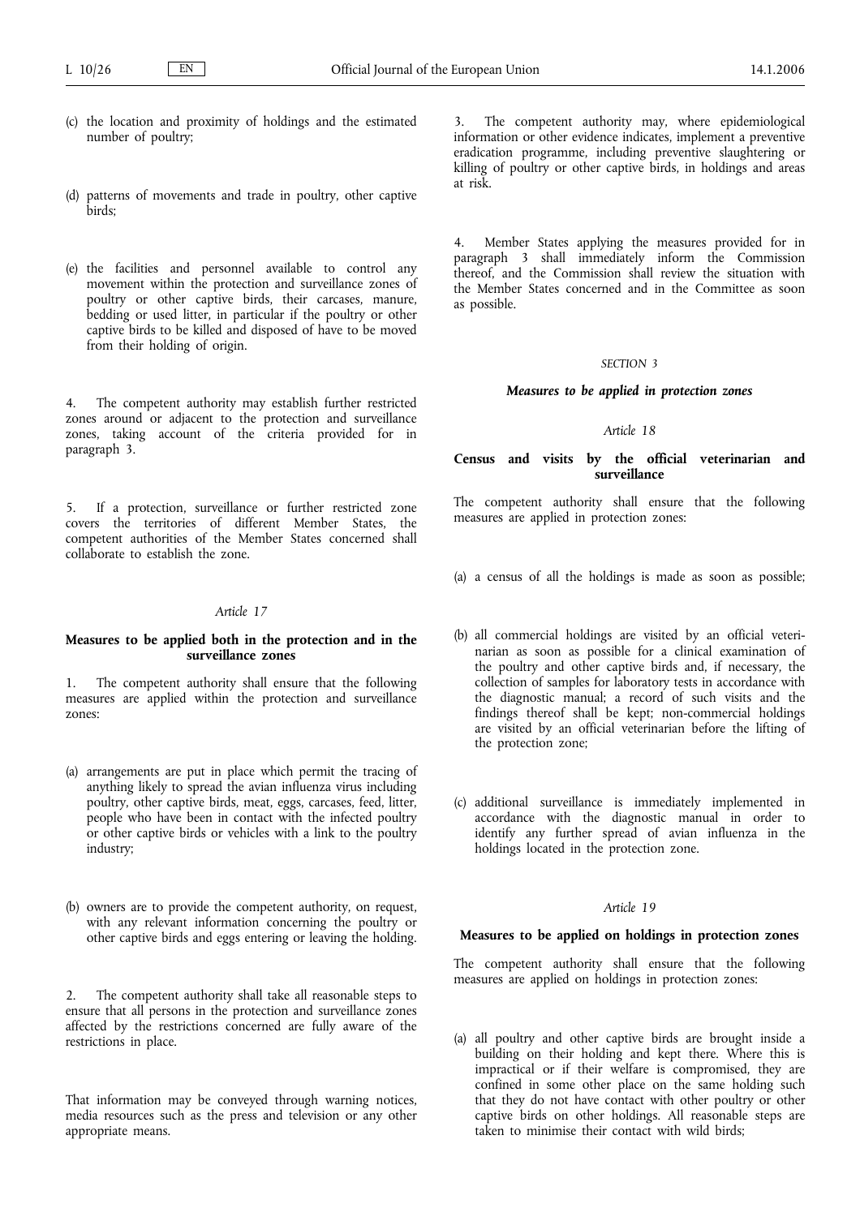(c) the location and proximity of holdings and the estimated number of poultry;

(d) patterns of movements and trade in poultry, other captive birds;

(e) the facilities and personnel available to control any movement within the protection and surveillance zones of poultry or other captive birds, their carcases, manure, bedding or used litter, in particular if the poultry or other captive birds to be killed and disposed of have to be moved from their holding of origin.

4. The competent authority may establish further restricted zones around or adjacent to the protection and surveillance zones, taking account of the criteria provided for in paragraph 3.

5. If a protection, surveillance or further restricted zone covers the territories of different Member States, the competent authorities of the Member States concerned shall collaborate to establish the zone.

*Article 17*

**Measures to be applied both in the protection and in the surveillance zones**

1. The competent authority shall ensure that the following measures are applied within the protection and surveillance zones:

(a) arrangements are put in place which permit the tracing of anything likely to spread the avian influenza virus including poultry, other captive birds, meat, eggs, carcases, feed, litter, people who have been in contact with the infected poultry or other captive birds or vehicles with a link to the poultry industry;

(b) owners are to provide the competent authority, on request, with any relevant information concerning the poultry or other captive birds and eggs entering or leaving the holding.

2. The competent authority shall take all reasonable steps to ensure that all persons in the protection and surveillance zones affected by the restrictions concerned are fully aware of the restrictions in place.

That information may be conveyed through warning notices, media resources such as the press and television or any other appropriate means.

3. The competent authority may, where epidemiological information or other evidence indicates, implement a preventive eradication programme, including preventive slaughtering or killing of poultry or other captive birds, in holdings and areas at risk.

4. Member States applying the measures provided for in paragraph 3 shall immediately inform the Commission thereof, and the Commission shall review the situation with the Member States concerned and in the Committee as soon as possible.

*SECTION 3*

***Measures to be applied in protection zones***

*Article 18*

**Census and visits by the official veterinarian and surveillance**

The competent authority shall ensure that the following measures are applied in protection zones:

(a) a census of all the holdings is made as soon as possible;

(b) all commercial holdings are visited by an official veterinarian as soon as possible for a clinical examination of the poultry and other captive birds and, if necessary, the collection of samples for laboratory tests in accordance with the diagnostic manual; a record of such visits and the findings thereof shall be kept; non-commercial holdings are visited by an official veterinarian before the lifting of the protection zone;

(c) additional surveillance is immediately implemented in accordance with the diagnostic manual in order to identify any further spread of avian influenza in the holdings located in the protection zone.

*Article 19*

**Measures to be applied on holdings in protection zones**

The competent authority shall ensure that the following measures are applied on holdings in protection zones:

(a) all poultry and other captive birds are brought inside a building on their holding and kept there. Where this is impractical or if their welfare is compromised, they are confined in some other place on the same holding such that they do not have contact with other poultry or other captive birds on other holdings. All reasonable steps are taken to minimise their contact with wild birds;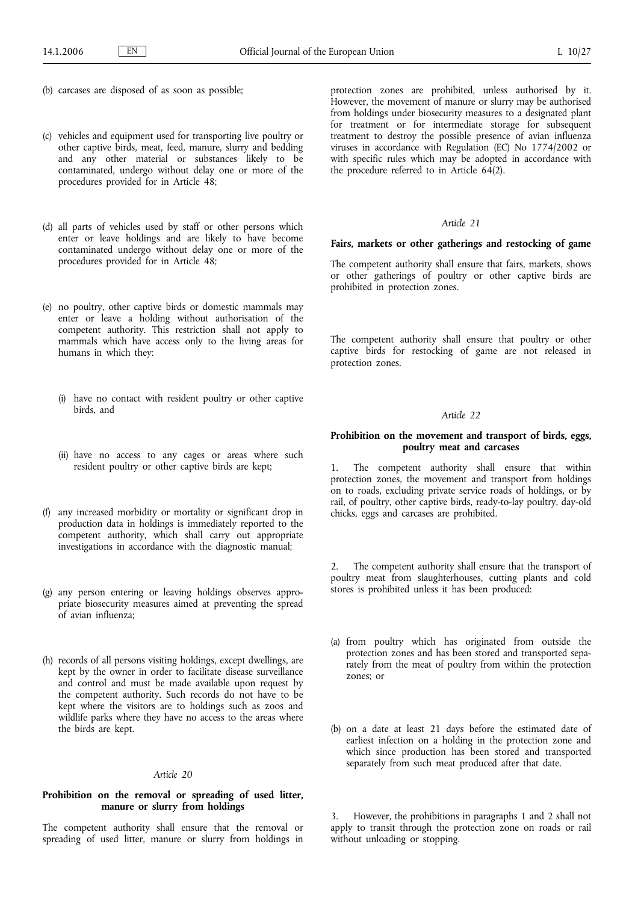(b) carcases are disposed of as soon as possible;

(c) vehicles and equipment used for transporting live poultry or other captive birds, meat, feed, manure, slurry and bedding and any other material or substances likely to be contaminated, undergo without delay one or more of the procedures provided for in Article 48;

(d) all parts of vehicles used by staff or other persons which enter or leave holdings and are likely to have become contaminated undergo without delay one or more of the procedures provided for in Article 48;

(e) no poultry, other captive birds or domestic mammals may enter or leave a holding without authorisation of the competent authority. This restriction shall not apply to mammals which have access only to the living areas for humans in which they:

   (i) have no contact with resident poultry or other captive birds, and

   (ii) have no access to any cages or areas where such resident poultry or other captive birds are kept;

(f) any increased morbidity or mortality or significant drop in production data in holdings is immediately reported to the competent authority, which shall carry out appropriate investigations in accordance with the diagnostic manual;

(g) any person entering or leaving holdings observes appropriate biosecurity measures aimed at preventing the spread of avian influenza;

(h) records of all persons visiting holdings, except dwellings, are kept by the owner in order to facilitate disease surveillance and control and must be made available upon request by the competent authority. Such records do not have to be kept where the visitors are to holdings such as zoos and wildlife parks where they have no access to the areas where the birds are kept.

*Article 20*

**Prohibition on the removal or spreading of used litter, manure or slurry from holdings**

The competent authority shall ensure that the removal or spreading of used litter, manure or slurry from holdings in protection zones are prohibited, unless authorised by it. However, the movement of manure or slurry may be authorised from holdings under biosecurity measures to a designated plant for treatment or for intermediate storage for subsequent treatment to destroy the possible presence of avian influenza viruses in accordance with Regulation (EC) No 1774/2002 or with specific rules which may be adopted in accordance with the procedure referred to in Article 64(2).

*Article 21*

**Fairs, markets or other gatherings and restocking of game**

The competent authority shall ensure that fairs, markets, shows or other gatherings of poultry or other captive birds are prohibited in protection zones.

The competent authority shall ensure that poultry or other captive birds for restocking of game are not released in protection zones.

*Article 22*

**Prohibition on the movement and transport of birds, eggs, poultry meat and carcases**

1. The competent authority shall ensure that within protection zones, the movement and transport from holdings on to roads, excluding private service roads of holdings, or by rail, of poultry, other captive birds, ready-to-lay poultry, day-old chicks, eggs and carcases are prohibited.

2. The competent authority shall ensure that the transport of poultry meat from slaughterhouses, cutting plants and cold stores is prohibited unless it has been produced:

(a) from poultry which has originated from outside the protection zones and has been stored and transported separately from the meat of poultry from within the protection zones; or

(b) on a date at least 21 days before the estimated date of earliest infection on a holding in the protection zone and which since production has been stored and transported separately from such meat produced after that date.

3. However, the prohibitions in paragraphs 1 and 2 shall not apply to transit through the protection zone on roads or rail without unloading or stopping.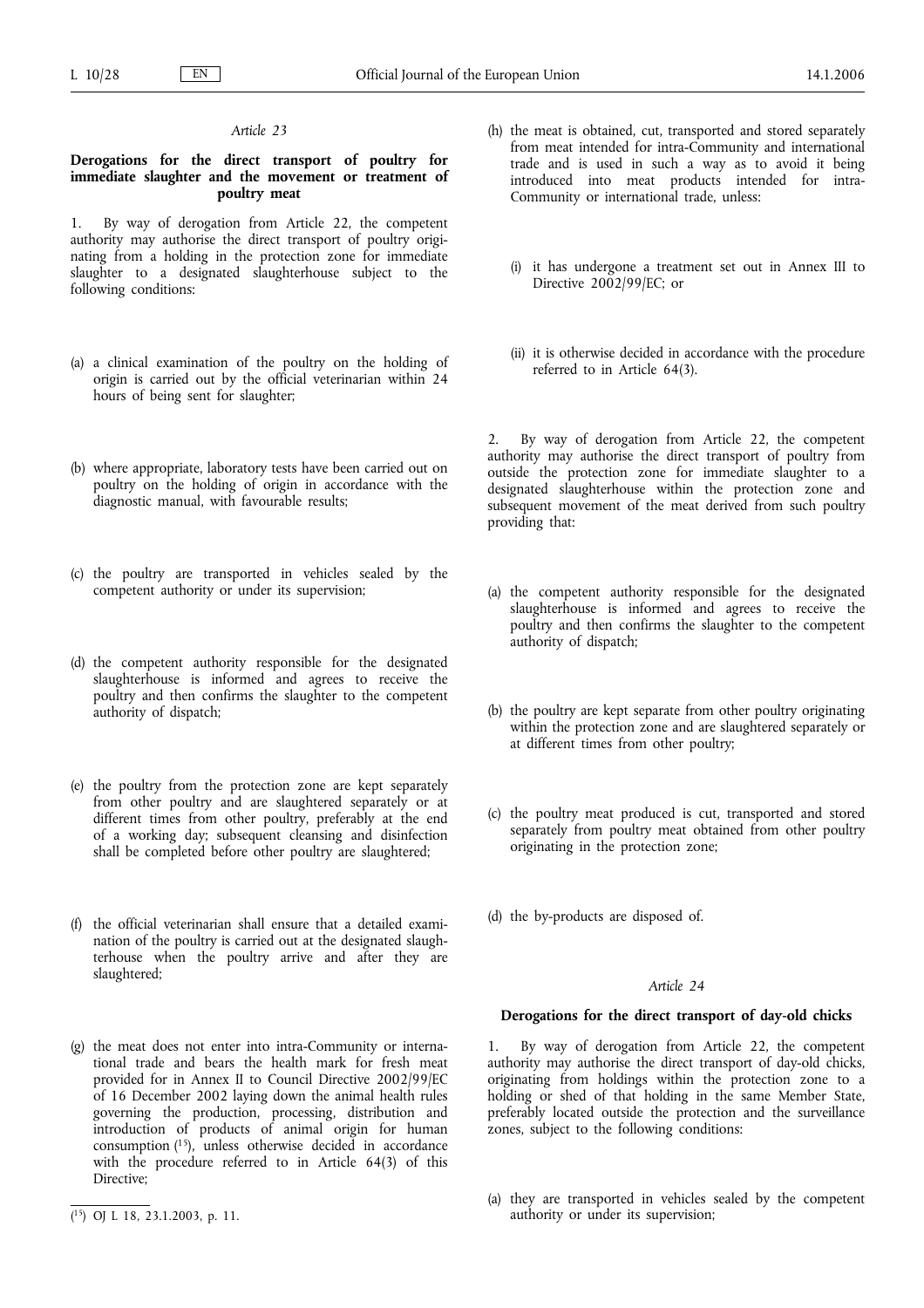*Article 23*

**Derogations for the direct transport of poultry for immediate slaughter and the movement or treatment of poultry meat**

1. By way of derogation from Article 22, the competent authority may authorise the direct transport of poultry originating from a holding in the protection zone for immediate slaughter to a designated slaughterhouse subject to the following conditions:

(a) a clinical examination of the poultry on the holding of origin is carried out by the official veterinarian within 24 hours of being sent for slaughter;

(b) where appropriate, laboratory tests have been carried out on poultry on the holding of origin in accordance with the diagnostic manual, with favourable results;

(c) the poultry are transported in vehicles sealed by the competent authority or under its supervision;

(d) the competent authority responsible for the designated slaughterhouse is informed and agrees to receive the poultry and then confirms the slaughter to the competent authority of dispatch;

(e) the poultry from the protection zone are kept separately from other poultry and are slaughtered separately or at different times from other poultry, preferably at the end of a working day; subsequent cleansing and disinfection shall be completed before other poultry are slaughtered;

(f) the official veterinarian shall ensure that a detailed examination of the poultry is carried out at the designated slaughterhouse when the poultry arrive and after they are slaughtered;

(g) the meat does not enter into intra-Community or international trade and bears the health mark for fresh meat provided for in Annex II to Council Directive 2002/99/EC of 16 December 2002 laying down the animal health rules governing the production, processing, distribution and introduction of products of animal origin for human consumption [15], unless otherwise decided in accordance with the procedure referred to in Article 64(3) of this Directive;

(h) the meat is obtained, cut, transported and stored separately from meat intended for intra-Community and international trade and is used in such a way as to avoid it being introduced into meat products intended for intra-Community or international trade, unless:

(i) it has undergone a treatment set out in Annex III to Directive 2002/99/EC; or

(ii) it is otherwise decided in accordance with the procedure referred to in Article 64(3).

2. By way of derogation from Article 22, the competent authority may authorise the direct transport of poultry from outside the protection zone for immediate slaughter to a designated slaughterhouse within the protection zone and subsequent movement of the meat derived from such poultry providing that:

(a) the competent authority responsible for the designated slaughterhouse is informed and agrees to receive the poultry and then confirms the slaughter to the competent authority of dispatch;

(b) the poultry are kept separate from other poultry originating within the protection zone and are slaughtered separately or at different times from other poultry;

(c) the poultry meat produced is cut, transported and stored separately from poultry meat obtained from other poultry originating in the protection zone;

(d) the by-products are disposed of.

*Article 24*

**Derogations for the direct transport of day-old chicks**

1. By way of derogation from Article 22, the competent authority may authorise the direct transport of day-old chicks, originating from holdings within the protection zone to a holding or shed of that holding in the same Member State, preferably located outside the protection and the surveillance zones, subject to the following conditions:

(a) they are transported in vehicles sealed by the competent authority or under its supervision;

[15] OJ L 18, 23.1.2003, p. 11.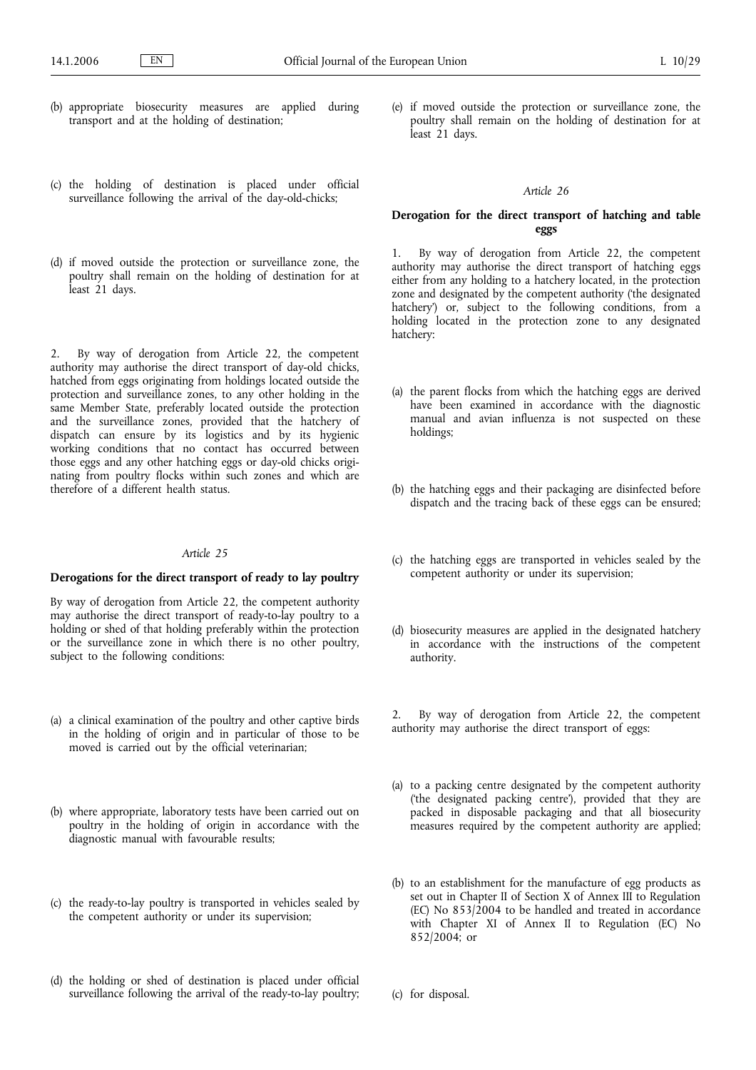(b) appropriate biosecurity measures are applied during transport and at the holding of destination;

(c) the holding of destination is placed under official surveillance following the arrival of the day-old-chicks;

(d) if moved outside the protection or surveillance zone, the poultry shall remain on the holding of destination for at least 21 days.

2. By way of derogation from Article 22, the competent authority may authorise the direct transport of day-old chicks, hatched from eggs originating from holdings located outside the protection and surveillance zones, to any other holding in the same Member State, preferably located outside the protection and the surveillance zones, provided that the hatchery of dispatch can ensure by its logistics and by its hygienic working conditions that no contact has occurred between those eggs and any other hatching eggs or day-old chicks originating from poultry flocks within such zones and which are therefore of a different health status.

*Article 25*

**Derogations for the direct transport of ready to lay poultry**

By way of derogation from Article 22, the competent authority may authorise the direct transport of ready-to-lay poultry to a holding or shed of that holding preferably within the protection or the surveillance zone in which there is no other poultry, subject to the following conditions:

(a) a clinical examination of the poultry and other captive birds in the holding of origin and in particular of those to be moved is carried out by the official veterinarian;

(b) where appropriate, laboratory tests have been carried out on poultry in the holding of origin in accordance with the diagnostic manual with favourable results;

(c) the ready-to-lay poultry is transported in vehicles sealed by the competent authority or under its supervision;

(d) the holding or shed of destination is placed under official surveillance following the arrival of the ready-to-lay poultry;

(e) if moved outside the protection or surveillance zone, the poultry shall remain on the holding of destination for at least 21 days.

*Article 26*

**Derogation for the direct transport of hatching and table eggs**

1. By way of derogation from Article 22, the competent authority may authorise the direct transport of hatching eggs either from any holding to a hatchery located, in the protection zone and designated by the competent authority ('the designated hatchery') or, subject to the following conditions, from a holding located in the protection zone to any designated hatchery:

(a) the parent flocks from which the hatching eggs are derived have been examined in accordance with the diagnostic manual and avian influenza is not suspected on these holdings;

(b) the hatching eggs and their packaging are disinfected before dispatch and the tracing back of these eggs can be ensured;

(c) the hatching eggs are transported in vehicles sealed by the competent authority or under its supervision;

(d) biosecurity measures are applied in the designated hatchery in accordance with the instructions of the competent authority.

2. By way of derogation from Article 22, the competent authority may authorise the direct transport of eggs:

(a) to a packing centre designated by the competent authority ('the designated packing centre'), provided that they are packed in disposable packaging and that all biosecurity measures required by the competent authority are applied;

(b) to an establishment for the manufacture of egg products as set out in Chapter II of Section X of Annex III to Regulation (EC) No 853/2004 to be handled and treated in accordance with Chapter XI of Annex II to Regulation (EC) No 852/2004; or

(c) for disposal.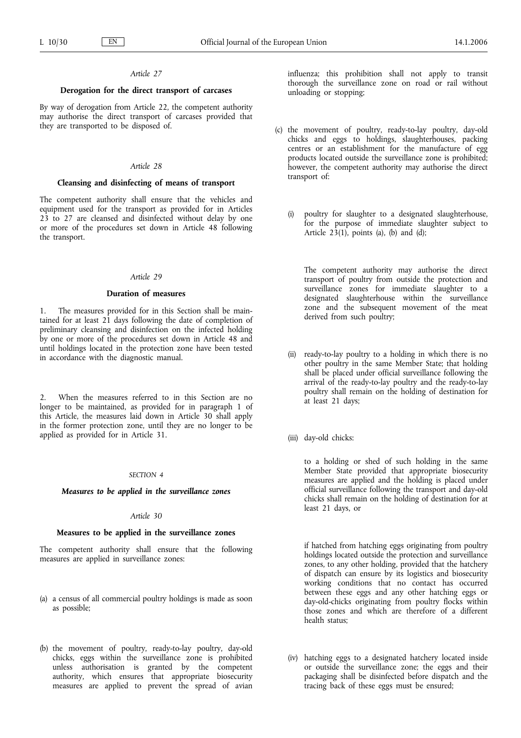*Article 27*

**Derogation for the direct transport of carcases**

By way of derogation from Article 22, the competent authority may authorise the direct transport of carcases provided that they are transported to be disposed of.

*Article 28*

**Cleansing and disinfecting of means of transport**

The competent authority shall ensure that the vehicles and equipment used for the transport as provided for in Articles 23 to 27 are cleansed and disinfected without delay by one or more of the procedures set down in Article 48 following the transport.

*Article 29*

**Duration of measures**

1. The measures provided for in this Section shall be maintained for at least 21 days following the date of completion of preliminary cleansing and disinfection on the infected holding by one or more of the procedures set down in Article 48 and until holdings located in the protection zone have been tested in accordance with the diagnostic manual.

2. When the measures referred to in this Section are no longer to be maintained, as provided for in paragraph 1 of this Article, the measures laid down in Article 30 shall apply in the former protection zone, until they are no longer to be applied as provided for in Article 31.

SECTION 4

***Measures to be applied in the surveillance zones***

*Article 30*

**Measures to be applied in the surveillance zones**

The competent authority shall ensure that the following measures are applied in surveillance zones:

(a) a census of all commercial poultry holdings is made as soon as possible;

(b) the movement of poultry, ready-to-lay poultry, day-old chicks, eggs within the surveillance zone is prohibited unless authorisation is granted by the competent authority, which ensures that appropriate biosecurity measures are applied to prevent the spread of avian influenza; this prohibition shall not apply to transit thorough the surveillance zone on road or rail without unloading or stopping;

(c) the movement of poultry, ready-to-lay poultry, day-old chicks and eggs to holdings, slaughterhouses, packing centres or an establishment for the manufacture of egg products located outside the surveillance zone is prohibited; however, the competent authority may authorise the direct transport of:

 (i) poultry for slaughter to a designated slaughterhouse, for the purpose of immediate slaughter subject to Article 23(1), points (a), (b) and (d);

 The competent authority may authorise the direct transport of poultry from outside the protection and surveillance zones for immediate slaughter to a designated slaughterhouse within the surveillance zone and the subsequent movement of the meat derived from such poultry;

 (ii) ready-to-lay poultry to a holding in which there is no other poultry in the same Member State; that holding shall be placed under official surveillance following the arrival of the ready-to-lay poultry and the ready-to-lay poultry shall remain on the holding of destination for at least 21 days;

 (iii) day-old chicks:

 to a holding or shed of such holding in the same Member State provided that appropriate biosecurity measures are applied and the holding is placed under official surveillance following the transport and day-old chicks shall remain on the holding of destination for at least 21 days, or

 if hatched from hatching eggs originating from poultry holdings located outside the protection and surveillance zones, to any other holding, provided that the hatchery of dispatch can ensure by its logistics and biosecurity working conditions that no contact has occurred between these eggs and any other hatching eggs or day-old-chicks originating from poultry flocks within those zones and which are therefore of a different health status;

 (iv) hatching eggs to a designated hatchery located inside or outside the surveillance zone; the eggs and their packaging shall be disinfected before dispatch and the tracing back of these eggs must be ensured;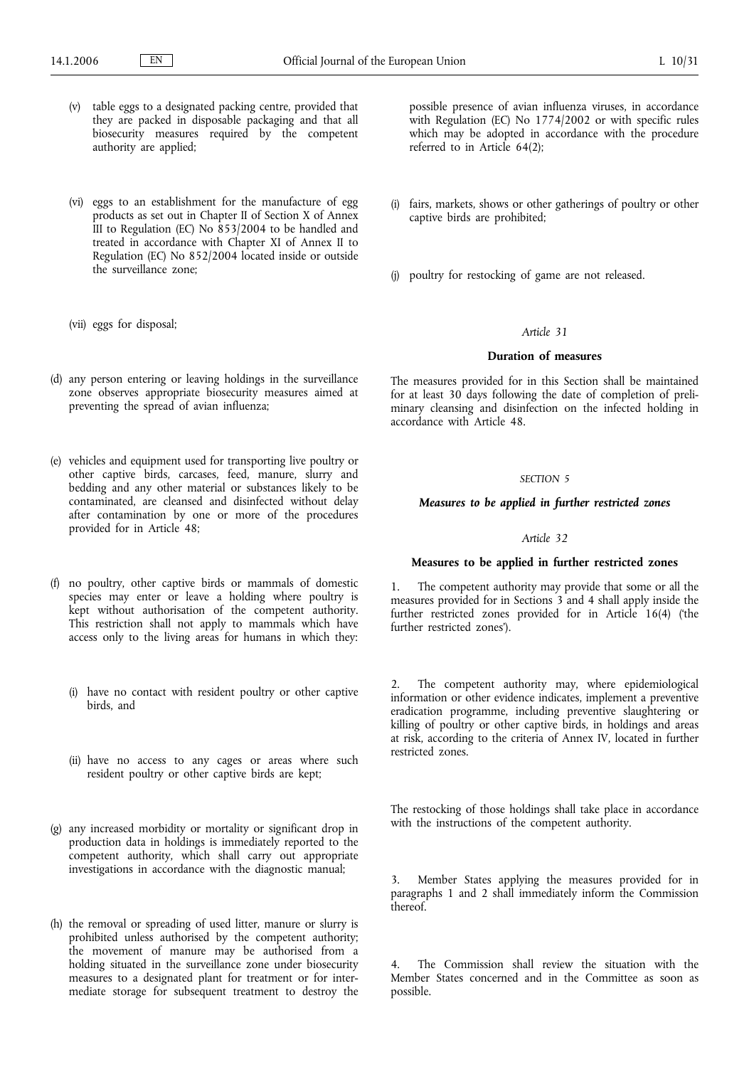(v) table eggs to a designated packing centre, provided that they are packed in disposable packaging and that all biosecurity measures required by the competent authority are applied;

(vi) eggs to an establishment for the manufacture of egg products as set out in Chapter II of Section X of Annex III to Regulation (EC) No 853/2004 to be handled and treated in accordance with Chapter XI of Annex II to Regulation (EC) No 852/2004 located inside or outside the surveillance zone;

(vii) eggs for disposal;

(d) any person entering or leaving holdings in the surveillance zone observes appropriate biosecurity measures aimed at preventing the spread of avian influenza;

(e) vehicles and equipment used for transporting live poultry or other captive birds, carcases, feed, manure, slurry and bedding and any other material or substances likely to be contaminated, are cleansed and disinfected without delay after contamination by one or more of the procedures provided for in Article 48;

(f) no poultry, other captive birds or mammals of domestic species may enter or leave a holding where poultry is kept without authorisation of the competent authority. This restriction shall not apply to mammals which have access only to the living areas for humans in which they:

(i) have no contact with resident poultry or other captive birds, and

(ii) have no access to any cages or areas where such resident poultry or other captive birds are kept;

(g) any increased morbidity or mortality or significant drop in production data in holdings is immediately reported to the competent authority, which shall carry out appropriate investigations in accordance with the diagnostic manual;

(h) the removal or spreading of used litter, manure or slurry is prohibited unless authorised by the competent authority; the movement of manure may be authorised from a holding situated in the surveillance zone under biosecurity measures to a designated plant for treatment or for intermediate storage for subsequent treatment to destroy the possible presence of avian influenza viruses, in accordance with Regulation (EC) No 1774/2002 or with specific rules which may be adopted in accordance with the procedure referred to in Article 64(2);

(i) fairs, markets, shows or other gatherings of poultry or other captive birds are prohibited;

(j) poultry for restocking of game are not released.

*Article 31*

**Duration of measures**

The measures provided for in this Section shall be maintained for at least 30 days following the date of completion of preliminary cleansing and disinfection on the infected holding in accordance with Article 48.

*SECTION 5*

***Measures to be applied in further restricted zones***

*Article 32*

**Measures to be applied in further restricted zones**

1. The competent authority may provide that some or all the measures provided for in Sections 3 and 4 shall apply inside the further restricted zones provided for in Article 16(4) ('the further restricted zones').

2. The competent authority may, where epidemiological information or other evidence indicates, implement a preventive eradication programme, including preventive slaughtering or killing of poultry or other captive birds, in holdings and areas at risk, according to the criteria of Annex IV, located in further restricted zones.

The restocking of those holdings shall take place in accordance with the instructions of the competent authority.

3. Member States applying the measures provided for in paragraphs 1 and 2 shall immediately inform the Commission thereof.

4. The Commission shall review the situation with the Member States concerned and in the Committee as soon as possible.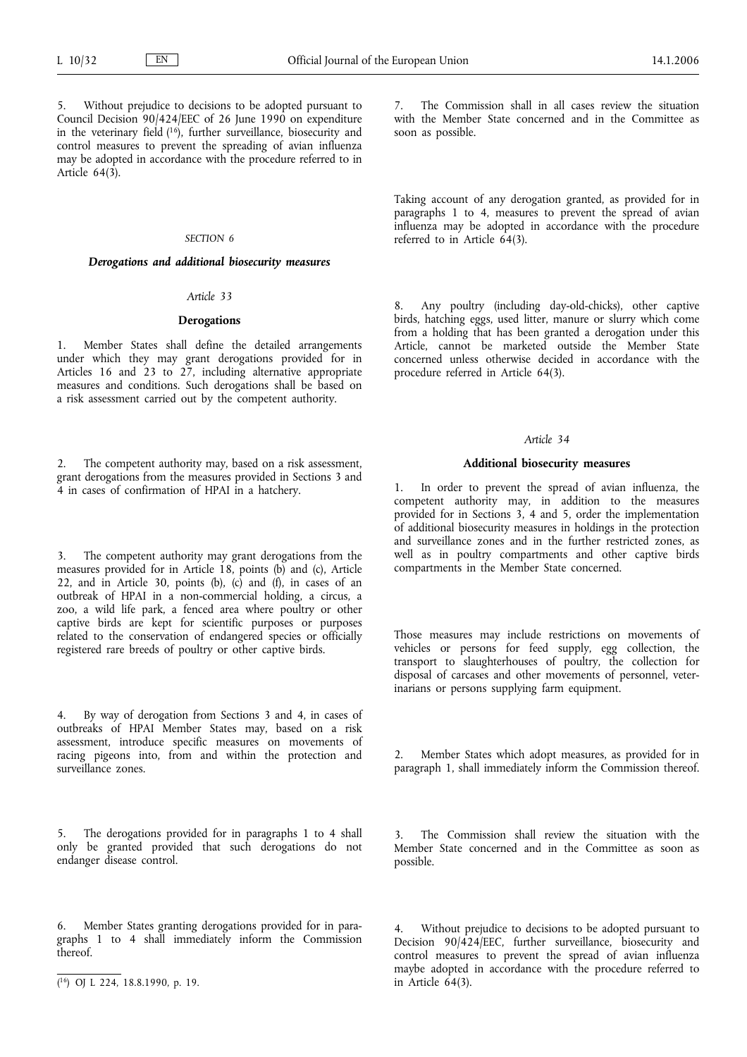5. Without prejudice to decisions to be adopted pursuant to Council Decision 90/424/EEC of 26 June 1990 on expenditure in the veterinary field [16], further surveillance, biosecurity and control measures to prevent the spreading of avian influenza may be adopted in accordance with the procedure referred to in Article 64(3).

## SECTION 6

### *Derogations and additional biosecurity measures*

#### *Article 33*

#### **Derogations**

1. Member States shall define the detailed arrangements under which they may grant derogations provided for in Articles 16 and 23 to 27, including alternative appropriate measures and conditions. Such derogations shall be based on a risk assessment carried out by the competent authority.

2. The competent authority may, based on a risk assessment, grant derogations from the measures provided in Sections 3 and 4 in cases of confirmation of HPAI in a hatchery.

3. The competent authority may grant derogations from the measures provided for in Article 18, points (b) and (c), Article 22, and in Article 30, points (b), (c) and (f), in cases of an outbreak of HPAI in a non-commercial holding, a circus, a zoo, a wild life park, a fenced area where poultry or other captive birds are kept for scientific purposes or purposes related to the conservation of endangered species or officially registered rare breeds of poultry or other captive birds.

4. By way of derogation from Sections 3 and 4, in cases of outbreaks of HPAI Member States may, based on a risk assessment, introduce specific measures on movements of racing pigeons into, from and within the protection and surveillance zones.

5. The derogations provided for in paragraphs 1 to 4 shall only be granted provided that such derogations do not endanger disease control.

6. Member States granting derogations provided for in paragraphs 1 to 4 shall immediately inform the Commission thereof.

7. The Commission shall in all cases review the situation with the Member State concerned and in the Committee as soon as possible.

Taking account of any derogation granted, as provided for in paragraphs 1 to 4, measures to prevent the spread of avian influenza may be adopted in accordance with the procedure referred to in Article 64(3).

8. Any poultry (including day-old-chicks), other captive birds, hatching eggs, used litter, manure or slurry which come from a holding that has been granted a derogation under this Article, cannot be marketed outside the Member State concerned unless otherwise decided in accordance with the procedure referred in Article 64(3).

#### *Article 34*

#### **Additional biosecurity measures**

1. In order to prevent the spread of avian influenza, the competent authority may, in addition to the measures provided for in Sections 3, 4 and 5, order the implementation of additional biosecurity measures in holdings in the protection and surveillance zones and in the further restricted zones, as well as in poultry compartments and other captive birds compartments in the Member State concerned.

Those measures may include restrictions on movements of vehicles or persons for feed supply, egg collection, the transport to slaughterhouses of poultry, the collection for disposal of carcases and other movements of personnel, veterinarians or persons supplying farm equipment.

2. Member States which adopt measures, as provided for in paragraph 1, shall immediately inform the Commission thereof.

3. The Commission shall review the situation with the Member State concerned and in the Committee as soon as possible.

4. Without prejudice to decisions to be adopted pursuant to Decision 90/424/EEC, further surveillance, biosecurity and control measures to prevent the spread of avian influenza maybe adopted in accordance with the procedure referred to in Article 64(3).

---

[16] OJ L 224, 18.8.1990, p. 19.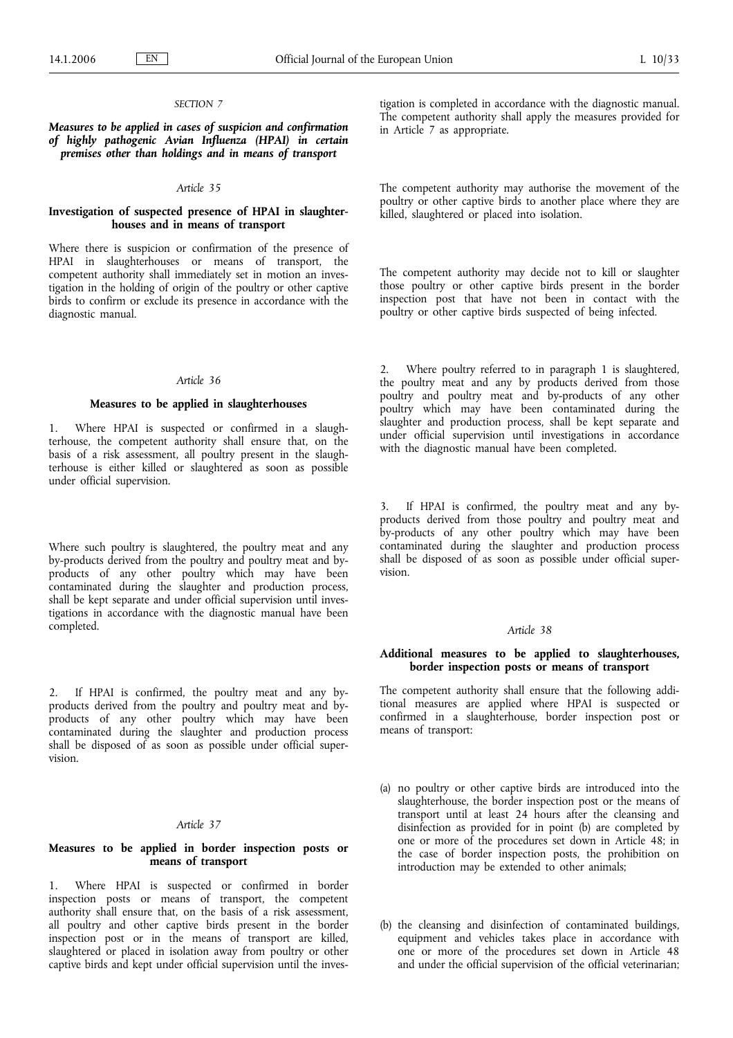*SECTION 7*

***Measures to be applied in cases of suspicion and confirmation of highly pathogenic Avian Influenza (HPAI) in certain premises other than holdings and in means of transport***

*Article 35*

**Investigation of suspected presence of HPAI in slaughterhouses and in means of transport**

Where there is suspicion or confirmation of the presence of HPAI in slaughterhouses or means of transport, the competent authority shall immediately set in motion an investigation in the holding of origin of the poultry or other captive birds to confirm or exclude its presence in accordance with the diagnostic manual.

*Article 36*

**Measures to be applied in slaughterhouses**

1. Where HPAI is suspected or confirmed in a slaughterhouse, the competent authority shall ensure that, on the basis of a risk assessment, all poultry present in the slaughterhouse is either killed or slaughtered as soon as possible under official supervision.

Where such poultry is slaughtered, the poultry meat and any by-products derived from the poultry and poultry meat and by-products of any other poultry which may have been contaminated during the slaughter and production process, shall be kept separate and under official supervision until investigations in accordance with the diagnostic manual have been completed.

2. If HPAI is confirmed, the poultry meat and any by-products derived from the poultry and poultry meat and by-products of any other poultry which may have been contaminated during the slaughter and production process shall be disposed of as soon as possible under official supervision.

*Article 37*

**Measures to be applied in border inspection posts or means of transport**

1. Where HPAI is suspected or confirmed in border inspection posts or means of transport, the competent authority shall ensure that, on the basis of a risk assessment, all poultry and other captive birds present in the border inspection post or in the means of transport are killed, slaughtered or placed in isolation away from poultry or other captive birds and kept under official supervision until the investigation is completed in accordance with the diagnostic manual. The competent authority shall apply the measures provided for in Article 7 as appropriate.

The competent authority may authorise the movement of the poultry or other captive birds to another place where they are killed, slaughtered or placed into isolation.

The competent authority may decide not to kill or slaughter those poultry or other captive birds present in the border inspection post that have not been in contact with the poultry or other captive birds suspected of being infected.

2. Where poultry referred to in paragraph 1 is slaughtered, the poultry meat and any by products derived from those poultry and poultry meat and by-products of any other poultry which may have been contaminated during the slaughter and production process, shall be kept separate and under official supervision until investigations in accordance with the diagnostic manual have been completed.

3. If HPAI is confirmed, the poultry meat and any by-products derived from those poultry and poultry meat and by-products of any other poultry which may have been contaminated during the slaughter and production process shall be disposed of as soon as possible under official supervision.

*Article 38*

**Additional measures to be applied to slaughterhouses, border inspection posts or means of transport**

The competent authority shall ensure that the following additional measures are applied where HPAI is suspected or confirmed in a slaughterhouse, border inspection post or means of transport:

(a) no poultry or other captive birds are introduced into the slaughterhouse, the border inspection post or the means of transport until at least 24 hours after the cleansing and disinfection as provided for in point (b) are completed by one or more of the procedures set down in Article 48; in the case of border inspection posts, the prohibition on introduction may be extended to other animals;

(b) the cleansing and disinfection of contaminated buildings, equipment and vehicles takes place in accordance with one or more of the procedures set down in Article 48 and under the official supervision of the official veterinarian;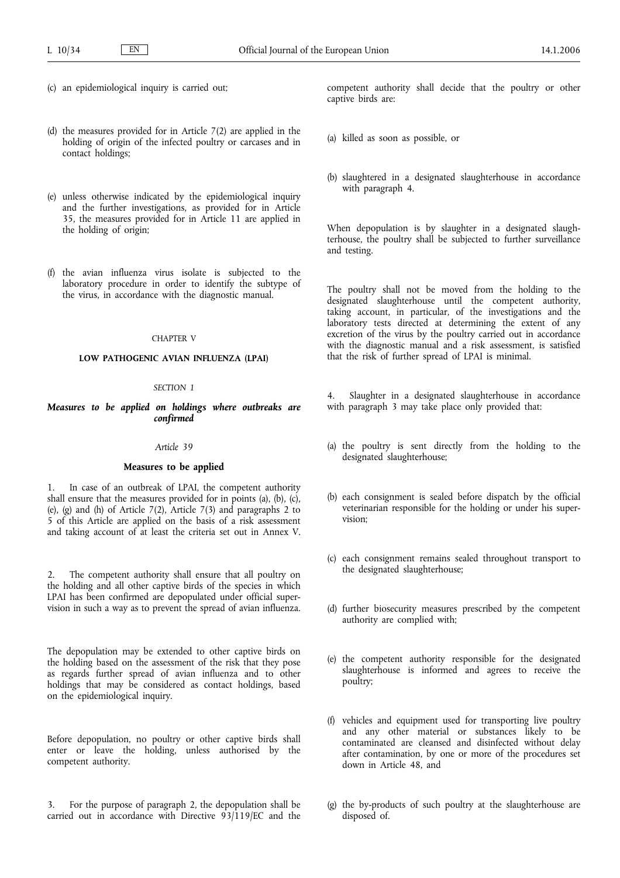(c) an epidemiological inquiry is carried out;

(d) the measures provided for in Article 7(2) are applied in the holding of origin of the infected poultry or carcases and in contact holdings;

(e) unless otherwise indicated by the epidemiological inquiry and the further investigations, as provided for in Article 35, the measures provided for in Article 11 are applied in the holding of origin;

(f) the avian influenza virus isolate is subjected to the laboratory procedure in order to identify the subtype of the virus, in accordance with the diagnostic manual.

CHAPTER V

## LOW PATHOGENIC AVIAN INFLUENZA (LPAI)

*SECTION 1*

### *Measures to be applied on holdings where outbreaks are confirmed*

*Article 39*

**Measures to be applied**

1. In case of an outbreak of LPAI, the competent authority shall ensure that the measures provided for in points (a), (b), (c), (e), (g) and (h) of Article 7(2), Article 7(3) and paragraphs 2 to 5 of this Article are applied on the basis of a risk assessment and taking account of at least the criteria set out in Annex V.

2. The competent authority shall ensure that all poultry on the holding and all other captive birds of the species in which LPAI has been confirmed are depopulated under official supervision in such a way as to prevent the spread of avian influenza.

The depopulation may be extended to other captive birds on the holding based on the assessment of the risk that they pose as regards further spread of avian influenza and to other holdings that may be considered as contact holdings, based on the epidemiological inquiry.

Before depopulation, no poultry or other captive birds shall enter or leave the holding, unless authorised by the competent authority.

3. For the purpose of paragraph 2, the depopulation shall be carried out in accordance with Directive 93/119/EC and the competent authority shall decide that the poultry or other captive birds are:

(a) killed as soon as possible, or

(b) slaughtered in a designated slaughterhouse in accordance with paragraph 4.

When depopulation is by slaughter in a designated slaughterhouse, the poultry shall be subjected to further surveillance and testing.

The poultry shall not be moved from the holding to the designated slaughterhouse until the competent authority, taking account, in particular, of the investigations and the laboratory tests directed at determining the extent of any excretion of the virus by the poultry carried out in accordance with the diagnostic manual and a risk assessment, is satisfied that the risk of further spread of LPAI is minimal.

4. Slaughter in a designated slaughterhouse in accordance with paragraph 3 may take place only provided that:

(a) the poultry is sent directly from the holding to the designated slaughterhouse;

(b) each consignment is sealed before dispatch by the official veterinarian responsible for the holding or under his supervision;

(c) each consignment remains sealed throughout transport to the designated slaughterhouse;

(d) further biosecurity measures prescribed by the competent authority are complied with;

(e) the competent authority responsible for the designated slaughterhouse is informed and agrees to receive the poultry;

(f) vehicles and equipment used for transporting live poultry and any other material or substances likely to be contaminated are cleansed and disinfected without delay after contamination, by one or more of the procedures set down in Article 48, and

(g) the by-products of such poultry at the slaughterhouse are disposed of.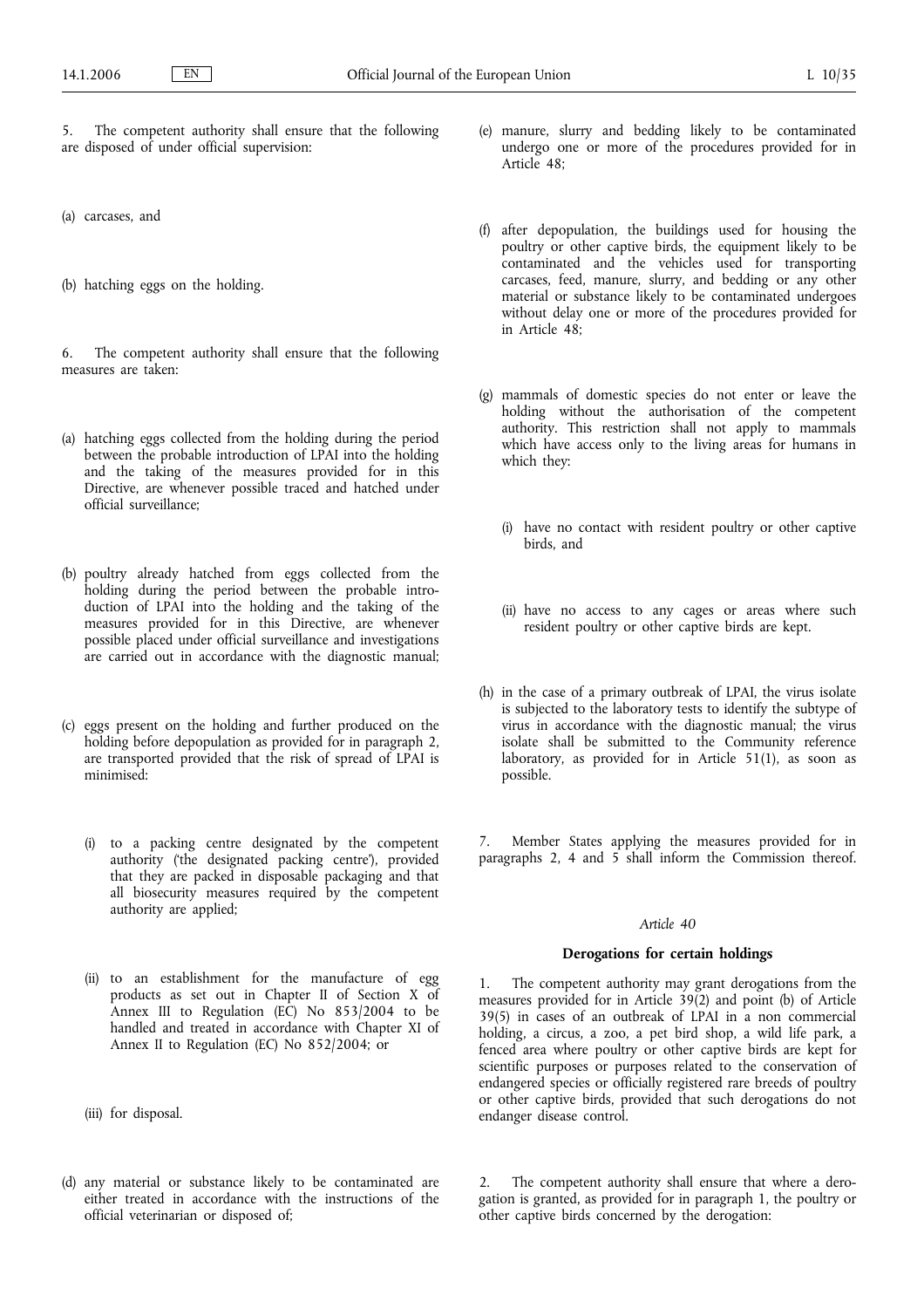5. The competent authority shall ensure that the following are disposed of under official supervision:

(a) carcases, and

(b) hatching eggs on the holding.

6. The competent authority shall ensure that the following measures are taken:

(a) hatching eggs collected from the holding during the period between the probable introduction of LPAI into the holding and the taking of the measures provided for in this Directive, are whenever possible traced and hatched under official surveillance;

(b) poultry already hatched from eggs collected from the holding during the period between the probable introduction of LPAI into the holding and the taking of the measures provided for in this Directive, are whenever possible placed under official surveillance and investigations are carried out in accordance with the diagnostic manual;

(c) eggs present on the holding and further produced on the holding before depopulation as provided for in paragraph 2, are transported provided that the risk of spread of LPAI is minimised:

   (i) to a packing centre designated by the competent authority ('the designated packing centre'), provided that they are packed in disposable packaging and that all biosecurity measures required by the competent authority are applied;

   (ii) to an establishment for the manufacture of egg products as set out in Chapter II of Section X of Annex III to Regulation (EC) No 853/2004 to be handled and treated in accordance with Chapter XI of Annex II to Regulation (EC) No 852/2004; or

   (iii) for disposal.

(d) any material or substance likely to be contaminated are either treated in accordance with the instructions of the official veterinarian or disposed of;

(e) manure, slurry and bedding likely to be contaminated undergo one or more of the procedures provided for in Article 48;

(f) after depopulation, the buildings used for housing the poultry or other captive birds, the equipment likely to be contaminated and the vehicles used for transporting carcases, feed, manure, slurry, and bedding or any other material or substance likely to be contaminated undergoes without delay one or more of the procedures provided for in Article 48;

(g) mammals of domestic species do not enter or leave the holding without the authorisation of the competent authority. This restriction shall not apply to mammals which have access only to the living areas for humans in which they:

   (i) have no contact with resident poultry or other captive birds, and

   (ii) have no access to any cages or areas where such resident poultry or other captive birds are kept.

(h) in the case of a primary outbreak of LPAI, the virus isolate is subjected to the laboratory tests to identify the subtype of virus in accordance with the diagnostic manual; the virus isolate shall be submitted to the Community reference laboratory, as provided for in Article 51(1), as soon as possible.

7. Member States applying the measures provided for in paragraphs 2, 4 and 5 shall inform the Commission thereof.

*Article 40*

**Derogations for certain holdings**

1. The competent authority may grant derogations from the measures provided for in Article 39(2) and point (b) of Article 39(5) in cases of an outbreak of LPAI in a non commercial holding, a circus, a zoo, a pet bird shop, a wild life park, a fenced area where poultry or other captive birds are kept for scientific purposes or purposes related to the conservation of endangered species or officially registered rare breeds of poultry or other captive birds, provided that such derogations do not endanger disease control.

2. The competent authority shall ensure that where a derogation is granted, as provided for in paragraph 1, the poultry or other captive birds concerned by the derogation: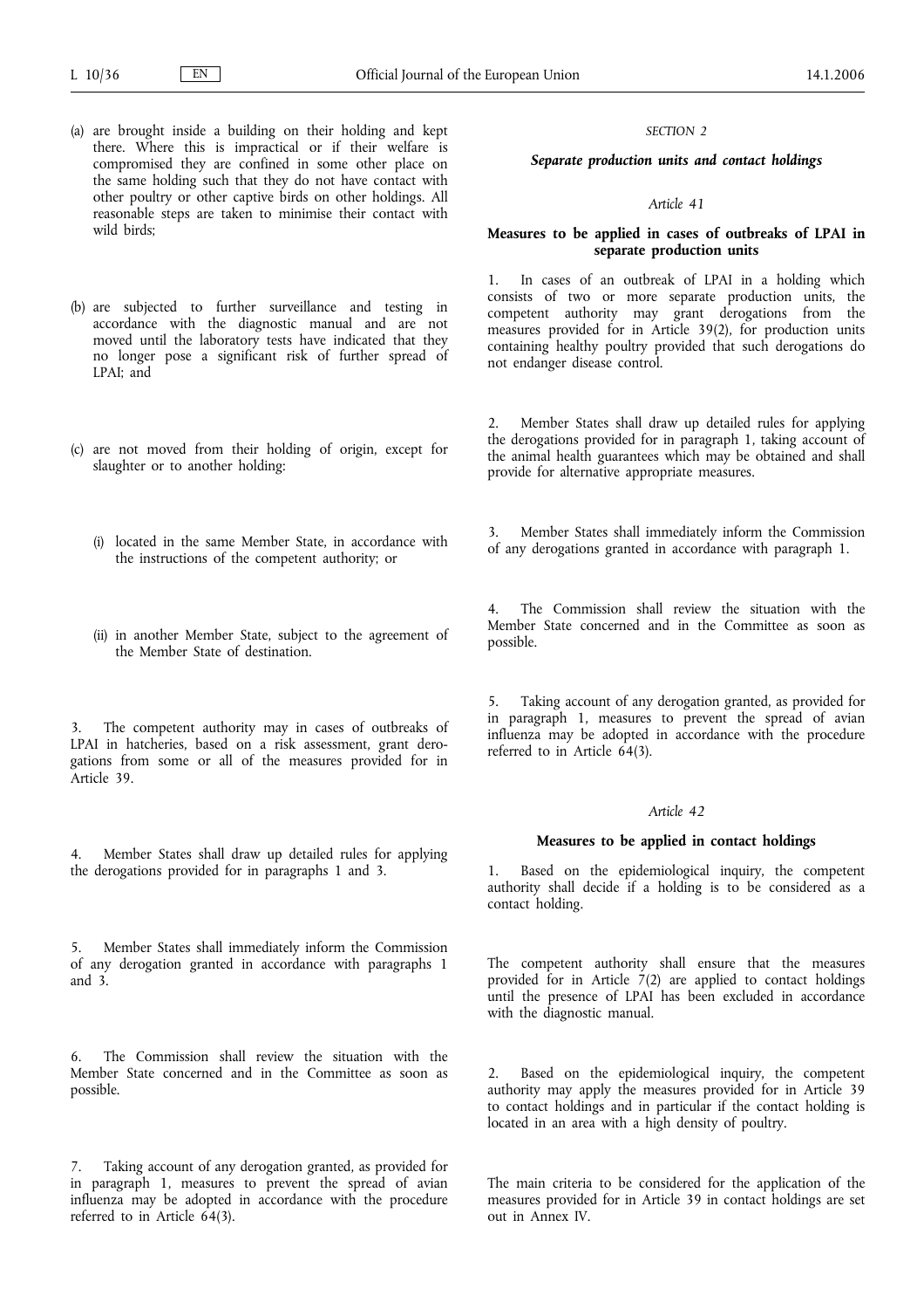(a) are brought inside a building on their holding and kept there. Where this is impractical or if their welfare is compromised they are confined in some other place on the same holding such that they do not have contact with other poultry or other captive birds on other holdings. All reasonable steps are taken to minimise their contact with wild birds;

(b) are subjected to further surveillance and testing in accordance with the diagnostic manual and are not moved until the laboratory tests have indicated that they no longer pose a significant risk of further spread of LPAI; and

(c) are not moved from their holding of origin, except for slaughter or to another holding:

(i) located in the same Member State, in accordance with the instructions of the competent authority; or

(ii) in another Member State, subject to the agreement of the Member State of destination.

3. The competent authority may in cases of outbreaks of LPAI in hatcheries, based on a risk assessment, grant derogations from some or all of the measures provided for in Article 39.

4. Member States shall draw up detailed rules for applying the derogations provided for in paragraphs 1 and 3.

5. Member States shall immediately inform the Commission of any derogation granted in accordance with paragraphs 1 and 3.

6. The Commission shall review the situation with the Member State concerned and in the Committee as soon as possible.

7. Taking account of any derogation granted, as provided for in paragraph 1, measures to prevent the spread of avian influenza may be adopted in accordance with the procedure referred to in Article 64(3).

*SECTION 2*

***Separate production units and contact holdings***

*Article 41*

**Measures to be applied in cases of outbreaks of LPAI in separate production units**

1. In cases of an outbreak of LPAI in a holding which consists of two or more separate production units, the competent authority may grant derogations from the measures provided for in Article 39(2), for production units containing healthy poultry provided that such derogations do not endanger disease control.

2. Member States shall draw up detailed rules for applying the derogations provided for in paragraph 1, taking account of the animal health guarantees which may be obtained and shall provide for alternative appropriate measures.

3. Member States shall immediately inform the Commission of any derogations granted in accordance with paragraph 1.

4. The Commission shall review the situation with the Member State concerned and in the Committee as soon as possible.

5. Taking account of any derogation granted, as provided for in paragraph 1, measures to prevent the spread of avian influenza may be adopted in accordance with the procedure referred to in Article 64(3).

*Article 42*

**Measures to be applied in contact holdings**

1. Based on the epidemiological inquiry, the competent authority shall decide if a holding is to be considered as a contact holding.

The competent authority shall ensure that the measures provided for in Article 7(2) are applied to contact holdings until the presence of LPAI has been excluded in accordance with the diagnostic manual.

2. Based on the epidemiological inquiry, the competent authority may apply the measures provided for in Article 39 to contact holdings and in particular if the contact holding is located in an area with a high density of poultry.

The main criteria to be considered for the application of the measures provided for in Article 39 in contact holdings are set out in Annex IV.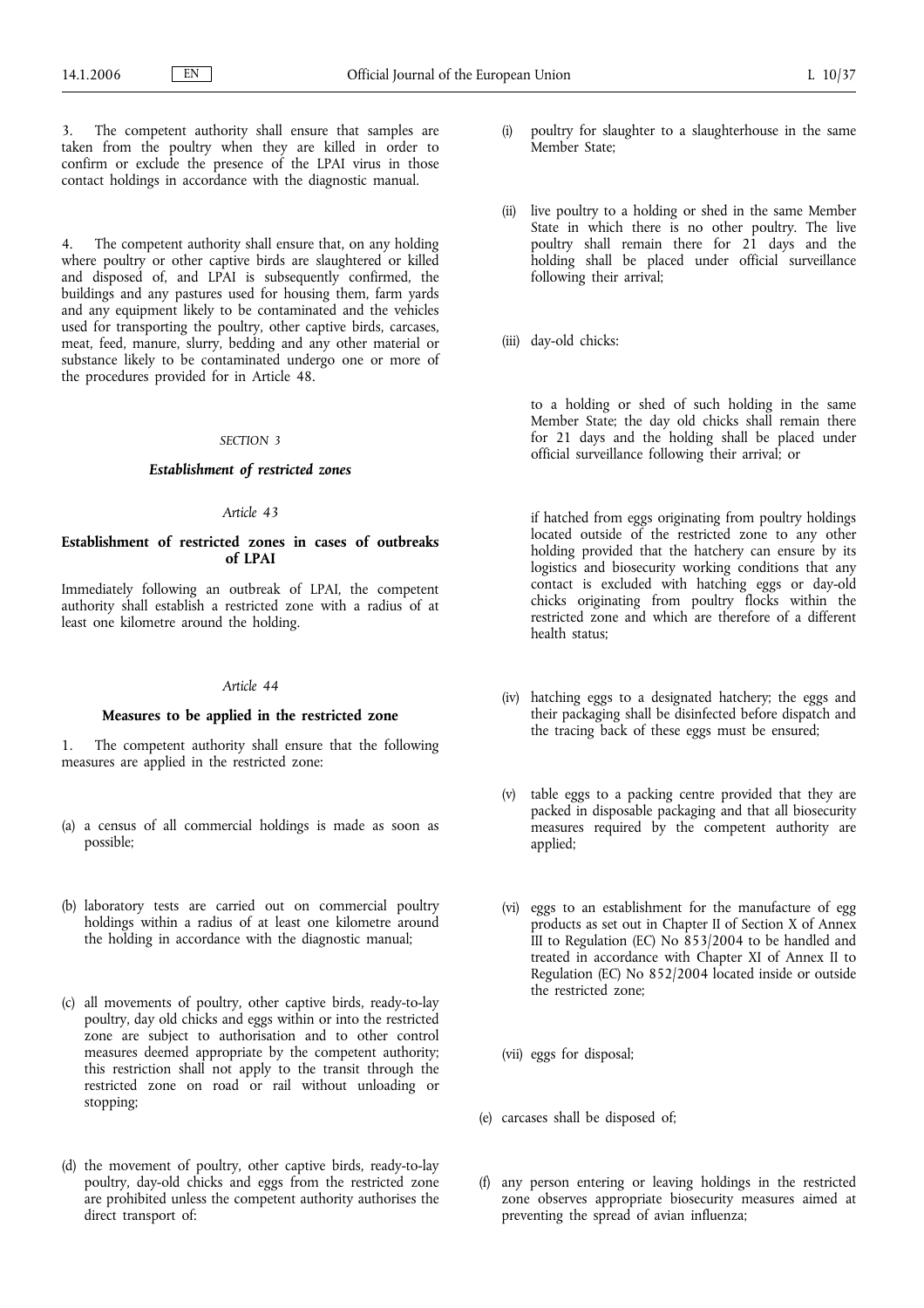3. The competent authority shall ensure that samples are taken from the poultry when they are killed in order to confirm or exclude the presence of the LPAI virus in those contact holdings in accordance with the diagnostic manual.

4. The competent authority shall ensure that, on any holding where poultry or other captive birds are slaughtered or killed and disposed of, and LPAI is subsequently confirmed, the buildings and any pastures used for housing them, farm yards and any equipment likely to be contaminated and the vehicles used for transporting the poultry, other captive birds, carcases, meat, feed, manure, slurry, bedding and any other material or substance likely to be contaminated undergo one or more of the procedures provided for in Article 48.

### SECTION 3

### *Establishment of restricted zones*

#### *Article 43*

#### **Establishment of restricted zones in cases of outbreaks of LPAI**

Immediately following an outbreak of LPAI, the competent authority shall establish a restricted zone with a radius of at least one kilometre around the holding.

#### *Article 44*

#### **Measures to be applied in the restricted zone**

1. The competent authority shall ensure that the following measures are applied in the restricted zone:

(a) a census of all commercial holdings is made as soon as possible;

(b) laboratory tests are carried out on commercial poultry holdings within a radius of at least one kilometre around the holding in accordance with the diagnostic manual;

(c) all movements of poultry, other captive birds, ready-to-lay poultry, day old chicks and eggs within or into the restricted zone are subject to authorisation and to other control measures deemed appropriate by the competent authority; this restriction shall not apply to the transit through the restricted zone on road or rail without unloading or stopping;

(d) the movement of poultry, other captive birds, ready-to-lay poultry, day-old chicks and eggs from the restricted zone are prohibited unless the competent authority authorises the direct transport of:

(i) poultry for slaughter to a slaughterhouse in the same Member State;

(ii) live poultry to a holding or shed in the same Member State in which there is no other poultry. The live poultry shall remain there for 21 days and the holding shall be placed under official surveillance following their arrival;

(iii) day-old chicks:

to a holding or shed of such holding in the same Member State; the day old chicks shall remain there for 21 days and the holding shall be placed under official surveillance following their arrival; or

if hatched from eggs originating from poultry holdings located outside of the restricted zone to any other holding provided that the hatchery can ensure by its logistics and biosecurity working conditions that any contact is excluded with hatching eggs or day-old chicks originating from poultry flocks within the restricted zone and which are therefore of a different health status;

(iv) hatching eggs to a designated hatchery; the eggs and their packaging shall be disinfected before dispatch and the tracing back of these eggs must be ensured;

(v) table eggs to a packing centre provided that they are packed in disposable packaging and that all biosecurity measures required by the competent authority are applied;

(vi) eggs to an establishment for the manufacture of egg products as set out in Chapter II of Section X of Annex III to Regulation (EC) No 853/2004 to be handled and treated in accordance with Chapter XI of Annex II to Regulation (EC) No 852/2004 located inside or outside the restricted zone;

(vii) eggs for disposal;

(e) carcases shall be disposed of;

(f) any person entering or leaving holdings in the restricted zone observes appropriate biosecurity measures aimed at preventing the spread of avian influenza;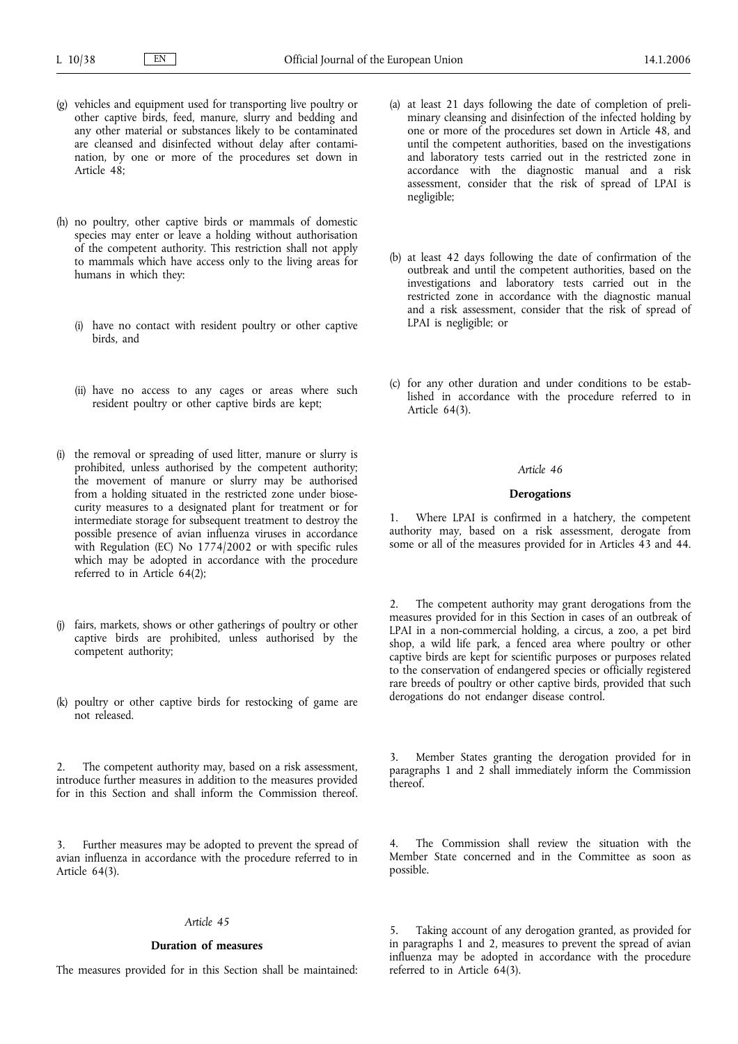(g) vehicles and equipment used for transporting live poultry or other captive birds, feed, manure, slurry and bedding and any other material or substances likely to be contaminated are cleansed and disinfected without delay after contamination, by one or more of the procedures set down in Article 48;

(h) no poultry, other captive birds or mammals of domestic species may enter or leave a holding without authorisation of the competent authority. This restriction shall not apply to mammals which have access only to the living areas for humans in which they:

(i) have no contact with resident poultry or other captive birds, and

(ii) have no access to any cages or areas where such resident poultry or other captive birds are kept;

(i) the removal or spreading of used litter, manure or slurry is prohibited, unless authorised by the competent authority; the movement of manure or slurry may be authorised from a holding situated in the restricted zone under biosecurity measures to a designated plant for treatment or for intermediate storage for subsequent treatment to destroy the possible presence of avian influenza viruses in accordance with Regulation (EC) No 1774/2002 or with specific rules which may be adopted in accordance with the procedure referred to in Article 64(2);

(j) fairs, markets, shows or other gatherings of poultry or other captive birds are prohibited, unless authorised by the competent authority;

(k) poultry or other captive birds for restocking of game are not released.

2. The competent authority may, based on a risk assessment, introduce further measures in addition to the measures provided for in this Section and shall inform the Commission thereof.

3. Further measures may be adopted to prevent the spread of avian influenza in accordance with the procedure referred to in Article 64(3).

*Article 45*

**Duration of measures**

The measures provided for in this Section shall be maintained:

(a) at least 21 days following the date of completion of preliminary cleansing and disinfection of the infected holding by one or more of the procedures set down in Article 48, and until the competent authorities, based on the investigations and laboratory tests carried out in the restricted zone in accordance with the diagnostic manual and a risk assessment, consider that the risk of spread of LPAI is negligible;

(b) at least 42 days following the date of confirmation of the outbreak and until the competent authorities, based on the investigations and laboratory tests carried out in the restricted zone in accordance with the diagnostic manual and a risk assessment, consider that the risk of spread of LPAI is negligible; or

(c) for any other duration and under conditions to be established in accordance with the procedure referred to in Article 64(3).

*Article 46*

**Derogations**

1. Where LPAI is confirmed in a hatchery, the competent authority may, based on a risk assessment, derogate from some or all of the measures provided for in Articles 43 and 44.

2. The competent authority may grant derogations from the measures provided for in this Section in cases of an outbreak of LPAI in a non-commercial holding, a circus, a zoo, a pet bird shop, a wild life park, a fenced area where poultry or other captive birds are kept for scientific purposes or purposes related to the conservation of endangered species or officially registered rare breeds of poultry or other captive birds, provided that such derogations do not endanger disease control.

3. Member States granting the derogation provided for in paragraphs 1 and 2 shall immediately inform the Commission thereof.

4. The Commission shall review the situation with the Member State concerned and in the Committee as soon as possible.

5. Taking account of any derogation granted, as provided for in paragraphs 1 and 2, measures to prevent the spread of avian influenza may be adopted in accordance with the procedure referred to in Article 64(3).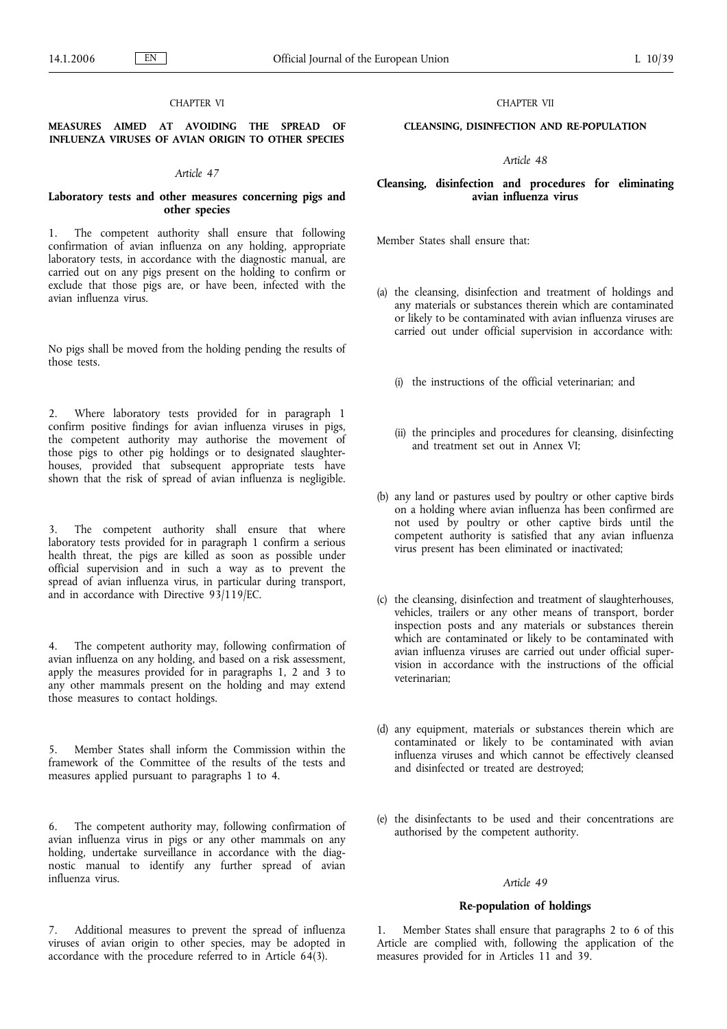## CHAPTER VI

## MEASURES AIMED AT AVOIDING THE SPREAD OF INFLUENZA VIRUSES OF AVIAN ORIGIN TO OTHER SPECIES

### *Article 47*

### Laboratory tests and other measures concerning pigs and other species

1. The competent authority shall ensure that following confirmation of avian influenza on any holding, appropriate laboratory tests, in accordance with the diagnostic manual, are carried out on any pigs present on the holding to confirm or exclude that those pigs are, or have been, infected with the avian influenza virus.

No pigs shall be moved from the holding pending the results of those tests.

2. Where laboratory tests provided for in paragraph 1 confirm positive findings for avian influenza viruses in pigs, the competent authority may authorise the movement of those pigs to other pig holdings or to designated slaughterhouses, provided that subsequent appropriate tests have shown that the risk of spread of avian influenza is negligible.

3. The competent authority shall ensure that where laboratory tests provided for in paragraph 1 confirm a serious health threat, the pigs are killed as soon as possible under official supervision and in such a way as to prevent the spread of avian influenza virus, in particular during transport, and in accordance with Directive 93/119/EC.

4. The competent authority may, following confirmation of avian influenza on any holding, and based on a risk assessment, apply the measures provided for in paragraphs 1, 2 and 3 to any other mammals present on the holding and may extend those measures to contact holdings.

5. Member States shall inform the Commission within the framework of the Committee of the results of the tests and measures applied pursuant to paragraphs 1 to 4.

6. The competent authority may, following confirmation of avian influenza virus in pigs or any other mammals on any holding, undertake surveillance in accordance with the diagnostic manual to identify any further spread of avian influenza virus.

7. Additional measures to prevent the spread of influenza viruses of avian origin to other species, may be adopted in accordance with the procedure referred to in Article 64(3).

## CHAPTER VII

## CLEANSING, DISINFECTION AND RE-POPULATION

### *Article 48*

### Cleansing, disinfection and procedures for eliminating avian influenza virus

Member States shall ensure that:

(a) the cleansing, disinfection and treatment of holdings and any materials or substances therein which are contaminated or likely to be contaminated with avian influenza viruses are carried out under official supervision in accordance with:

   (i) the instructions of the official veterinarian; and

   (ii) the principles and procedures for cleansing, disinfecting and treatment set out in Annex VI;

(b) any land or pastures used by poultry or other captive birds on a holding where avian influenza has been confirmed are not used by poultry or other captive birds until the competent authority is satisfied that any avian influenza virus present has been eliminated or inactivated;

(c) the cleansing, disinfection and treatment of slaughterhouses, vehicles, trailers or any other means of transport, border inspection posts and any materials or substances therein which are contaminated or likely to be contaminated with avian influenza viruses are carried out under official supervision in accordance with the instructions of the official veterinarian;

(d) any equipment, materials or substances therein which are contaminated or likely to be contaminated with avian influenza viruses and which cannot be effectively cleansed and disinfected or treated are destroyed;

(e) the disinfectants to be used and their concentrations are authorised by the competent authority.

### *Article 49*

### Re-population of holdings

1. Member States shall ensure that paragraphs 2 to 6 of this Article are complied with, following the application of the measures provided for in Articles 11 and 39.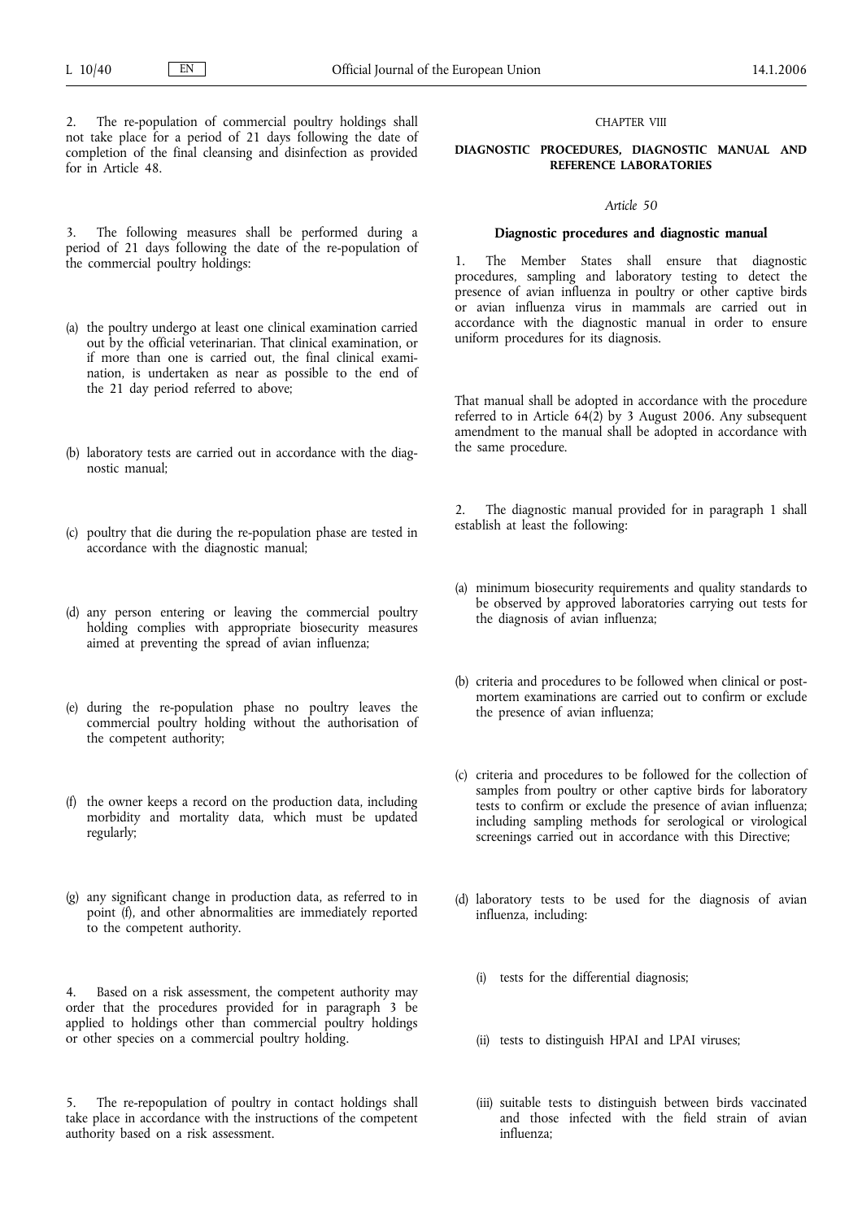2. The re-population of commercial poultry holdings shall not take place for a period of 21 days following the date of completion of the final cleansing and disinfection as provided for in Article 48.

3. The following measures shall be performed during a period of 21 days following the date of the re-population of the commercial poultry holdings:

(a) the poultry undergo at least one clinical examination carried out by the official veterinarian. That clinical examination, or if more than one is carried out, the final clinical examination, is undertaken as near as possible to the end of the 21 day period referred to above;

(b) laboratory tests are carried out in accordance with the diagnostic manual;

(c) poultry that die during the re-population phase are tested in accordance with the diagnostic manual;

(d) any person entering or leaving the commercial poultry holding complies with appropriate biosecurity measures aimed at preventing the spread of avian influenza;

(e) during the re-population phase no poultry leaves the commercial poultry holding without the authorisation of the competent authority;

(f) the owner keeps a record on the production data, including morbidity and mortality data, which must be updated regularly;

(g) any significant change in production data, as referred to in point (f), and other abnormalities are immediately reported to the competent authority.

4. Based on a risk assessment, the competent authority may order that the procedures provided for in paragraph 3 be applied to holdings other than commercial poultry holdings or other species on a commercial poultry holding.

5. The re-repopulation of poultry in contact holdings shall take place in accordance with the instructions of the competent authority based on a risk assessment.

CHAPTER VIII

## DIAGNOSTIC PROCEDURES, DIAGNOSTIC MANUAL AND REFERENCE LABORATORIES

*Article 50*

### Diagnostic procedures and diagnostic manual

1. The Member States shall ensure that diagnostic procedures, sampling and laboratory testing to detect the presence of avian influenza in poultry or other captive birds or avian influenza virus in mammals are carried out in accordance with the diagnostic manual in order to ensure uniform procedures for its diagnosis.

That manual shall be adopted in accordance with the procedure referred to in Article 64(2) by 3 August 2006. Any subsequent amendment to the manual shall be adopted in accordance with the same procedure.

2. The diagnostic manual provided for in paragraph 1 shall establish at least the following:

(a) minimum biosecurity requirements and quality standards to be observed by approved laboratories carrying out tests for the diagnosis of avian influenza;

(b) criteria and procedures to be followed when clinical or post-mortem examinations are carried out to confirm or exclude the presence of avian influenza;

(c) criteria and procedures to be followed for the collection of samples from poultry or other captive birds for laboratory tests to confirm or exclude the presence of avian influenza; including sampling methods for serological or virological screenings carried out in accordance with this Directive;

(d) laboratory tests to be used for the diagnosis of avian influenza, including:

(i) tests for the differential diagnosis;

(ii) tests to distinguish HPAI and LPAI viruses;

(iii) suitable tests to distinguish between birds vaccinated and those infected with the field strain of avian influenza;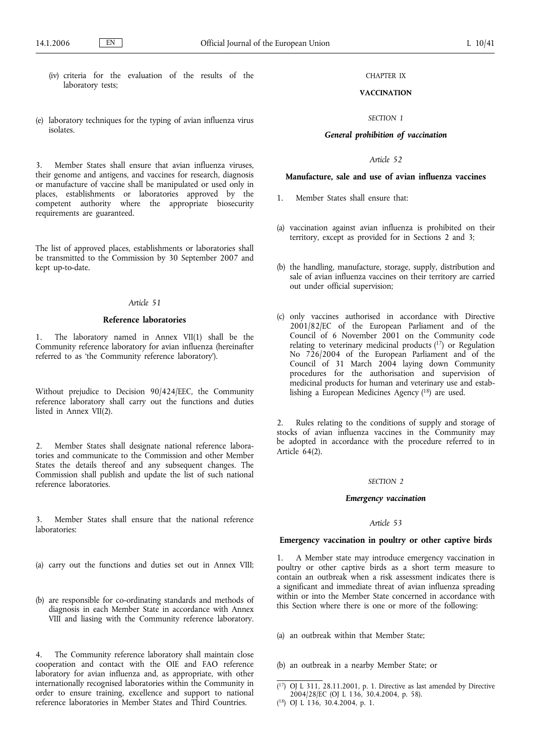(iv) criteria for the evaluation of the results of the laboratory tests;

(e) laboratory techniques for the typing of avian influenza virus isolates.

3. Member States shall ensure that avian influenza viruses, their genome and antigens, and vaccines for research, diagnosis or manufacture of vaccine shall be manipulated or used only in places, establishments or laboratories approved by the competent authority where the appropriate biosecurity requirements are guaranteed.

The list of approved places, establishments or laboratories shall be transmitted to the Commission by 30 September 2007 and kept up-to-date.

*Article 51*

**Reference laboratories**

1. The laboratory named in Annex VII(1) shall be the Community reference laboratory for avian influenza (hereinafter referred to as 'the Community reference laboratory').

Without prejudice to Decision 90/424/EEC, the Community reference laboratory shall carry out the functions and duties listed in Annex VII(2).

2. Member States shall designate national reference laboratories and communicate to the Commission and other Member States the details thereof and any subsequent changes. The Commission shall publish and update the list of such national reference laboratories.

3. Member States shall ensure that the national reference laboratories:

(a) carry out the functions and duties set out in Annex VIII;

(b) are responsible for co-ordinating standards and methods of diagnosis in each Member State in accordance with Annex VIII and liasing with the Community reference laboratory.

4. The Community reference laboratory shall maintain close cooperation and contact with the OIE and FAO reference laboratory for avian influenza and, as appropriate, with other internationally recognised laboratories within the Community in order to ensure training, excellence and support to national reference laboratories in Member States and Third Countries.

CHAPTER IX

**VACCINATION**

*SECTION 1*

***General prohibition of vaccination***

*Article 52*

**Manufacture, sale and use of avian influenza vaccines**

1. Member States shall ensure that:

(a) vaccination against avian influenza is prohibited on their territory, except as provided for in Sections 2 and 3;

(b) the handling, manufacture, storage, supply, distribution and sale of avian influenza vaccines on their territory are carried out under official supervision;

(c) only vaccines authorised in accordance with Directive 2001/82/EC of the European Parliament and of the Council of 6 November 2001 on the Community code relating to veterinary medicinal products [17] or Regulation No 726/2004 of the European Parliament and of the Council of 31 March 2004 laying down Community procedures for the authorisation and supervision of medicinal products for human and veterinary use and establishing a European Medicines Agency [18] are used.

2. Rules relating to the conditions of supply and storage of stocks of avian influenza vaccines in the Community may be adopted in accordance with the procedure referred to in Article 64(2).

*SECTION 2*

***Emergency vaccination***

*Article 53*

**Emergency vaccination in poultry or other captive birds**

1. A Member state may introduce emergency vaccination in poultry or other captive birds as a short term measure to contain an outbreak when a risk assessment indicates there is a significant and immediate threat of avian influenza spreading within or into the Member State concerned in accordance with this Section where there is one or more of the following:

(a) an outbreak within that Member State;

(b) an outbreak in a nearby Member State; or

---

[17] OJ L 311, 28.11.2001, p. 1. Directive as last amended by Directive 2004/28/EC (OJ L 136, 30.4.2004, p. 58).

[18] OJ L 136, 30.4.2004, p. 1.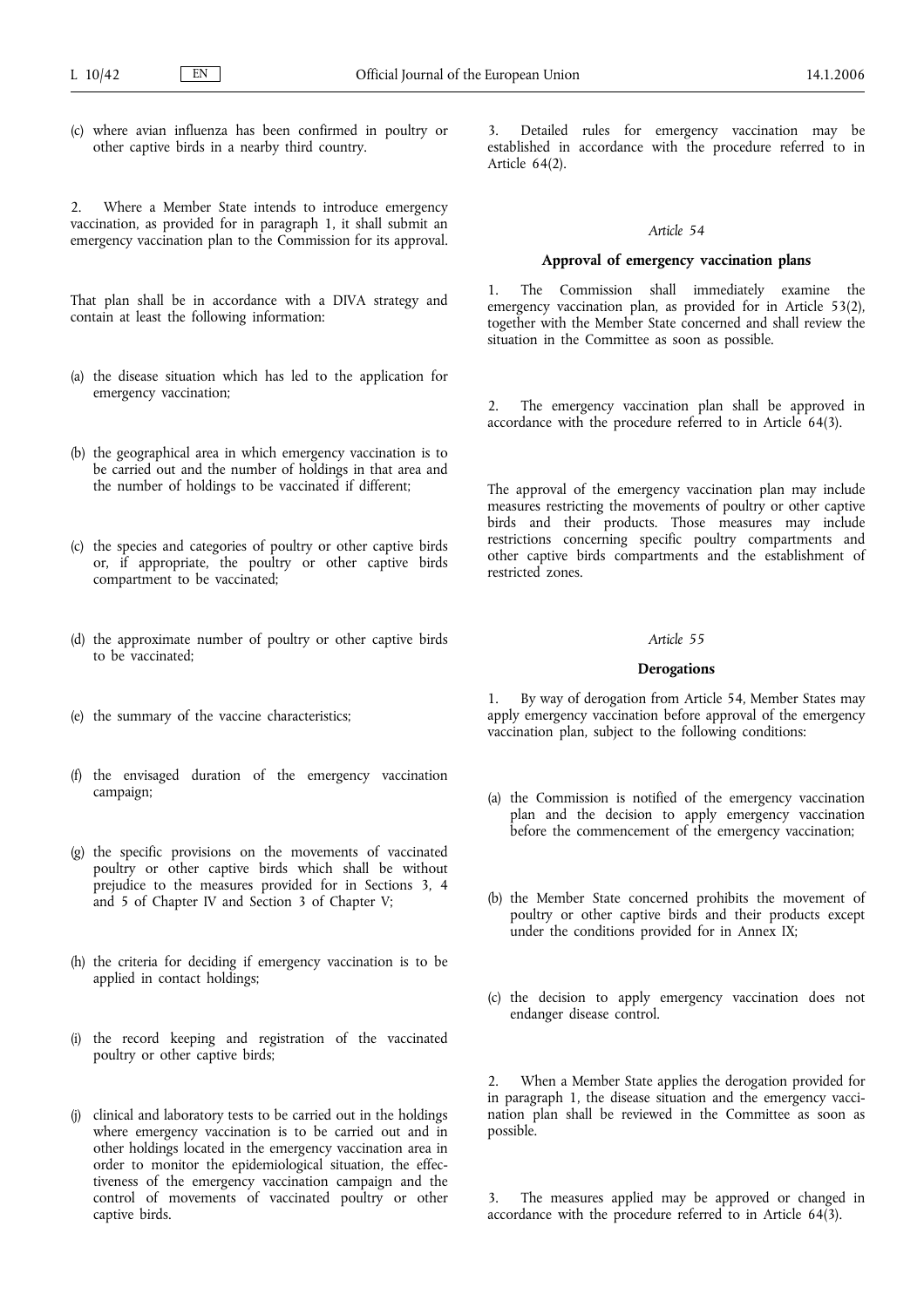(c) where avian influenza has been confirmed in poultry or other captive birds in a nearby third country.

2. Where a Member State intends to introduce emergency vaccination, as provided for in paragraph 1, it shall submit an emergency vaccination plan to the Commission for its approval.

That plan shall be in accordance with a DIVA strategy and contain at least the following information:

(a) the disease situation which has led to the application for emergency vaccination;

(b) the geographical area in which emergency vaccination is to be carried out and the number of holdings in that area and the number of holdings to be vaccinated if different;

(c) the species and categories of poultry or other captive birds or, if appropriate, the poultry or other captive birds compartment to be vaccinated;

(d) the approximate number of poultry or other captive birds to be vaccinated;

(e) the summary of the vaccine characteristics;

(f) the envisaged duration of the emergency vaccination campaign;

(g) the specific provisions on the movements of vaccinated poultry or other captive birds which shall be without prejudice to the measures provided for in Sections 3, 4 and 5 of Chapter IV and Section 3 of Chapter V;

(h) the criteria for deciding if emergency vaccination is to be applied in contact holdings;

(i) the record keeping and registration of the vaccinated poultry or other captive birds;

(j) clinical and laboratory tests to be carried out in the holdings where emergency vaccination is to be carried out and in other holdings located in the emergency vaccination area in order to monitor the epidemiological situation, the effectiveness of the emergency vaccination campaign and the control of movements of vaccinated poultry or other captive birds.

3. Detailed rules for emergency vaccination may be established in accordance with the procedure referred to in Article 64(2).

*Article 54*

**Approval of emergency vaccination plans**

1. The Commission shall immediately examine the emergency vaccination plan, as provided for in Article 53(2), together with the Member State concerned and shall review the situation in the Committee as soon as possible.

2. The emergency vaccination plan shall be approved in accordance with the procedure referred to in Article 64(3).

The approval of the emergency vaccination plan may include measures restricting the movements of poultry or other captive birds and their products. Those measures may include restrictions concerning specific poultry compartments and other captive birds compartments and the establishment of restricted zones.

*Article 55*

**Derogations**

1. By way of derogation from Article 54, Member States may apply emergency vaccination before approval of the emergency vaccination plan, subject to the following conditions:

(a) the Commission is notified of the emergency vaccination plan and the decision to apply emergency vaccination before the commencement of the emergency vaccination;

(b) the Member State concerned prohibits the movement of poultry or other captive birds and their products except under the conditions provided for in Annex IX;

(c) the decision to apply emergency vaccination does not endanger disease control.

2. When a Member State applies the derogation provided for in paragraph 1, the disease situation and the emergency vaccination plan shall be reviewed in the Committee as soon as possible.

3. The measures applied may be approved or changed in accordance with the procedure referred to in Article 64(3).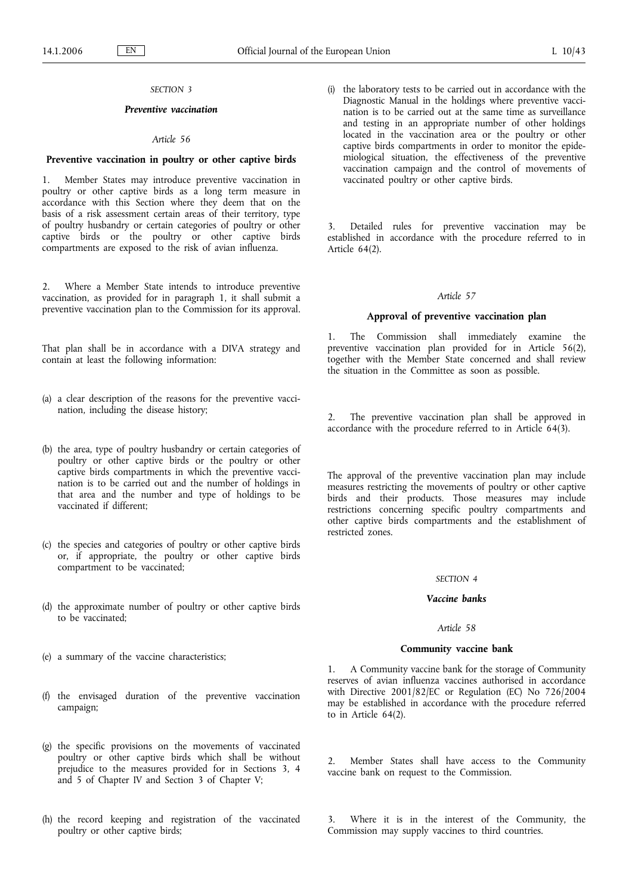*SECTION 3*

***Preventive vaccination***

*Article 56*

**Preventive vaccination in poultry or other captive birds**

1. Member States may introduce preventive vaccination in poultry or other captive birds as a long term measure in accordance with this Section where they deem that on the basis of a risk assessment certain areas of their territory, type of poultry husbandry or certain categories of poultry or other captive birds or the poultry or other captive birds compartments are exposed to the risk of avian influenza.

2. Where a Member State intends to introduce preventive vaccination, as provided for in paragraph 1, it shall submit a preventive vaccination plan to the Commission for its approval.

That plan shall be in accordance with a DIVA strategy and contain at least the following information:

(a) a clear description of the reasons for the preventive vaccination, including the disease history;

(b) the area, type of poultry husbandry or certain categories of poultry or other captive birds or the poultry or other captive birds compartments in which the preventive vaccination is to be carried out and the number of holdings in that area and the number and type of holdings to be vaccinated if different;

(c) the species and categories of poultry or other captive birds or, if appropriate, the poultry or other captive birds compartment to be vaccinated;

(d) the approximate number of poultry or other captive birds to be vaccinated;

(e) a summary of the vaccine characteristics;

(f) the envisaged duration of the preventive vaccination campaign;

(g) the specific provisions on the movements of vaccinated poultry or other captive birds which shall be without prejudice to the measures provided for in Sections 3, 4 and 5 of Chapter IV and Section 3 of Chapter V;

(h) the record keeping and registration of the vaccinated poultry or other captive birds;

(i) the laboratory tests to be carried out in accordance with the Diagnostic Manual in the holdings where preventive vaccination is to be carried out at the same time as surveillance and testing in an appropriate number of other holdings located in the vaccination area or the poultry or other captive birds compartments in order to monitor the epidemiological situation, the effectiveness of the preventive vaccination campaign and the control of movements of vaccinated poultry or other captive birds.

3. Detailed rules for preventive vaccination may be established in accordance with the procedure referred to in Article 64(2).

*Article 57*

**Approval of preventive vaccination plan**

1. The Commission shall immediately examine the preventive vaccination plan provided for in Article 56(2), together with the Member State concerned and shall review the situation in the Committee as soon as possible.

2. The preventive vaccination plan shall be approved in accordance with the procedure referred to in Article 64(3).

The approval of the preventive vaccination plan may include measures restricting the movements of poultry or other captive birds and their products. Those measures may include restrictions concerning specific poultry compartments and other captive birds compartments and the establishment of restricted zones.

*SECTION 4*

***Vaccine banks***

*Article 58*

**Community vaccine bank**

1. A Community vaccine bank for the storage of Community reserves of avian influenza vaccines authorised in accordance with Directive 2001/82/EC or Regulation (EC) No 726/2004 may be established in accordance with the procedure referred to in Article 64(2).

2. Member States shall have access to the Community vaccine bank on request to the Commission.

3. Where it is in the interest of the Community, the Commission may supply vaccines to third countries.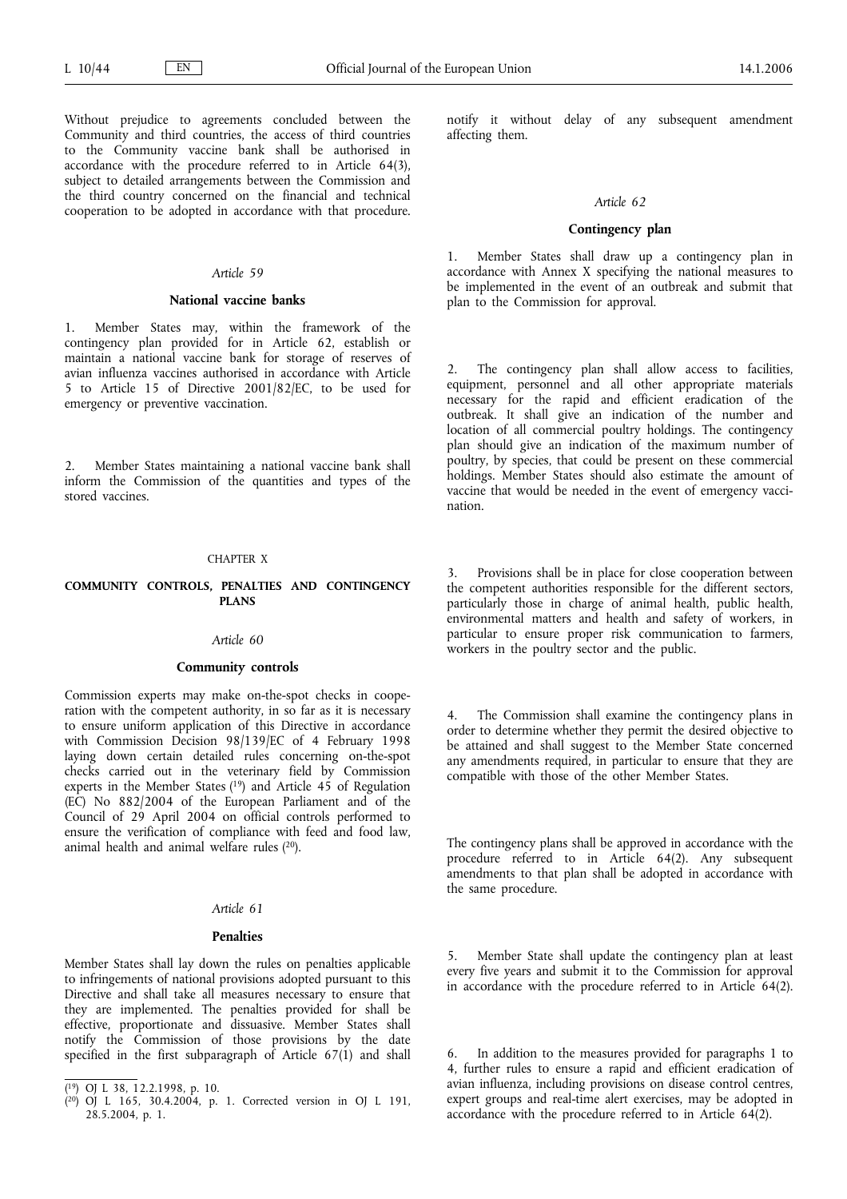Without prejudice to agreements concluded between the Community and third countries, the access of third countries to the Community vaccine bank shall be authorised in accordance with the procedure referred to in Article 64(3), subject to detailed arrangements between the Commission and the third country concerned on the financial and technical cooperation to be adopted in accordance with that procedure.

*Article 59*

**National vaccine banks**

1. Member States may, within the framework of the contingency plan provided for in Article 62, establish or maintain a national vaccine bank for storage of reserves of avian influenza vaccines authorised in accordance with Article 5 to Article 15 of Directive 2001/82/EC, to be used for emergency or preventive vaccination.

2. Member States maintaining a national vaccine bank shall inform the Commission of the quantities and types of the stored vaccines.

CHAPTER X

**COMMUNITY CONTROLS, PENALTIES AND CONTINGENCY PLANS**

*Article 60*

**Community controls**

Commission experts may make on-the-spot checks in cooperation with the competent authority, in so far as it is necessary to ensure uniform application of this Directive in accordance with Commission Decision 98/139/EC of 4 February 1998 laying down certain detailed rules concerning on-the-spot checks carried out in the veterinary field by Commission experts in the Member States [19] and Article 45 of Regulation (EC) No 882/2004 of the European Parliament and of the Council of 29 April 2004 on official controls performed to ensure the verification of compliance with feed and food law, animal health and animal welfare rules [20].

*Article 61*

**Penalties**

Member States shall lay down the rules on penalties applicable to infringements of national provisions adopted pursuant to this Directive and shall take all measures necessary to ensure that they are implemented. The penalties provided for shall be effective, proportionate and dissuasive. Member States shall notify the Commission of those provisions by the date specified in the first subparagraph of Article 67(1) and shall notify it without delay of any subsequent amendment affecting them.

*Article 62*

**Contingency plan**

1. Member States shall draw up a contingency plan in accordance with Annex X specifying the national measures to be implemented in the event of an outbreak and submit that plan to the Commission for approval.

2. The contingency plan shall allow access to facilities, equipment, personnel and all other appropriate materials necessary for the rapid and efficient eradication of the outbreak. It shall give an indication of the number and location of all commercial poultry holdings. The contingency plan should give an indication of the maximum number of poultry, by species, that could be present on these commercial holdings. Member States should also estimate the amount of vaccine that would be needed in the event of emergency vaccination.

3. Provisions shall be in place for close cooperation between the competent authorities responsible for the different sectors, particularly those in charge of animal health, public health, environmental matters and health and safety of workers, in particular to ensure proper risk communication to farmers, workers in the poultry sector and the public.

4. The Commission shall examine the contingency plans in order to determine whether they permit the desired objective to be attained and shall suggest to the Member State concerned any amendments required, in particular to ensure that they are compatible with those of the other Member States.

The contingency plans shall be approved in accordance with the procedure referred to in Article 64(2). Any subsequent amendments to that plan shall be adopted in accordance with the same procedure.

5. Member State shall update the contingency plan at least every five years and submit it to the Commission for approval in accordance with the procedure referred to in Article 64(2).

6. In addition to the measures provided for paragraphs 1 to 4, further rules to ensure a rapid and efficient eradication of avian influenza, including provisions on disease control centres, expert groups and real-time alert exercises, may be adopted in accordance with the procedure referred to in Article 64(2).

---

[19] OJ L 38, 12.2.1998, p. 10.

[20] OJ L 165, 30.4.2004, p. 1. Corrected version in OJ L 191, 28.5.2004, p. 1.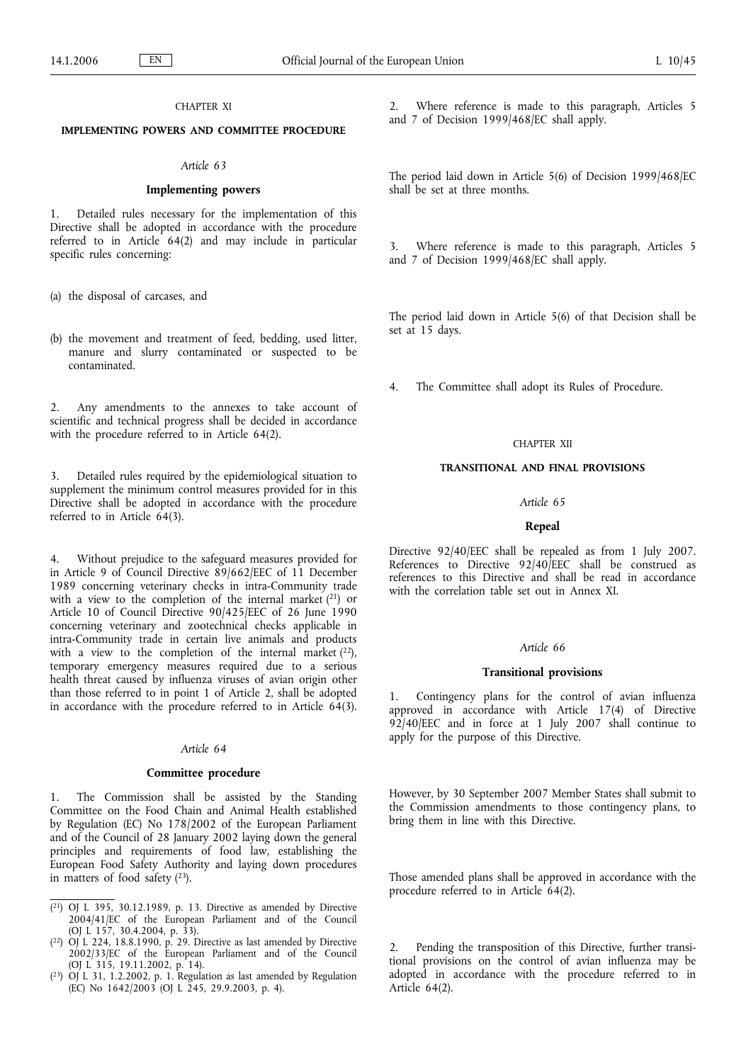CHAPTER XI

## IMPLEMENTING POWERS AND COMMITTEE PROCEDURE

*Article 63*

### Implementing powers

1. Detailed rules necessary for the implementation of this Directive shall be adopted in accordance with the procedure referred to in Article 64(2) and may include in particular specific rules concerning:

(a) the disposal of carcases, and

(b) the movement and treatment of feed, bedding, used litter, manure and slurry contaminated or suspected to be contaminated.

2. Any amendments to the annexes to take account of scientific and technical progress shall be decided in accordance with the procedure referred to in Article 64(2).

3. Detailed rules required by the epidemiological situation to supplement the minimum control measures provided for in this Directive shall be adopted in accordance with the procedure referred to in Article 64(3).

4. Without prejudice to the safeguard measures provided for in Article 9 of Council Directive 89/662/EEC of 11 December 1989 concerning veterinary checks in intra-Community trade with a view to the completion of the internal market [21] or Article 10 of Council Directive 90/425/EEC of 26 June 1990 concerning veterinary and zootechnical checks applicable in intra-Community trade in certain live animals and products with a view to the completion of the internal market [22], temporary emergency measures required due to a serious health threat caused by influenza viruses of avian origin other than those referred to in point 1 of Article 2, shall be adopted in accordance with the procedure referred to in Article 64(3).

*Article 64*

### Committee procedure

1. The Commission shall be assisted by the Standing Committee on the Food Chain and Animal Health established by Regulation (EC) No 178/2002 of the European Parliament and of the Council of 28 January 2002 laying down the general principles and requirements of food law, establishing the European Food Safety Authority and laying down procedures in matters of food safety [23].

2. Where reference is made to this paragraph, Articles 5 and 7 of Decision 1999/468/EC shall apply.

The period laid down in Article 5(6) of Decision 1999/468/EC shall be set at three months.

3. Where reference is made to this paragraph, Articles 5 and 7 of Decision 1999/468/EC shall apply.

The period laid down in Article 5(6) of that Decision shall be set at 15 days.

4. The Committee shall adopt its Rules of Procedure.

CHAPTER XII

## TRANSITIONAL AND FINAL PROVISIONS

*Article 65*

### Repeal

Directive 92/40/EEC shall be repealed as from 1 July 2007. References to Directive 92/40/EEC shall be construed as references to this Directive and shall be read in accordance with the correlation table set out in Annex XI.

*Article 66*

### Transitional provisions

1. Contingency plans for the control of avian influenza approved in accordance with Article 17(4) of Directive 92/40/EEC and in force at 1 July 2007 shall continue to apply for the purpose of this Directive.

However, by 30 September 2007 Member States shall submit to the Commission amendments to those contingency plans, to bring them in line with this Directive.

Those amended plans shall be approved in accordance with the procedure referred to in Article 64(2).

2. Pending the transposition of this Directive, further transitional provisions on the control of avian influenza may be adopted in accordance with the procedure referred to in Article 64(2).

---

[21] OJ L 395, 30.12.1989, p. 13. Directive as amended by Directive 2004/41/EC of the European Parliament and of the Council (OJ L 157, 30.4.2004, p. 33).

[22] OJ L 224, 18.8.1990, p. 29. Directive as last amended by Directive 2002/33/EC of the European Parliament and of the Council (OJ L 315, 19.11.2002, p. 14).

[23] OJ L 31, 1.2.2002, p. 1. Regulation as last amended by Regulation (EC) No 1642/2003 (OJ L 245, 29.9.2003, p. 4).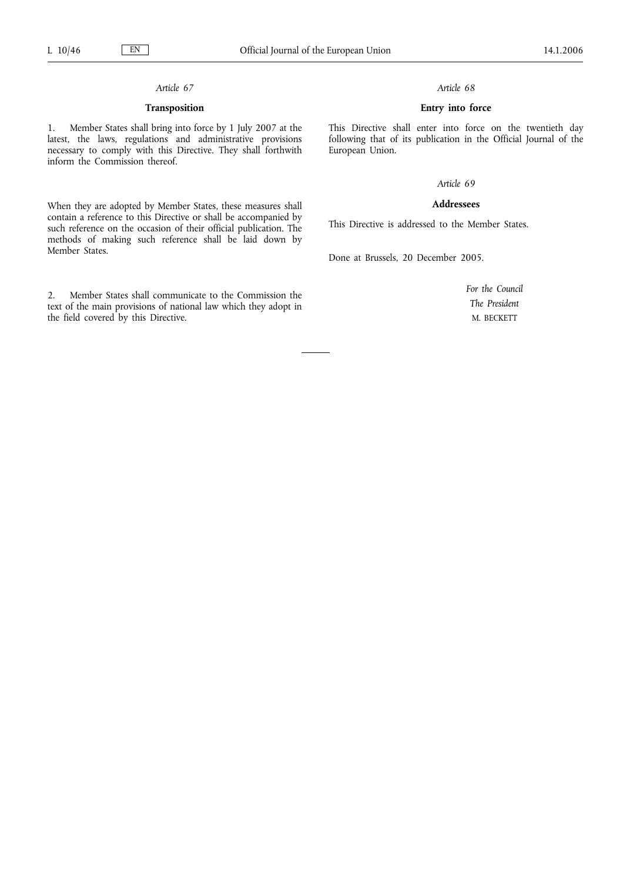*Article 67*

**Transposition**

1. Member States shall bring into force by 1 July 2007 at the latest, the laws, regulations and administrative provisions necessary to comply with this Directive. They shall forthwith inform the Commission thereof.

When they are adopted by Member States, these measures shall contain a reference to this Directive or shall be accompanied by such reference on the occasion of their official publication. The methods of making such reference shall be laid down by Member States.

2. Member States shall communicate to the Commission the text of the main provisions of national law which they adopt in the field covered by this Directive.

*Article 68*

**Entry into force**

This Directive shall enter into force on the twentieth day following that of its publication in the Official Journal of the European Union.

*Article 69*

**Addressees**

This Directive is addressed to the Member States.

Done at Brussels, 20 December 2005.

*For the Council*

*The President*

M. BECKETT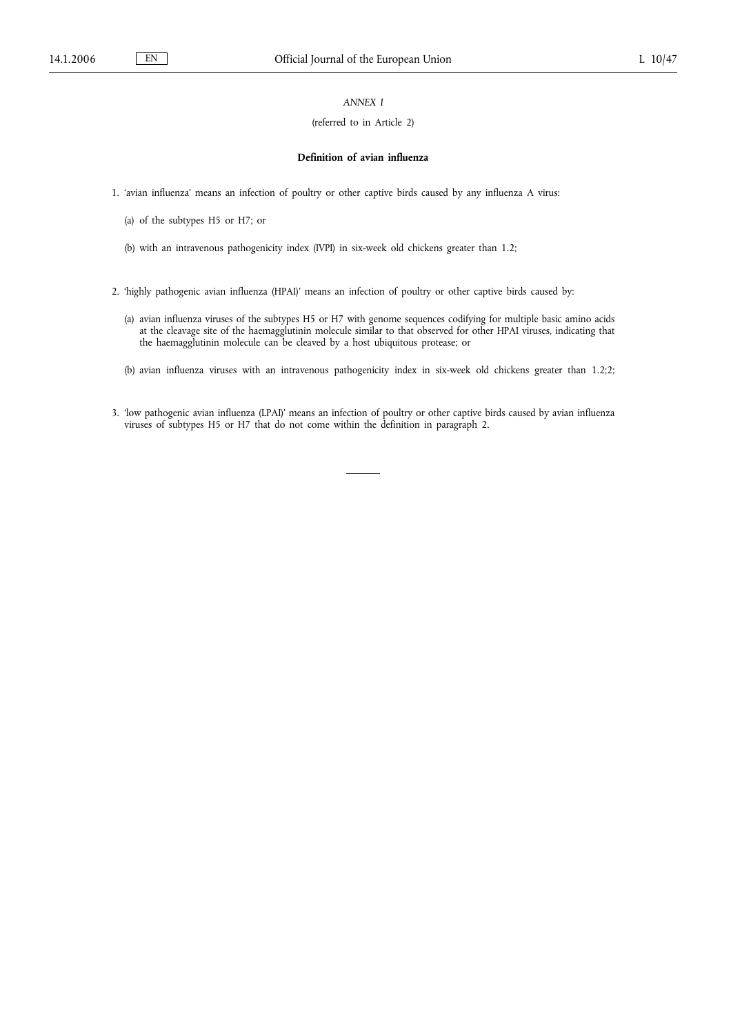*ANNEX I*

(referred to in Article 2)

**Definition of avian influenza**

1. 'avian influenza' means an infection of poultry or other captive birds caused by any influenza A virus:

   (a) of the subtypes H5 or H7; or

   (b) with an intravenous pathogenicity index (IVPI) in six-week old chickens greater than 1.2;

2. 'highly pathogenic avian influenza (HPAI)' means an infection of poultry or other captive birds caused by:

   (a) avian influenza viruses of the subtypes H5 or H7 with genome sequences codifying for multiple basic amino acids at the cleavage site of the haemagglutinin molecule similar to that observed for other HPAI viruses, indicating that the haemagglutinin molecule can be cleaved by a host ubiquitous protease; or

   (b) avian influenza viruses with an intravenous pathogenicity index in six-week old chickens greater than 1.2;2;

3. 'low pathogenic avian influenza (LPAI)' means an infection of poultry or other captive birds caused by avian influenza viruses of subtypes H5 or H7 that do not come within the definition in paragraph 2.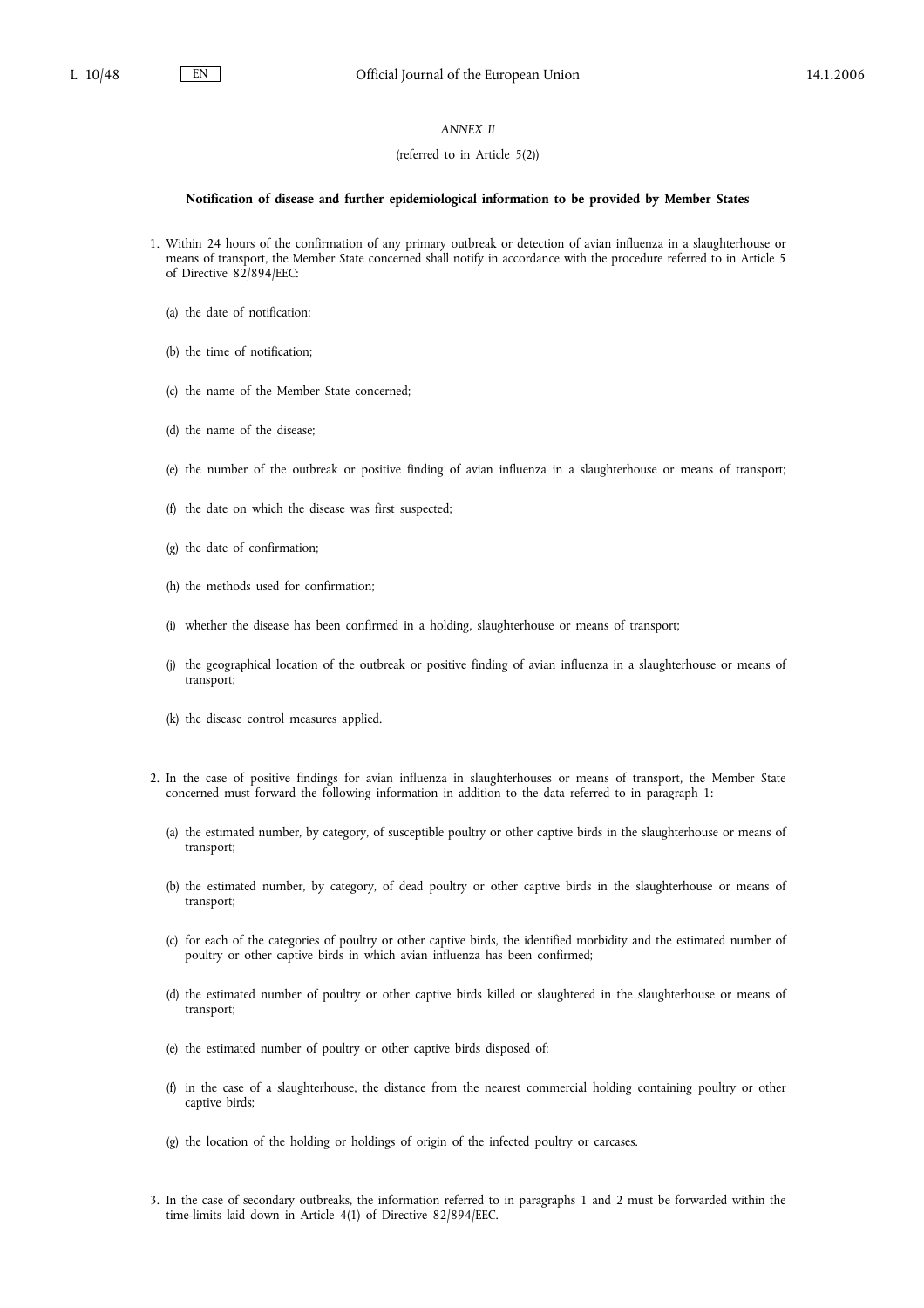*ANNEX II*

(referred to in Article 5(2))

**Notification of disease and further epidemiological information to be provided by Member States**

1. Within 24 hours of the confirmation of any primary outbreak or detection of avian influenza in a slaughterhouse or means of transport, the Member State concerned shall notify in accordance with the procedure referred to in Article 5 of Directive 82/894/EEC:

   (a) the date of notification;

   (b) the time of notification;

   (c) the name of the Member State concerned;

   (d) the name of the disease;

   (e) the number of the outbreak or positive finding of avian influenza in a slaughterhouse or means of transport;

   (f) the date on which the disease was first suspected;

   (g) the date of confirmation;

   (h) the methods used for confirmation;

   (i) whether the disease has been confirmed in a holding, slaughterhouse or means of transport;

   (j) the geographical location of the outbreak or positive finding of avian influenza in a slaughterhouse or means of transport;

   (k) the disease control measures applied.

2. In the case of positive findings for avian influenza in slaughterhouses or means of transport, the Member State concerned must forward the following information in addition to the data referred to in paragraph 1:

   (a) the estimated number, by category, of susceptible poultry or other captive birds in the slaughterhouse or means of transport;

   (b) the estimated number, by category, of dead poultry or other captive birds in the slaughterhouse or means of transport;

   (c) for each of the categories of poultry or other captive birds, the identified morbidity and the estimated number of poultry or other captive birds in which avian influenza has been confirmed;

   (d) the estimated number of poultry or other captive birds killed or slaughtered in the slaughterhouse or means of transport;

   (e) the estimated number of poultry or other captive birds disposed of;

   (f) in the case of a slaughterhouse, the distance from the nearest commercial holding containing poultry or other captive birds;

   (g) the location of the holding or holdings of origin of the infected poultry or carcases.

3. In the case of secondary outbreaks, the information referred to in paragraphs 1 and 2 must be forwarded within the time-limits laid down in Article 4(1) of Directive 82/894/EEC.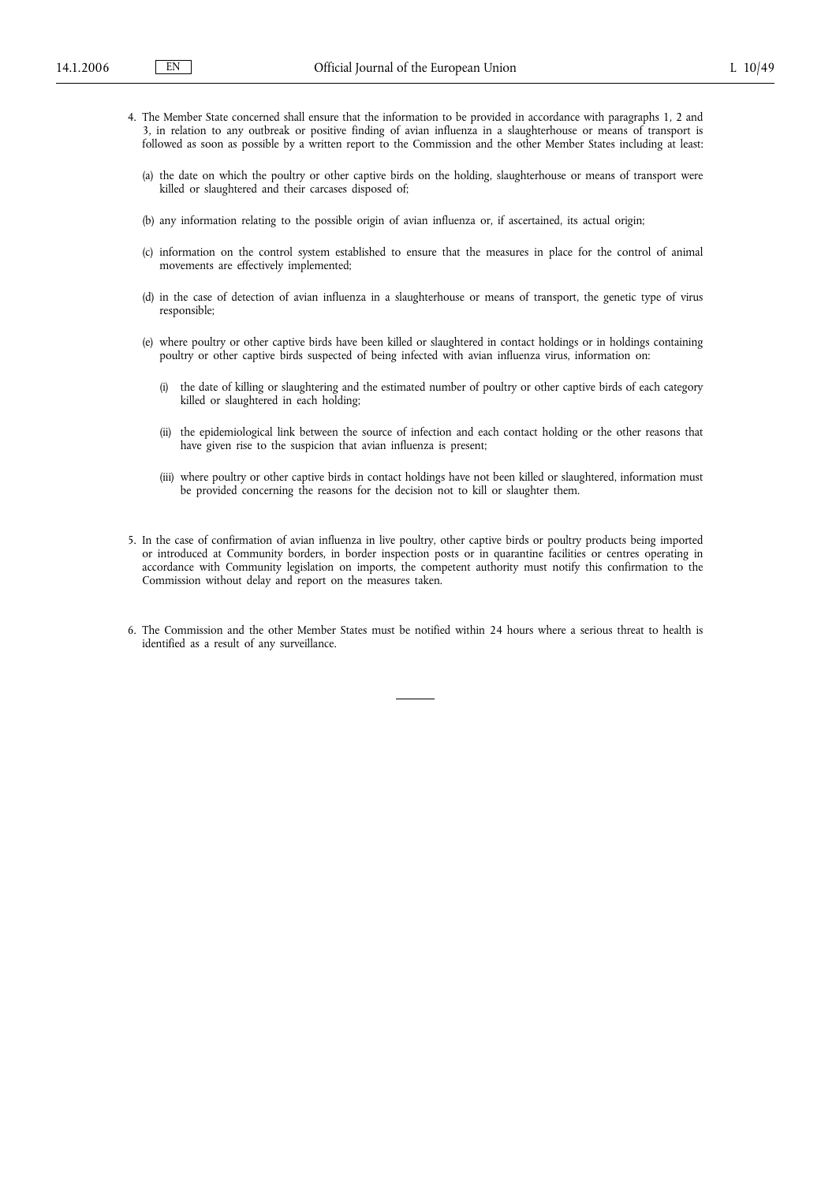4. The Member State concerned shall ensure that the information to be provided in accordance with paragraphs 1, 2 and 3, in relation to any outbreak or positive finding of avian influenza in a slaughterhouse or means of transport is followed as soon as possible by a written report to the Commission and the other Member States including at least:

   (a) the date on which the poultry or other captive birds on the holding, slaughterhouse or means of transport were killed or slaughtered and their carcases disposed of;

   (b) any information relating to the possible origin of avian influenza or, if ascertained, its actual origin;

   (c) information on the control system established to ensure that the measures in place for the control of animal movements are effectively implemented;

   (d) in the case of detection of avian influenza in a slaughterhouse or means of transport, the genetic type of virus responsible;

   (e) where poultry or other captive birds have been killed or slaughtered in contact holdings or in holdings containing poultry or other captive birds suspected of being infected with avian influenza virus, information on:

      (i) the date of killing or slaughtering and the estimated number of poultry or other captive birds of each category killed or slaughtered in each holding;

      (ii) the epidemiological link between the source of infection and each contact holding or the other reasons that have given rise to the suspicion that avian influenza is present;

      (iii) where poultry or other captive birds in contact holdings have not been killed or slaughtered, information must be provided concerning the reasons for the decision not to kill or slaughter them.

5. In the case of confirmation of avian influenza in live poultry, other captive birds or poultry products being imported or introduced at Community borders, in border inspection posts or in quarantine facilities or centres operating in accordance with Community legislation on imports, the competent authority must notify this confirmation to the Commission without delay and report on the measures taken.

6. The Commission and the other Member States must be notified within 24 hours where a serious threat to health is identified as a result of any surveillance.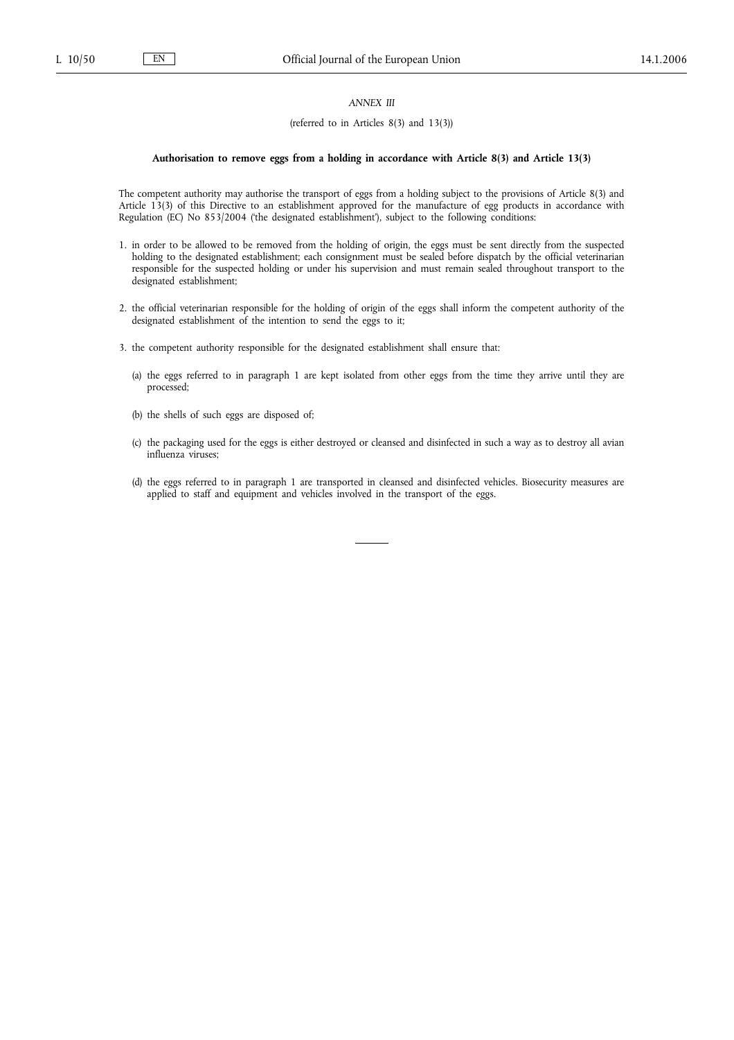*ANNEX III*

(referred to in Articles 8(3) and 13(3))

**Authorisation to remove eggs from a holding in accordance with Article 8(3) and Article 13(3)**

The competent authority may authorise the transport of eggs from a holding subject to the provisions of Article 8(3) and Article 13(3) of this Directive to an establishment approved for the manufacture of egg products in accordance with Regulation (EC) No 853/2004 ('the designated establishment'), subject to the following conditions:

1. in order to be allowed to be removed from the holding of origin, the eggs must be sent directly from the suspected holding to the designated establishment; each consignment must be sealed before dispatch by the official veterinarian responsible for the suspected holding or under his supervision and must remain sealed throughout transport to the designated establishment;

2. the official veterinarian responsible for the holding of origin of the eggs shall inform the competent authority of the designated establishment of the intention to send the eggs to it;

3. the competent authority responsible for the designated establishment shall ensure that:

   (a) the eggs referred to in paragraph 1 are kept isolated from other eggs from the time they arrive until they are processed;

   (b) the shells of such eggs are disposed of;

   (c) the packaging used for the eggs is either destroyed or cleansed and disinfected in such a way as to destroy all avian influenza viruses;

   (d) the eggs referred to in paragraph 1 are transported in cleansed and disinfected vehicles. Biosecurity measures are applied to staff and equipment and vehicles involved in the transport of the eggs.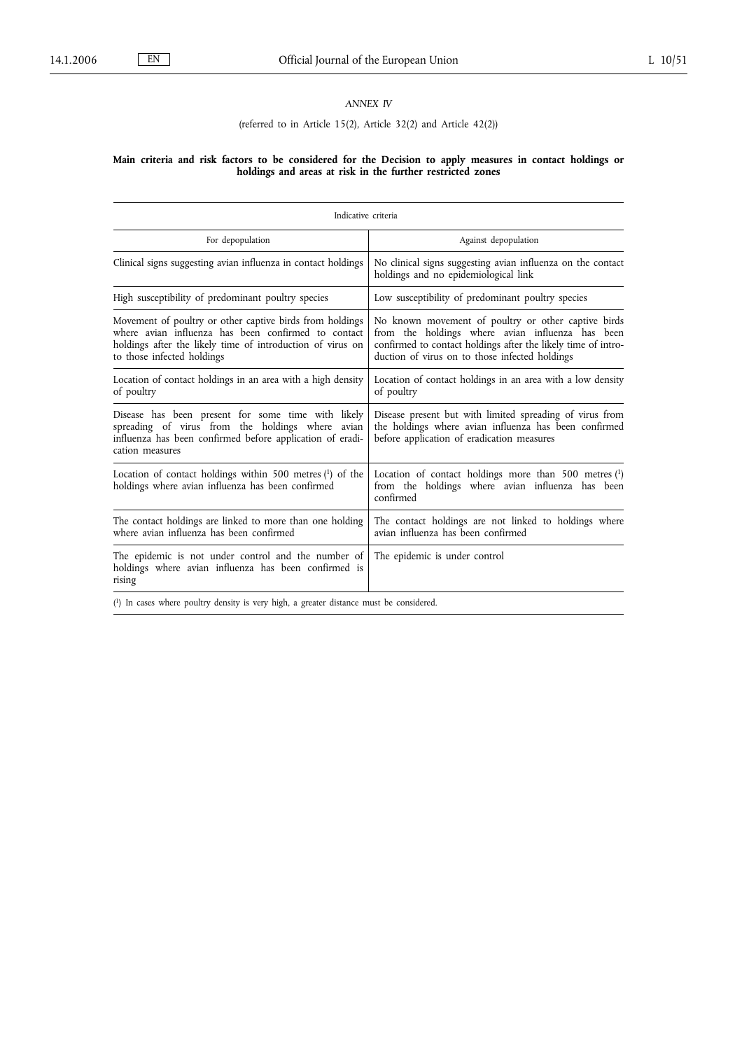*ANNEX IV*

(referred to in Article 15(2), Article 32(2) and Article 42(2))

**Main criteria and risk factors to be considered for the Decision to apply measures in contact holdings or holdings and areas at risk in the further restricted zones**

| Indicative criteria | |
|---|---|
| For depopulation | Against depopulation |
| Clinical signs suggesting avian influenza in contact holdings | No clinical signs suggesting avian influenza on the contact holdings and no epidemiological link |
| High susceptibility of predominant poultry species | Low susceptibility of predominant poultry species |
| Movement of poultry or other captive birds from holdings where avian influenza has been confirmed to contact holdings after the likely time of introduction of virus on to those infected holdings | No known movement of poultry or other captive birds from the holdings where avian influenza has been confirmed to contact holdings after the likely time of introduction of virus on to those infected holdings |
| Location of contact holdings in an area with a high density of poultry | Location of contact holdings in an area with a low density of poultry |
| Disease has been present for some time with likely spreading of virus from the holdings where avian influenza has been confirmed before application of eradication measures | Disease present but with limited spreading of virus from the holdings where avian influenza has been confirmed before application of eradication measures |
| Location of contact holdings within 500 metres [1] of the holdings where avian influenza has been confirmed | Location of contact holdings more than 500 metres [1] from the holdings where avian influenza has been confirmed |
| The contact holdings are linked to more than one holding where avian influenza has been confirmed | The contact holdings are not linked to holdings where avian influenza has been confirmed |
| The epidemic is not under control and the number of holdings where avian influenza has been confirmed is rising | The epidemic is under control |

[1] In cases where poultry density is very high, a greater distance must be considered.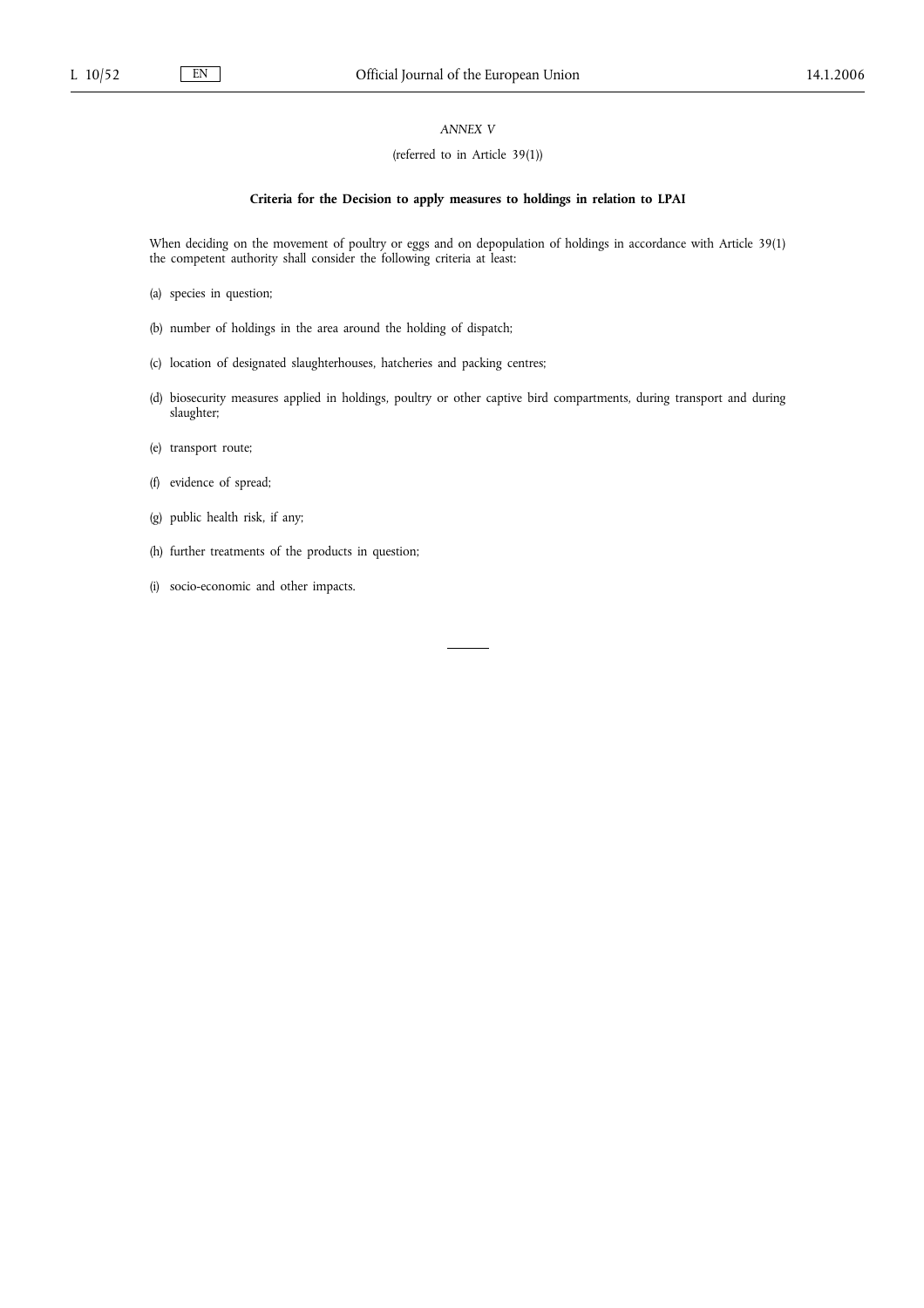*ANNEX V*

(referred to in Article 39(1))

**Criteria for the Decision to apply measures to holdings in relation to LPAI**

When deciding on the movement of poultry or eggs and on depopulation of holdings in accordance with Article 39(1) the competent authority shall consider the following criteria at least:

(a) species in question;

(b) number of holdings in the area around the holding of dispatch;

(c) location of designated slaughterhouses, hatcheries and packing centres;

(d) biosecurity measures applied in holdings, poultry or other captive bird compartments, during transport and during slaughter;

(e) transport route;

(f) evidence of spread;

(g) public health risk, if any;

(h) further treatments of the products in question;

(i) socio-economic and other impacts.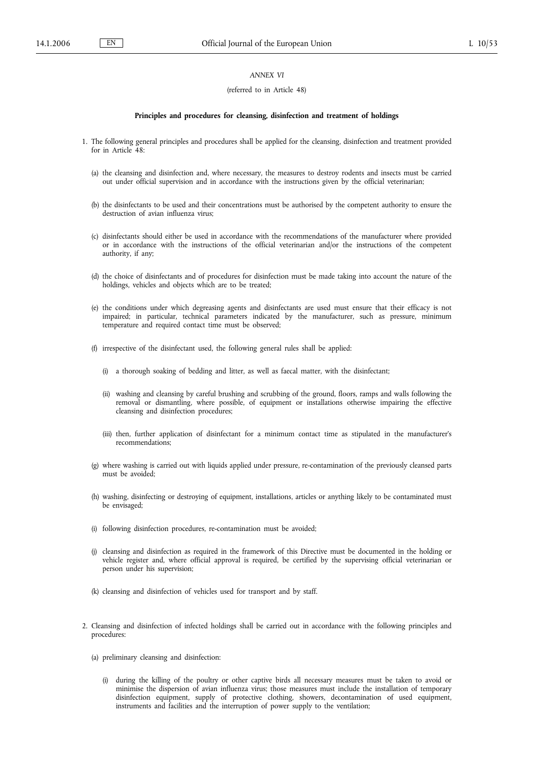*ANNEX VI*

(referred to in Article 48)

**Principles and procedures for cleansing, disinfection and treatment of holdings**

1. The following general principles and procedures shall be applied for the cleansing, disinfection and treatment provided for in Article 48:

   (a) the cleansing and disinfection and, where necessary, the measures to destroy rodents and insects must be carried out under official supervision and in accordance with the instructions given by the official veterinarian;

   (b) the disinfectants to be used and their concentrations must be authorised by the competent authority to ensure the destruction of avian influenza virus;

   (c) disinfectants should either be used in accordance with the recommendations of the manufacturer where provided or in accordance with the instructions of the official veterinarian and/or the instructions of the competent authority, if any;

   (d) the choice of disinfectants and of procedures for disinfection must be made taking into account the nature of the holdings, vehicles and objects which are to be treated;

   (e) the conditions under which degreasing agents and disinfectants are used must ensure that their efficacy is not impaired; in particular, technical parameters indicated by the manufacturer, such as pressure, minimum temperature and required contact time must be observed;

   (f) irrespective of the disinfectant used, the following general rules shall be applied:

      (i) a thorough soaking of bedding and litter, as well as faecal matter, with the disinfectant;

      (ii) washing and cleansing by careful brushing and scrubbing of the ground, floors, ramps and walls following the removal or dismantling, where possible, of equipment or installations otherwise impairing the effective cleansing and disinfection procedures;

      (iii) then, further application of disinfectant for a minimum contact time as stipulated in the manufacturer's recommendations;

   (g) where washing is carried out with liquids applied under pressure, re-contamination of the previously cleansed parts must be avoided;

   (h) washing, disinfecting or destroying of equipment, installations, articles or anything likely to be contaminated must be envisaged;

   (i) following disinfection procedures, re-contamination must be avoided;

   (j) cleansing and disinfection as required in the framework of this Directive must be documented in the holding or vehicle register and, where official approval is required, be certified by the supervising official veterinarian or person under his supervision;

   (k) cleansing and disinfection of vehicles used for transport and by staff.

2. Cleansing and disinfection of infected holdings shall be carried out in accordance with the following principles and procedures:

   (a) preliminary cleansing and disinfection:

      (i) during the killing of the poultry or other captive birds all necessary measures must be taken to avoid or minimise the dispersion of avian influenza virus; those measures must include the installation of temporary disinfection equipment, supply of protective clothing, showers, decontamination of used equipment, instruments and facilities and the interruption of power supply to the ventilation;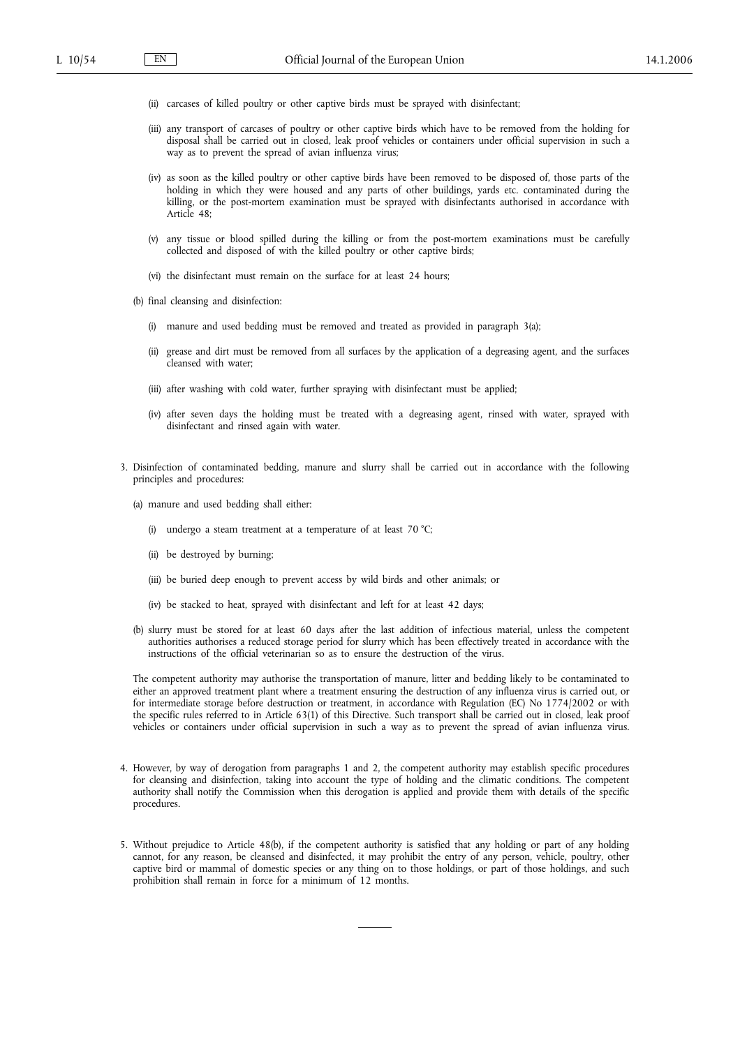(ii) carcases of killed poultry or other captive birds must be sprayed with disinfectant;

(iii) any transport of carcases of poultry or other captive birds which have to be removed from the holding for disposal shall be carried out in closed, leak proof vehicles or containers under official supervision in such a way as to prevent the spread of avian influenza virus;

(iv) as soon as the killed poultry or other captive birds have been removed to be disposed of, those parts of the holding in which they were housed and any parts of other buildings, yards etc. contaminated during the killing, or the post-mortem examination must be sprayed with disinfectants authorised in accordance with Article 48;

(v) any tissue or blood spilled during the killing or from the post-mortem examinations must be carefully collected and disposed of with the killed poultry or other captive birds;

(vi) the disinfectant must remain on the surface for at least 24 hours;

(b) final cleansing and disinfection:

(i) manure and used bedding must be removed and treated as provided in paragraph 3(a);

(ii) grease and dirt must be removed from all surfaces by the application of a degreasing agent, and the surfaces cleansed with water;

(iii) after washing with cold water, further spraying with disinfectant must be applied;

(iv) after seven days the holding must be treated with a degreasing agent, rinsed with water, sprayed with disinfectant and rinsed again with water.

3. Disinfection of contaminated bedding, manure and slurry shall be carried out in accordance with the following principles and procedures:

(a) manure and used bedding shall either:

(i) undergo a steam treatment at a temperature of at least 70 °C;

(ii) be destroyed by burning;

(iii) be buried deep enough to prevent access by wild birds and other animals; or

(iv) be stacked to heat, sprayed with disinfectant and left for at least 42 days;

(b) slurry must be stored for at least 60 days after the last addition of infectious material, unless the competent authorities authorises a reduced storage period for slurry which has been effectively treated in accordance with the instructions of the official veterinarian so as to ensure the destruction of the virus.

The competent authority may authorise the transportation of manure, litter and bedding likely to be contaminated to either an approved treatment plant where a treatment ensuring the destruction of any influenza virus is carried out, or for intermediate storage before destruction or treatment, in accordance with Regulation (EC) No 1774/2002 or with the specific rules referred to in Article 63(1) of this Directive. Such transport shall be carried out in closed, leak proof vehicles or containers under official supervision in such a way as to prevent the spread of avian influenza virus.

4. However, by way of derogation from paragraphs 1 and 2, the competent authority may establish specific procedures for cleansing and disinfection, taking into account the type of holding and the climatic conditions. The competent authority shall notify the Commission when this derogation is applied and provide them with details of the specific procedures.

5. Without prejudice to Article 48(b), if the competent authority is satisfied that any holding or part of any holding cannot, for any reason, be cleansed and disinfected, it may prohibit the entry of any person, vehicle, poultry, other captive bird or mammal of domestic species or any thing on to those holdings, or part of those holdings, and such prohibition shall remain in force for a minimum of 12 months.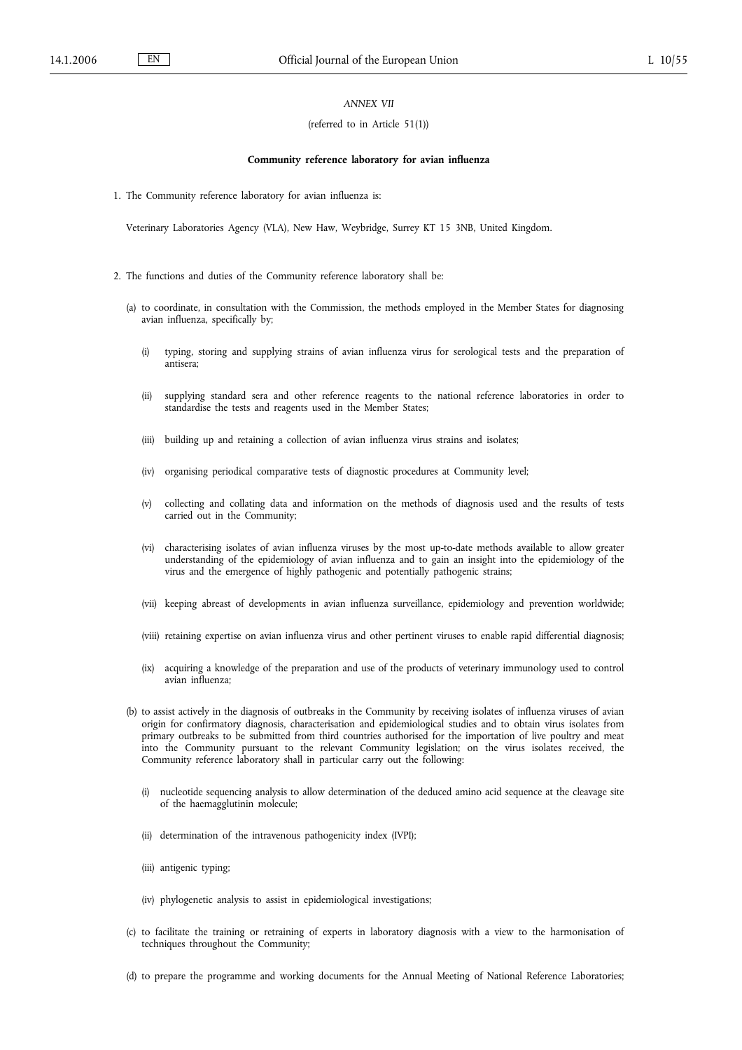*ANNEX VII*

(referred to in Article 51(1))

**Community reference laboratory for avian influenza**

1. The Community reference laboratory for avian influenza is:

   Veterinary Laboratories Agency (VLA), New Haw, Weybridge, Surrey KT 15 3NB, United Kingdom.

2. The functions and duties of the Community reference laboratory shall be:

   (a) to coordinate, in consultation with the Commission, the methods employed in the Member States for diagnosing avian influenza, specifically by;

   (i) typing, storing and supplying strains of avian influenza virus for serological tests and the preparation of antisera;

   (ii) supplying standard sera and other reference reagents to the national reference laboratories in order to standardise the tests and reagents used in the Member States;

   (iii) building up and retaining a collection of avian influenza virus strains and isolates;

   (iv) organising periodical comparative tests of diagnostic procedures at Community level;

   (v) collecting and collating data and information on the methods of diagnosis used and the results of tests carried out in the Community;

   (vi) characterising isolates of avian influenza viruses by the most up-to-date methods available to allow greater understanding of the epidemiology of avian influenza and to gain an insight into the epidemiology of the virus and the emergence of highly pathogenic and potentially pathogenic strains;

   (vii) keeping abreast of developments in avian influenza surveillance, epidemiology and prevention worldwide;

   (viii) retaining expertise on avian influenza virus and other pertinent viruses to enable rapid differential diagnosis;

   (ix) acquiring a knowledge of the preparation and use of the products of veterinary immunology used to control avian influenza;

   (b) to assist actively in the diagnosis of outbreaks in the Community by receiving isolates of influenza viruses of avian origin for confirmatory diagnosis, characterisation and epidemiological studies and to obtain virus isolates from primary outbreaks to be submitted from third countries authorised for the importation of live poultry and meat into the Community pursuant to the relevant Community legislation; on the virus isolates received, the Community reference laboratory shall in particular carry out the following:

   (i) nucleotide sequencing analysis to allow determination of the deduced amino acid sequence at the cleavage site of the haemagglutinin molecule;

   (ii) determination of the intravenous pathogenicity index (IVPI);

   (iii) antigenic typing;

   (iv) phylogenetic analysis to assist in epidemiological investigations;

   (c) to facilitate the training or retraining of experts in laboratory diagnosis with a view to the harmonisation of techniques throughout the Community;

   (d) to prepare the programme and working documents for the Annual Meeting of National Reference Laboratories;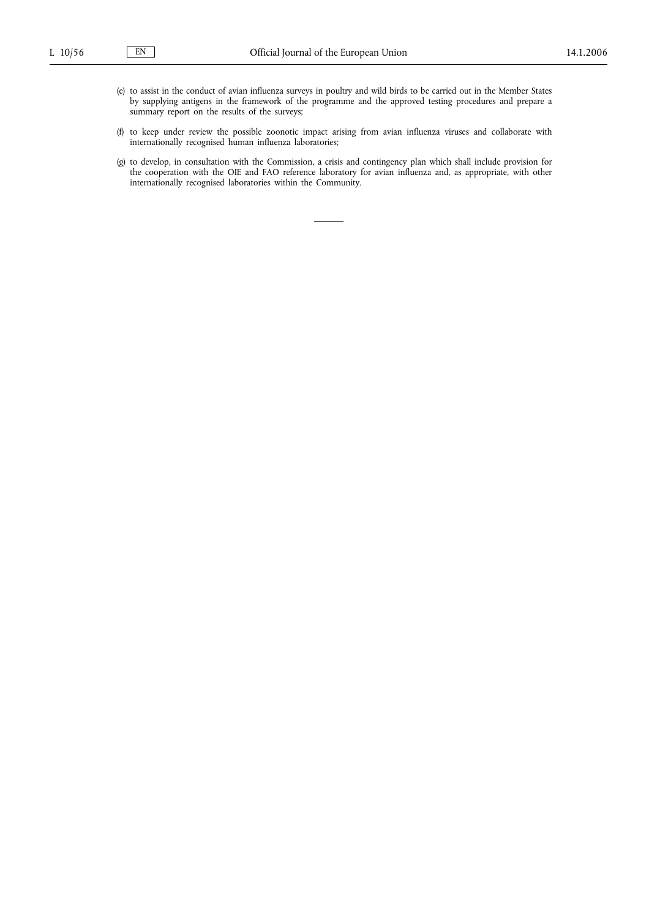(e) to assist in the conduct of avian influenza surveys in poultry and wild birds to be carried out in the Member States by supplying antigens in the framework of the programme and the approved testing procedures and prepare a summary report on the results of the surveys;

(f) to keep under review the possible zoonotic impact arising from avian influenza viruses and collaborate with internationally recognised human influenza laboratories;

(g) to develop, in consultation with the Commission, a crisis and contingency plan which shall include provision for the cooperation with the OIE and FAO reference laboratory for avian influenza and, as appropriate, with other internationally recognised laboratories within the Community.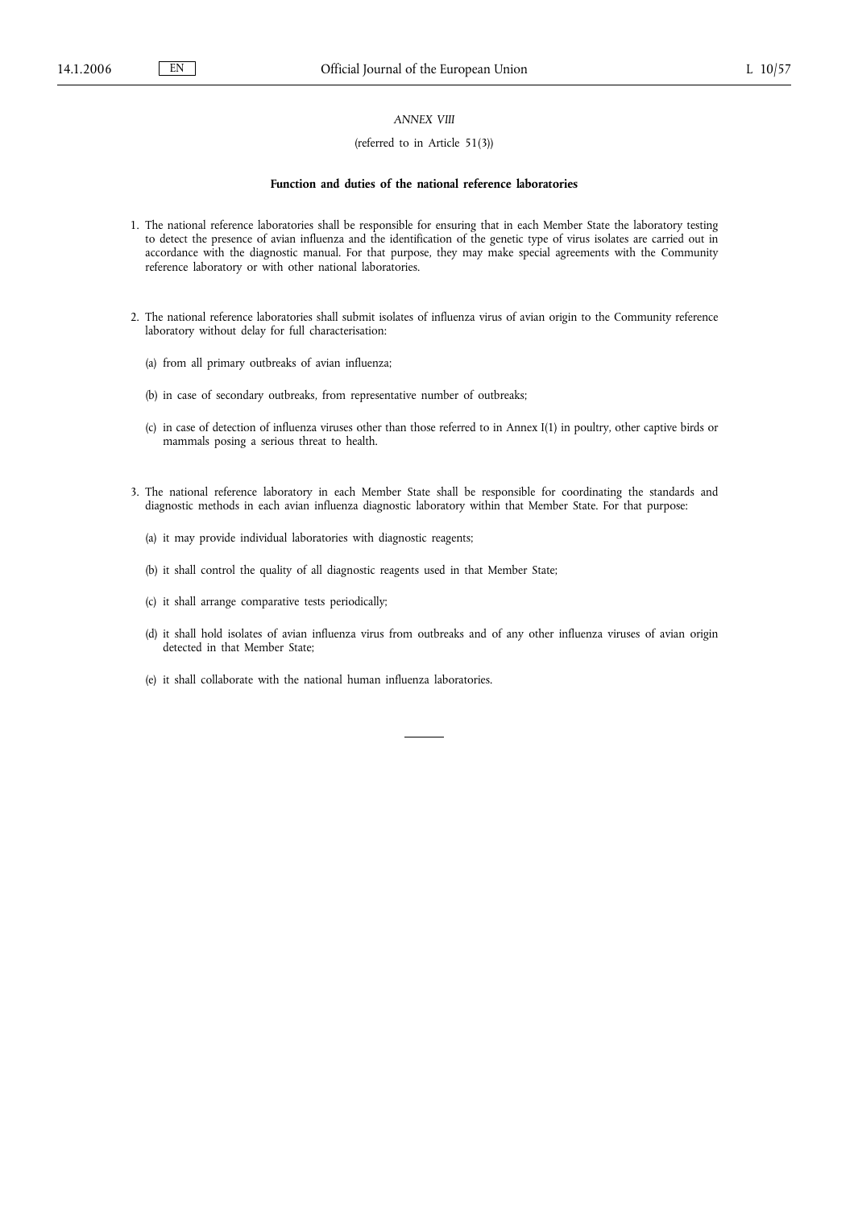*ANNEX VIII*

(referred to in Article 51(3))

**Function and duties of the national reference laboratories**

1. The national reference laboratories shall be responsible for ensuring that in each Member State the laboratory testing to detect the presence of avian influenza and the identification of the genetic type of virus isolates are carried out in accordance with the diagnostic manual. For that purpose, they may make special agreements with the Community reference laboratory or with other national laboratories.

2. The national reference laboratories shall submit isolates of influenza virus of avian origin to the Community reference laboratory without delay for full characterisation:

   (a) from all primary outbreaks of avian influenza;

   (b) in case of secondary outbreaks, from representative number of outbreaks;

   (c) in case of detection of influenza viruses other than those referred to in Annex I(1) in poultry, other captive birds or mammals posing a serious threat to health.

3. The national reference laboratory in each Member State shall be responsible for coordinating the standards and diagnostic methods in each avian influenza diagnostic laboratory within that Member State. For that purpose:

   (a) it may provide individual laboratories with diagnostic reagents;

   (b) it shall control the quality of all diagnostic reagents used in that Member State;

   (c) it shall arrange comparative tests periodically;

   (d) it shall hold isolates of avian influenza virus from outbreaks and of any other influenza viruses of avian origin detected in that Member State;

   (e) it shall collaborate with the national human influenza laboratories.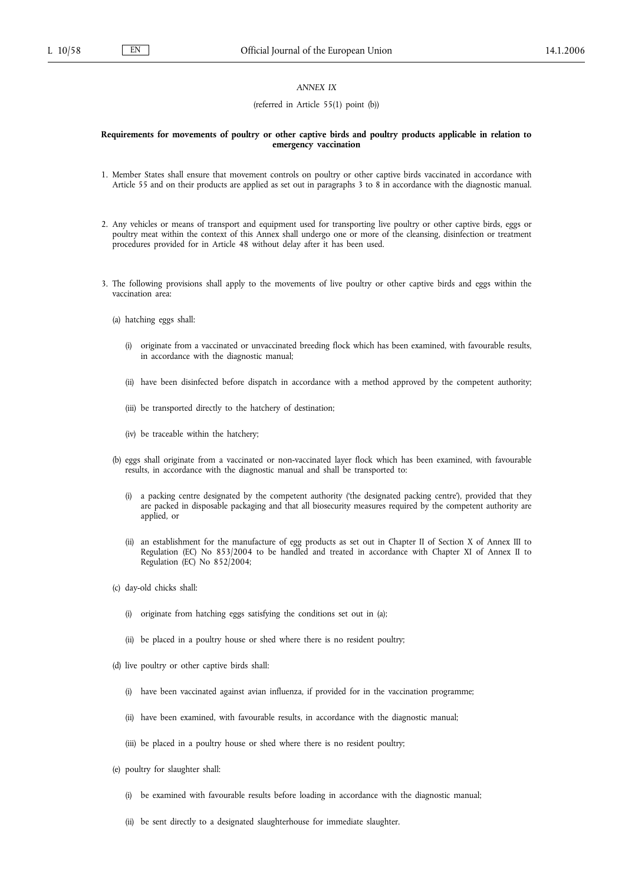*ANNEX IX*

(referred in Article 55(1) point (b))

**Requirements for movements of poultry or other captive birds and poultry products applicable in relation to emergency vaccination**

1. Member States shall ensure that movement controls on poultry or other captive birds vaccinated in accordance with Article 55 and on their products are applied as set out in paragraphs 3 to 8 in accordance with the diagnostic manual.

2. Any vehicles or means of transport and equipment used for transporting live poultry or other captive birds, eggs or poultry meat within the context of this Annex shall undergo one or more of the cleansing, disinfection or treatment procedures provided for in Article 48 without delay after it has been used.

3. The following provisions shall apply to the movements of live poultry or other captive birds and eggs within the vaccination area:

   (a) hatching eggs shall:

      (i) originate from a vaccinated or unvaccinated breeding flock which has been examined, with favourable results, in accordance with the diagnostic manual;

      (ii) have been disinfected before dispatch in accordance with a method approved by the competent authority;

      (iii) be transported directly to the hatchery of destination;

      (iv) be traceable within the hatchery;

   (b) eggs shall originate from a vaccinated or non-vaccinated layer flock which has been examined, with favourable results, in accordance with the diagnostic manual and shall be transported to:

      (i) a packing centre designated by the competent authority ('the designated packing centre'), provided that they are packed in disposable packaging and that all biosecurity measures required by the competent authority are applied, or

      (ii) an establishment for the manufacture of egg products as set out in Chapter II of Section X of Annex III to Regulation (EC) No 853/2004 to be handled and treated in accordance with Chapter XI of Annex II to Regulation (EC) No 852/2004;

   (c) day-old chicks shall:

      (i) originate from hatching eggs satisfying the conditions set out in (a);

      (ii) be placed in a poultry house or shed where there is no resident poultry;

   (d) live poultry or other captive birds shall:

      (i) have been vaccinated against avian influenza, if provided for in the vaccination programme;

      (ii) have been examined, with favourable results, in accordance with the diagnostic manual;

      (iii) be placed in a poultry house or shed where there is no resident poultry;

   (e) poultry for slaughter shall:

      (i) be examined with favourable results before loading in accordance with the diagnostic manual;

      (ii) be sent directly to a designated slaughterhouse for immediate slaughter.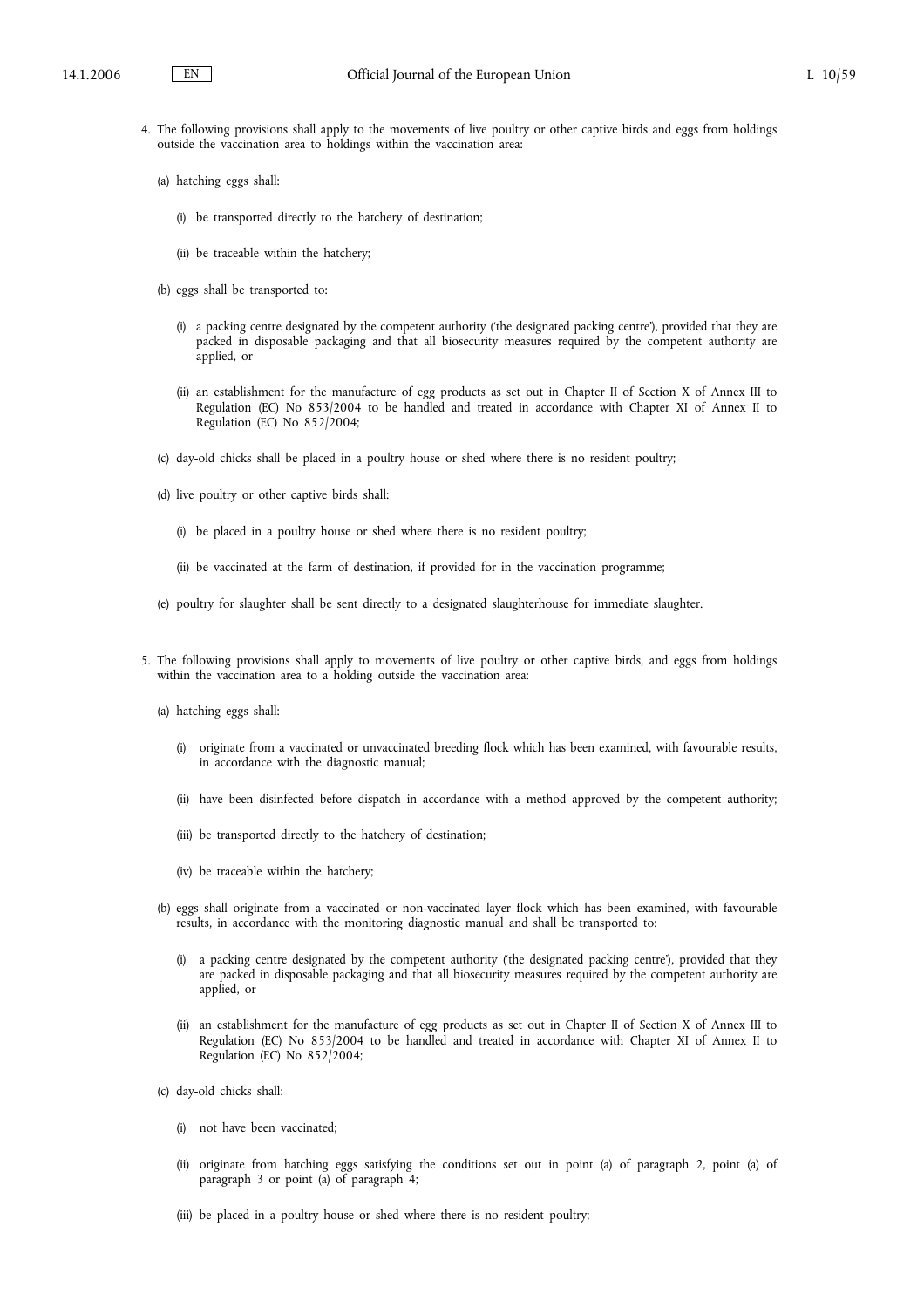4. The following provisions shall apply to the movements of live poultry or other captive birds and eggs from holdings outside the vaccination area to holdings within the vaccination area:

   (a) hatching eggs shall:

      (i) be transported directly to the hatchery of destination;

      (ii) be traceable within the hatchery;

   (b) eggs shall be transported to:

      (i) a packing centre designated by the competent authority ('the designated packing centre'), provided that they are packed in disposable packaging and that all biosecurity measures required by the competent authority are applied, or

      (ii) an establishment for the manufacture of egg products as set out in Chapter II of Section X of Annex III to Regulation (EC) No 853/2004 to be handled and treated in accordance with Chapter XI of Annex II to Regulation (EC) No 852/2004;

   (c) day-old chicks shall be placed in a poultry house or shed where there is no resident poultry;

   (d) live poultry or other captive birds shall:

      (i) be placed in a poultry house or shed where there is no resident poultry;

      (ii) be vaccinated at the farm of destination, if provided for in the vaccination programme;

   (e) poultry for slaughter shall be sent directly to a designated slaughterhouse for immediate slaughter.

5. The following provisions shall apply to movements of live poultry or other captive birds, and eggs from holdings within the vaccination area to a holding outside the vaccination area:

   (a) hatching eggs shall:

      (i) originate from a vaccinated or unvaccinated breeding flock which has been examined, with favourable results, in accordance with the diagnostic manual;

      (ii) have been disinfected before dispatch in accordance with a method approved by the competent authority;

      (iii) be transported directly to the hatchery of destination;

      (iv) be traceable within the hatchery;

   (b) eggs shall originate from a vaccinated or non-vaccinated layer flock which has been examined, with favourable results, in accordance with the monitoring diagnostic manual and shall be transported to:

      (i) a packing centre designated by the competent authority ('the designated packing centre'), provided that they are packed in disposable packaging and that all biosecurity measures required by the competent authority are applied, or

      (ii) an establishment for the manufacture of egg products as set out in Chapter II of Section X of Annex III to Regulation (EC) No 853/2004 to be handled and treated in accordance with Chapter XI of Annex II to Regulation (EC) No 852/2004;

   (c) day-old chicks shall:

      (i) not have been vaccinated;

      (ii) originate from hatching eggs satisfying the conditions set out in point (a) of paragraph 2, point (a) of paragraph 3 or point (a) of paragraph 4;

      (iii) be placed in a poultry house or shed where there is no resident poultry;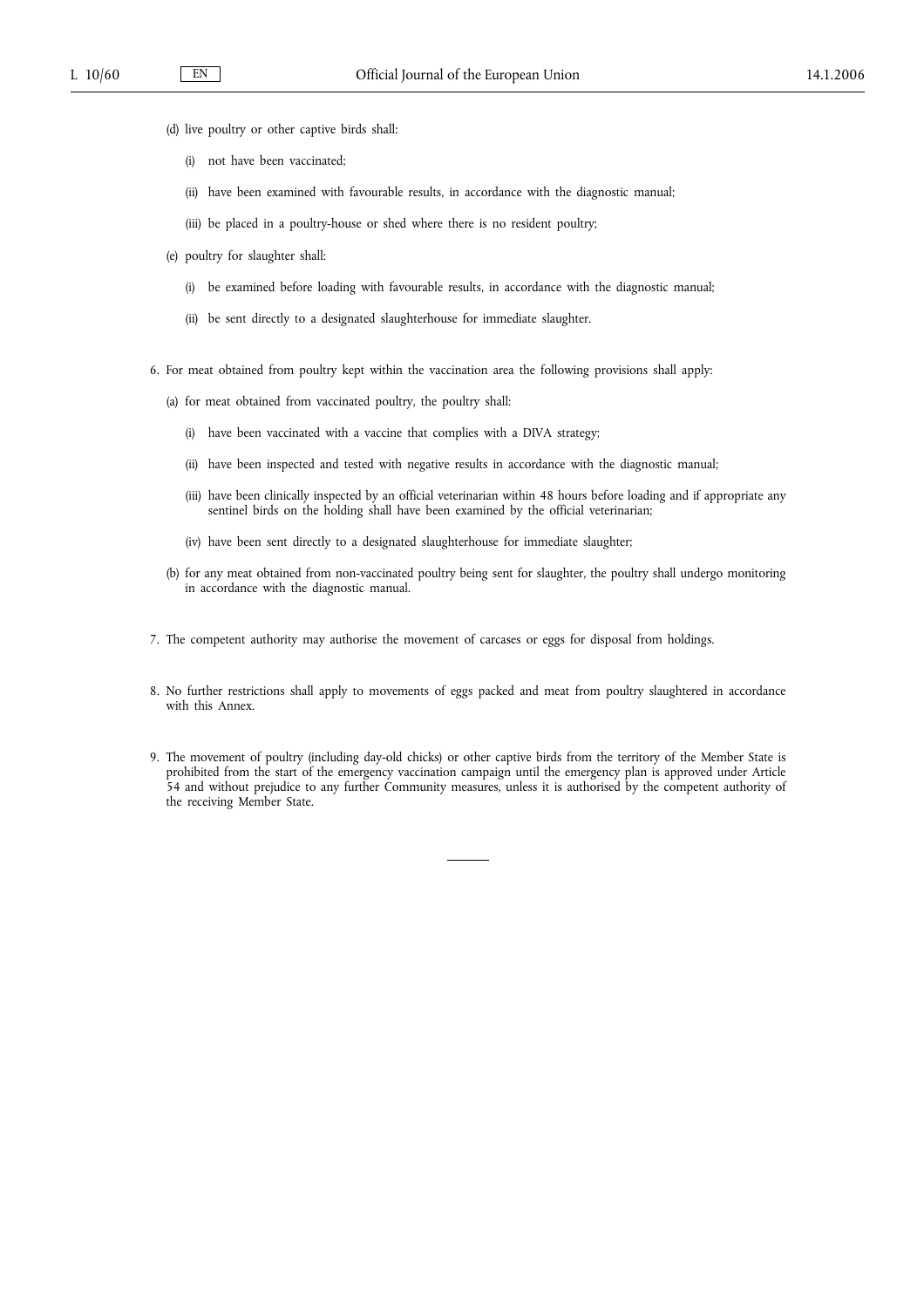(d) live poultry or other captive birds shall:

   (i) not have been vaccinated;

   (ii) have been examined with favourable results, in accordance with the diagnostic manual;

   (iii) be placed in a poultry-house or shed where there is no resident poultry;

(e) poultry for slaughter shall:

   (i) be examined before loading with favourable results, in accordance with the diagnostic manual;

   (ii) be sent directly to a designated slaughterhouse for immediate slaughter.

6. For meat obtained from poultry kept within the vaccination area the following provisions shall apply:

   (a) for meat obtained from vaccinated poultry, the poultry shall:

      (i) have been vaccinated with a vaccine that complies with a DIVA strategy;

      (ii) have been inspected and tested with negative results in accordance with the diagnostic manual;

      (iii) have been clinically inspected by an official veterinarian within 48 hours before loading and if appropriate any sentinel birds on the holding shall have been examined by the official veterinarian;

      (iv) have been sent directly to a designated slaughterhouse for immediate slaughter;

   (b) for any meat obtained from non-vaccinated poultry being sent for slaughter, the poultry shall undergo monitoring in accordance with the diagnostic manual.

7. The competent authority may authorise the movement of carcases or eggs for disposal from holdings.

8. No further restrictions shall apply to movements of eggs packed and meat from poultry slaughtered in accordance with this Annex.

9. The movement of poultry (including day-old chicks) or other captive birds from the territory of the Member State is prohibited from the start of the emergency vaccination campaign until the emergency plan is approved under Article 54 and without prejudice to any further Community measures, unless it is authorised by the competent authority of the receiving Member State.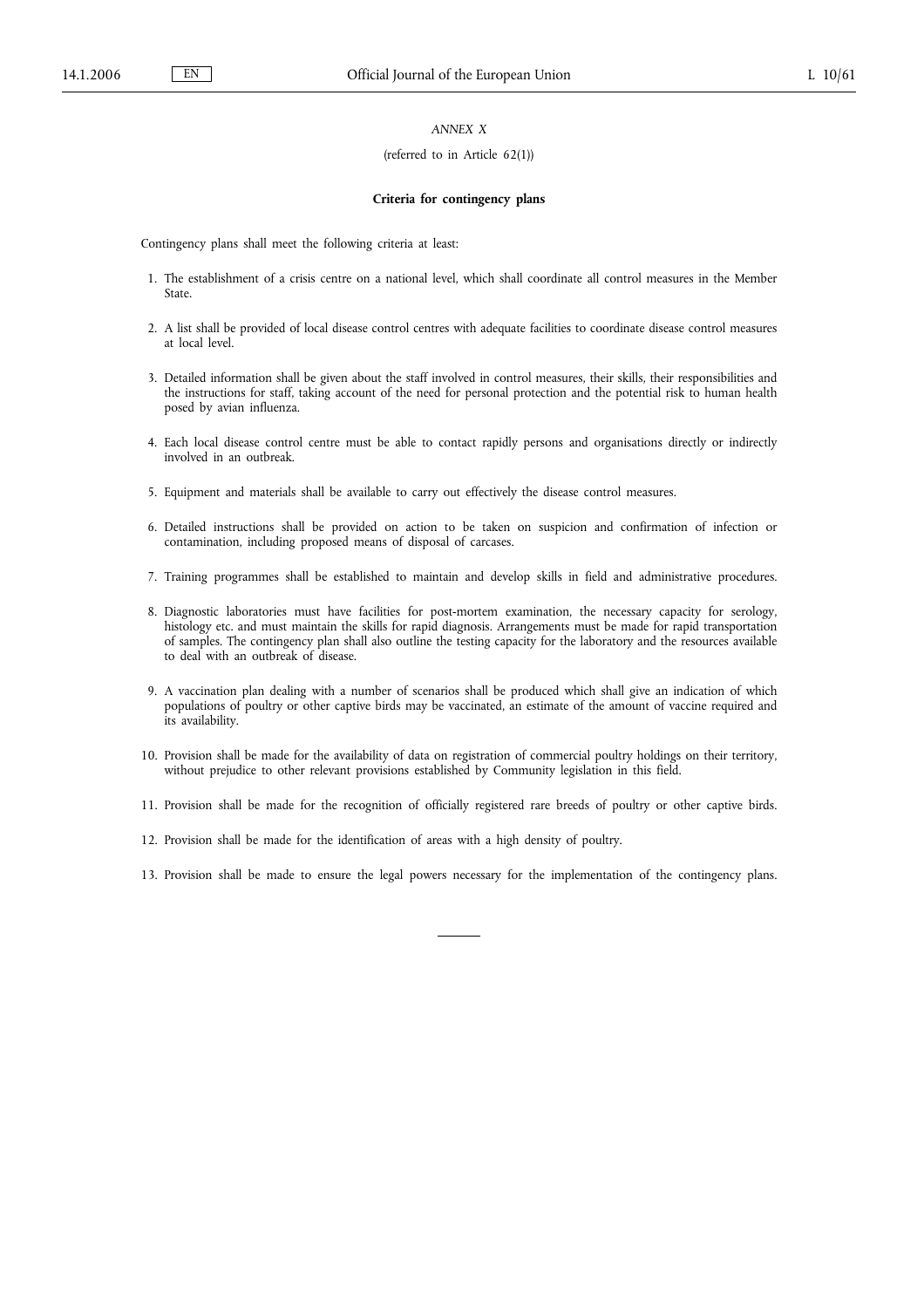*ANNEX X*

(referred to in Article 62(1))

**Criteria for contingency plans**

Contingency plans shall meet the following criteria at least:

1. The establishment of a crisis centre on a national level, which shall coordinate all control measures in the Member State.

2. A list shall be provided of local disease control centres with adequate facilities to coordinate disease control measures at local level.

3. Detailed information shall be given about the staff involved in control measures, their skills, their responsibilities and the instructions for staff, taking account of the need for personal protection and the potential risk to human health posed by avian influenza.

4. Each local disease control centre must be able to contact rapidly persons and organisations directly or indirectly involved in an outbreak.

5. Equipment and materials shall be available to carry out effectively the disease control measures.

6. Detailed instructions shall be provided on action to be taken on suspicion and confirmation of infection or contamination, including proposed means of disposal of carcases.

7. Training programmes shall be established to maintain and develop skills in field and administrative procedures.

8. Diagnostic laboratories must have facilities for post-mortem examination, the necessary capacity for serology, histology etc. and must maintain the skills for rapid diagnosis. Arrangements must be made for rapid transportation of samples. The contingency plan shall also outline the testing capacity for the laboratory and the resources available to deal with an outbreak of disease.

9. A vaccination plan dealing with a number of scenarios shall be produced which shall give an indication of which populations of poultry or other captive birds may be vaccinated, an estimate of the amount of vaccine required and its availability.

10. Provision shall be made for the availability of data on registration of commercial poultry holdings on their territory, without prejudice to other relevant provisions established by Community legislation in this field.

11. Provision shall be made for the recognition of officially registered rare breeds of poultry or other captive birds.

12. Provision shall be made for the identification of areas with a high density of poultry.

13. Provision shall be made to ensure the legal powers necessary for the implementation of the contingency plans.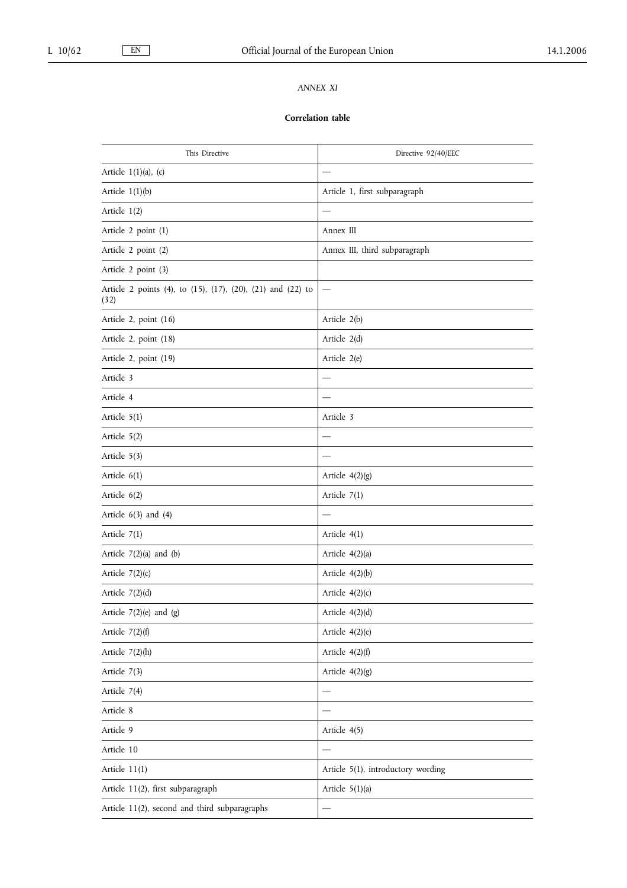*ANNEX XI*

**Correlation table**

| This Directive | Directive 92/40/EEC |
|---|---|
| Article 1(1)(a), (c) | — |
| Article 1(1)(b) | Article 1, first subparagraph |
| Article 1(2) | — |
| Article 2 point (1) | Annex III |
| Article 2 point (2) | Annex III, third subparagraph |
| Article 2 point (3) | |
| Article 2 points (4), to (15), (17), (20), (21) and (22) to (32) | — |
| Article 2, point (16) | Article 2(b) |
| Article 2, point (18) | Article 2(d) |
| Article 2, point (19) | Article 2(e) |
| Article 3 | — |
| Article 4 | — |
| Article 5(1) | Article 3 |
| Article 5(2) | — |
| Article 5(3) | — |
| Article 6(1) | Article 4(2)(g) |
| Article 6(2) | Article 7(1) |
| Article 6(3) and (4) | — |
| Article 7(1) | Article 4(1) |
| Article 7(2)(a) and (b) | Article 4(2)(a) |
| Article 7(2)(c) | Article 4(2)(b) |
| Article 7(2)(d) | Article 4(2)(c) |
| Article 7(2)(e) and (g) | Article 4(2)(d) |
| Article 7(2)(f) | Article 4(2)(e) |
| Article 7(2)(h) | Article 4(2)(f) |
| Article 7(3) | Article 4(2)(g) |
| Article 7(4) | — |
| Article 8 | — |
| Article 9 | Article 4(5) |
| Article 10 | — |
| Article 11(1) | Article 5(1), introductory wording |
| Article 11(2), first subparagraph | Article 5(1)(a) |
| Article 11(2), second and third subparagraphs | — |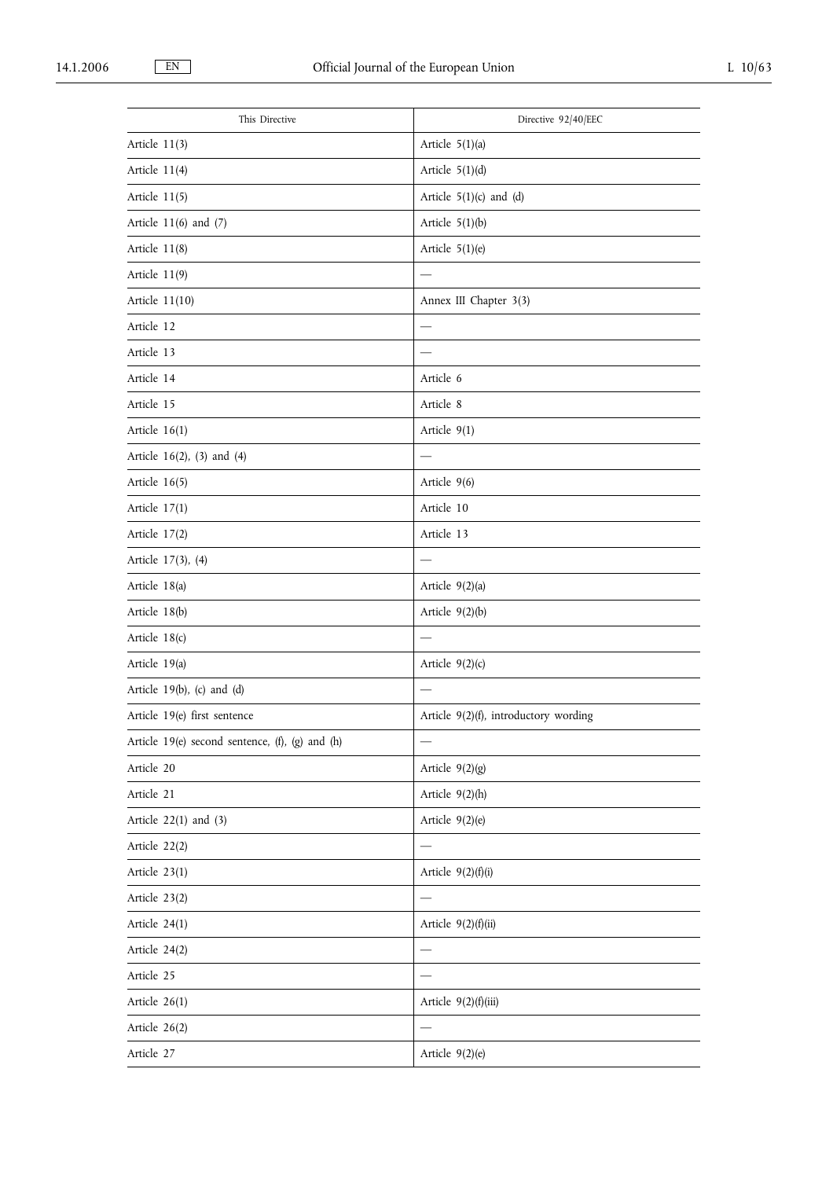| This Directive | Directive 92/40/EEC |
| --- | --- |
| Article 11(3) | Article 5(1)(a) |
| Article 11(4) | Article 5(1)(d) |
| Article 11(5) | Article 5(1)(c) and (d) |
| Article 11(6) and (7) | Article 5(1)(b) |
| Article 11(8) | Article 5(1)(e) |
| Article 11(9) | — |
| Article 11(10) | Annex III Chapter 3(3) |
| Article 12 | — |
| Article 13 | — |
| Article 14 | Article 6 |
| Article 15 | Article 8 |
| Article 16(1) | Article 9(1) |
| Article 16(2), (3) and (4) | — |
| Article 16(5) | Article 9(6) |
| Article 17(1) | Article 10 |
| Article 17(2) | Article 13 |
| Article 17(3), (4) | — |
| Article 18(a) | Article 9(2)(a) |
| Article 18(b) | Article 9(2)(b) |
| Article 18(c) | — |
| Article 19(a) | Article 9(2)(c) |
| Article 19(b), (c) and (d) | — |
| Article 19(e) first sentence | Article 9(2)(f), introductory wording |
| Article 19(e) second sentence, (f), (g) and (h) | — |
| Article 20 | Article 9(2)(g) |
| Article 21 | Article 9(2)(h) |
| Article 22(1) and (3) | Article 9(2)(e) |
| Article 22(2) | — |
| Article 23(1) | Article 9(2)(f)(i) |
| Article 23(2) | — |
| Article 24(1) | Article 9(2)(f)(ii) |
| Article 24(2) | — |
| Article 25 | — |
| Article 26(1) | Article 9(2)(f)(iii) |
| Article 26(2) | — |
| Article 27 | Article 9(2)(e) |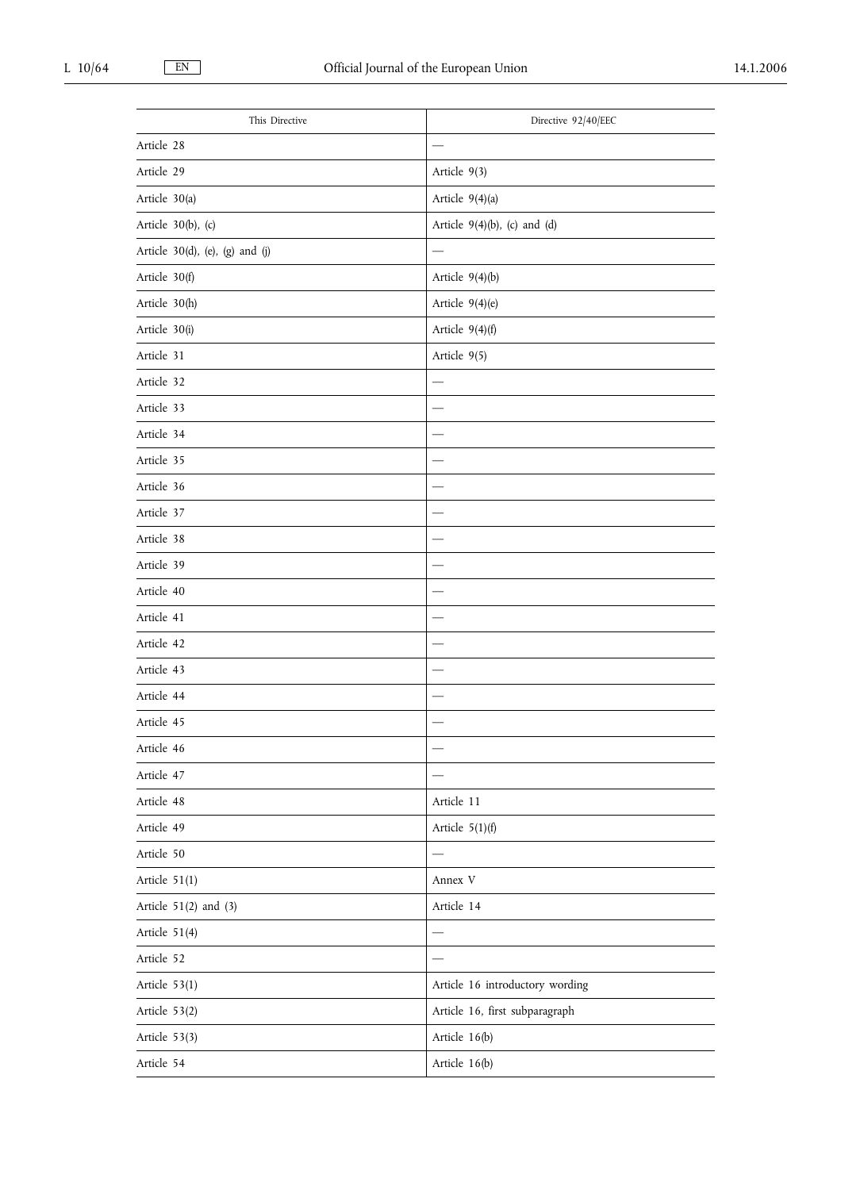| This Directive | Directive 92/40/EEC |
| --- | --- |
| Article 28 | — |
| Article 29 | Article 9(3) |
| Article 30(a) | Article 9(4)(a) |
| Article 30(b), (c) | Article 9(4)(b), (c) and (d) |
| Article 30(d), (e), (g) and (j) | — |
| Article 30(f) | Article 9(4)(b) |
| Article 30(h) | Article 9(4)(e) |
| Article 30(i) | Article 9(4)(f) |
| Article 31 | Article 9(5) |
| Article 32 | — |
| Article 33 | — |
| Article 34 | — |
| Article 35 | — |
| Article 36 | — |
| Article 37 | — |
| Article 38 | — |
| Article 39 | — |
| Article 40 | — |
| Article 41 | — |
| Article 42 | — |
| Article 43 | — |
| Article 44 | — |
| Article 45 | — |
| Article 46 | — |
| Article 47 | — |
| Article 48 | Article 11 |
| Article 49 | Article 5(1)(f) |
| Article 50 | — |
| Article 51(1) | Annex V |
| Article 51(2) and (3) | Article 14 |
| Article 51(4) | — |
| Article 52 | — |
| Article 53(1) | Article 16 introductory wording |
| Article 53(2) | Article 16, first subparagraph |
| Article 53(3) | Article 16(b) |
| Article 54 | Article 16(b) |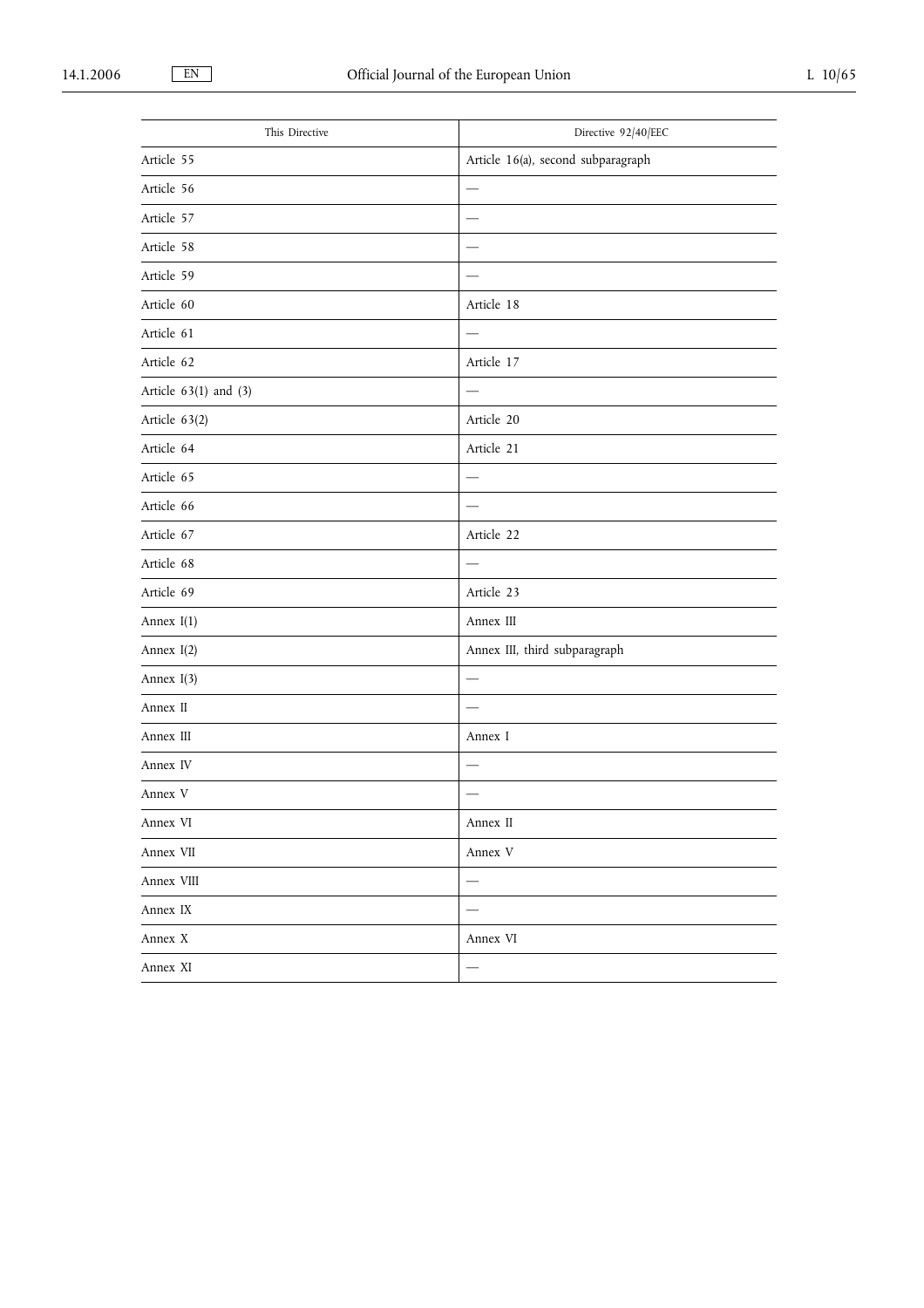| This Directive | Directive 92/40/EEC |
|---|---|
| Article 55 | Article 16(a), second subparagraph |
| Article 56 | — |
| Article 57 | — |
| Article 58 | — |
| Article 59 | — |
| Article 60 | Article 18 |
| Article 61 | — |
| Article 62 | Article 17 |
| Article 63(1) and (3) | — |
| Article 63(2) | Article 20 |
| Article 64 | Article 21 |
| Article 65 | — |
| Article 66 | — |
| Article 67 | Article 22 |
| Article 68 | — |
| Article 69 | Article 23 |
| Annex I(1) | Annex III |
| Annex I(2) | Annex III, third subparagraph |
| Annex I(3) | — |
| Annex II | — |
| Annex III | Annex I |
| Annex IV | — |
| Annex V | — |
| Annex VI | Annex II |
| Annex VII | Annex V |
| Annex VIII | — |
| Annex IX | — |
| Annex X | Annex VI |
| Annex XI | — |